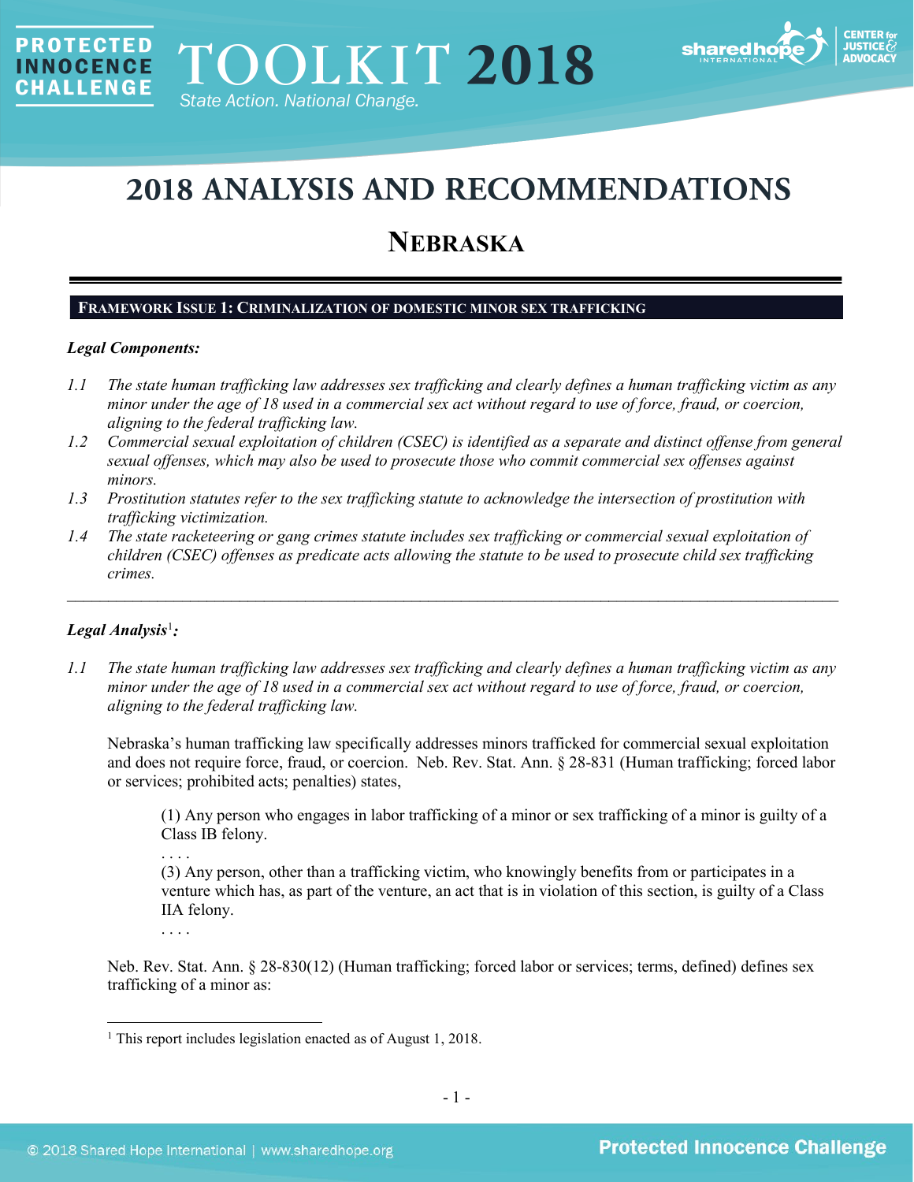# 2018 ANALYSIS AND RECOMMENDATIONS

## NEBRASKA

### FRAMEWORK ISSUE 1: CRIMINALIZATION OF DOMESTIC MINOR SEX TRAFFICKING

***Legal Components:***

*1.1 The state human trafficking law addresses sex trafficking and clearly defines a human trafficking victim as any minor under the age of 18 used in a commercial sex act without regard to use of force, fraud, or coercion, aligning to the federal trafficking law.*

*1.2 Commercial sexual exploitation of children (CSEC) is identified as a separate and distinct offense from general sexual offenses, which may also be used to prosecute those who commit commercial sex offenses against minors.*

*1.3 Prostitution statutes refer to the sex trafficking statute to acknowledge the intersection of prostitution with trafficking victimization.*

*1.4 The state racketeering or gang crimes statute includes sex trafficking or commercial sexual exploitation of children (CSEC) offenses as predicate acts allowing the statute to be used to prosecute child sex trafficking crimes.*

---

***Legal Analysis*[1]*:***

*1.1 The state human trafficking law addresses sex trafficking and clearly defines a human trafficking victim as any minor under the age of 18 used in a commercial sex act without regard to use of force, fraud, or coercion, aligning to the federal trafficking law.*

Nebraska's human trafficking law specifically addresses minors trafficked for commercial sexual exploitation and does not require force, fraud, or coercion. Neb. Rev. Stat. Ann. § 28-831 (Human trafficking; forced labor or services; prohibited acts; penalties) states,

> (1) Any person who engages in labor trafficking of a minor or sex trafficking of a minor is guilty of a Class IB felony.
>
> . . . .
>
> (3) Any person, other than a trafficking victim, who knowingly benefits from or participates in a venture which has, as part of the venture, an act that is in violation of this section, is guilty of a Class IIA felony.
>
> . . . .

Neb. Rev. Stat. Ann. § 28-830(12) (Human trafficking; forced labor or services; terms, defined) defines sex trafficking of a minor as:

---

[1] This report includes legislation enacted as of August 1, 2018.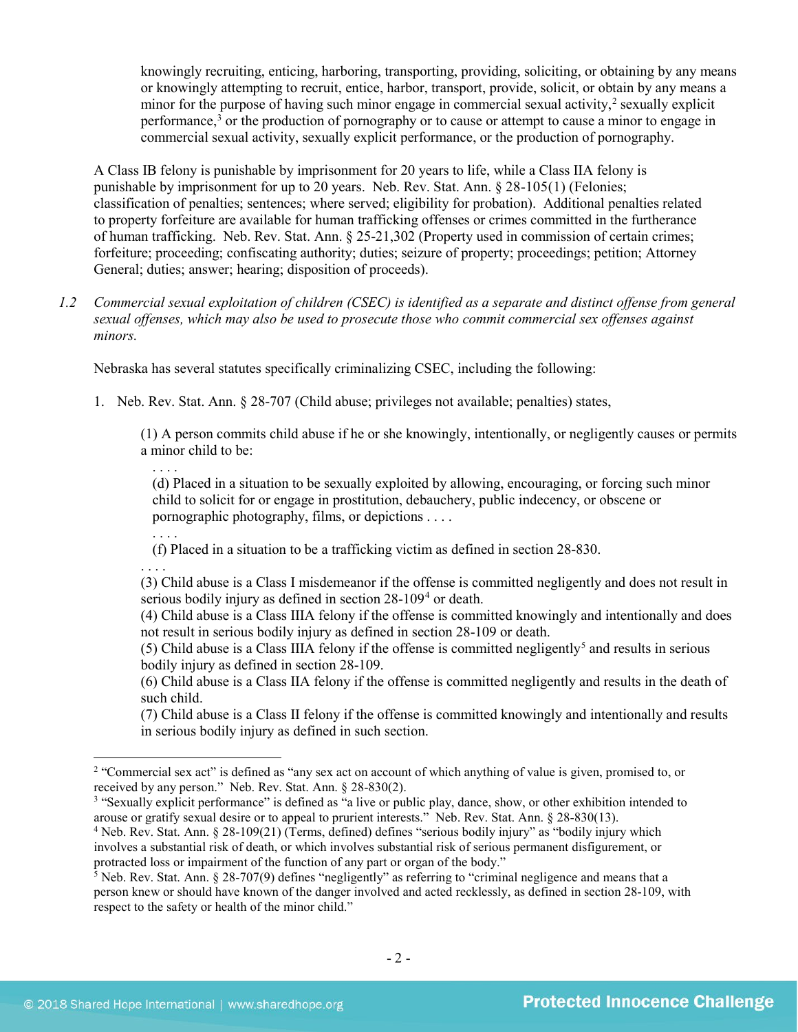> knowingly recruiting, enticing, harboring, transporting, providing, soliciting, or obtaining by any means or knowingly attempting to recruit, entice, harbor, transport, provide, solicit, or obtain by any means a minor for the purpose of having such minor engage in commercial sexual activity,[2] sexually explicit performance,[3] or the production of pornography or to cause or attempt to cause a minor to engage in commercial sexual activity, sexually explicit performance, or the production of pornography.

A Class IB felony is punishable by imprisonment for 20 years to life, while a Class IIA felony is punishable by imprisonment for up to 20 years. Neb. Rev. Stat. Ann. § 28-105(1) (Felonies; classification of penalties; sentences; where served; eligibility for probation). Additional penalties related to property forfeiture are available for human trafficking offenses or crimes committed in the furtherance of human trafficking. Neb. Rev. Stat. Ann. § 25-21,302 (Property used in commission of certain crimes; forfeiture; proceeding; confiscating authority; duties; seizure of property; proceedings; petition; Attorney General; duties; answer; hearing; disposition of proceeds).

*1.2 Commercial sexual exploitation of children (CSEC) is identified as a separate and distinct offense from general sexual offenses, which may also be used to prosecute those who commit commercial sex offenses against minors.*

Nebraska has several statutes specifically criminalizing CSEC, including the following:

1. Neb. Rev. Stat. Ann. § 28-707 (Child abuse; privileges not available; penalties) states,

> (1) A person commits child abuse if he or she knowingly, intentionally, or negligently causes or permits a minor child to be:
>
> . . . .
>
> (d) Placed in a situation to be sexually exploited by allowing, encouraging, or forcing such minor child to solicit for or engage in prostitution, debauchery, public indecency, or obscene or pornographic photography, films, or depictions . . . .
>
> . . . .
>
> (f) Placed in a situation to be a trafficking victim as defined in section 28-830.
>
> . . . .
>
> (3) Child abuse is a Class I misdemeanor if the offense is committed negligently and does not result in serious bodily injury as defined in section 28-109[4] or death.
>
> (4) Child abuse is a Class IIIA felony if the offense is committed knowingly and intentionally and does not result in serious bodily injury as defined in section 28-109 or death.
>
> (5) Child abuse is a Class IIIA felony if the offense is committed negligently[5] and results in serious bodily injury as defined in section 28-109.
>
> (6) Child abuse is a Class IIA felony if the offense is committed negligently and results in the death of such child.
>
> (7) Child abuse is a Class II felony if the offense is committed knowingly and intentionally and results in serious bodily injury as defined in such section.

---

[2] "Commercial sex act" is defined as "any sex act on account of which anything of value is given, promised to, or received by any person." Neb. Rev. Stat. Ann. § 28-830(2).

[3] "Sexually explicit performance" is defined as "a live or public play, dance, show, or other exhibition intended to arouse or gratify sexual desire or to appeal to prurient interests." Neb. Rev. Stat. Ann. § 28-830(13).

[4] Neb. Rev. Stat. Ann. § 28-109(21) (Terms, defined) defines "serious bodily injury" as "bodily injury which involves a substantial risk of death, or which involves substantial risk of serious permanent disfigurement, or protracted loss or impairment of the function of any part or organ of the body."

[5] Neb. Rev. Stat. Ann. § 28-707(9) defines "negligently" as referring to "criminal negligence and means that a person knew or should have known of the danger involved and acted recklessly, as defined in section 28-109, with respect to the safety or health of the minor child."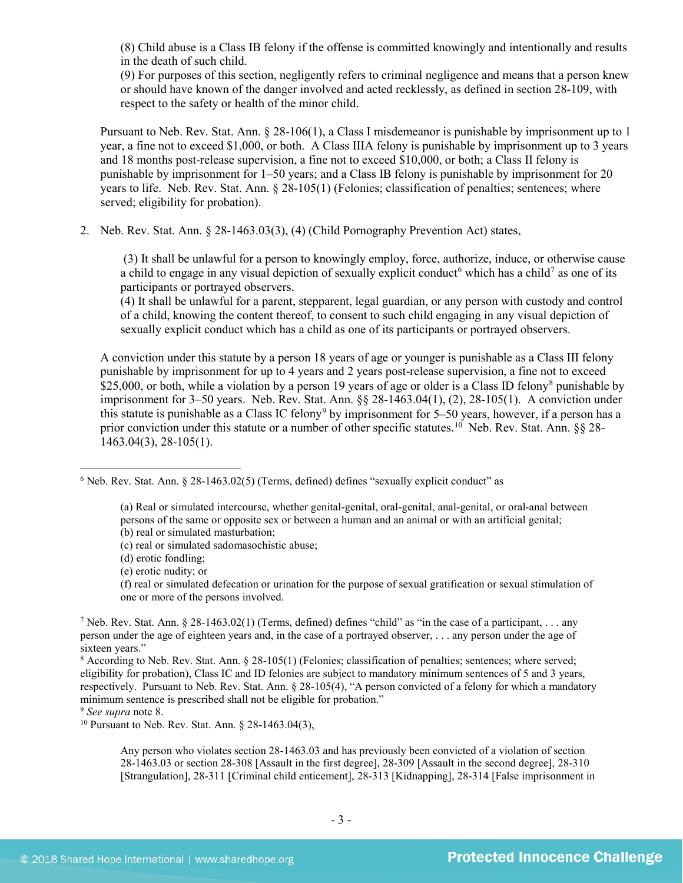(8) Child abuse is a Class IB felony if the offense is committed knowingly and intentionally and results in the death of such child.
(9) For purposes of this section, negligently refers to criminal negligence and means that a person knew or should have known of the danger involved and acted recklessly, as defined in section 28-109, with respect to the safety or health of the minor child.

Pursuant to Neb. Rev. Stat. Ann. § 28-106(1), a Class I misdemeanor is punishable by imprisonment up to 1 year, a fine not to exceed $1,000, or both. A Class IIIA felony is punishable by imprisonment up to 3 years and 18 months post-release supervision, a fine not to exceed $10,000, or both; a Class II felony is punishable by imprisonment for 1–50 years; and a Class IB felony is punishable by imprisonment for 20 years to life. Neb. Rev. Stat. Ann. § 28-105(1) (Felonies; classification of penalties; sentences; where served; eligibility for probation).

2. Neb. Rev. Stat. Ann. § 28-1463.03(3), (4) (Child Pornography Prevention Act) states,

(3) It shall be unlawful for a person to knowingly employ, force, authorize, induce, or otherwise cause a child to engage in any visual depiction of sexually explicit conduct[6] which has a child[7] as one of its participants or portrayed observers.
(4) It shall be unlawful for a parent, stepparent, legal guardian, or any person with custody and control of a child, knowing the content thereof, to consent to such child engaging in any visual depiction of sexually explicit conduct which has a child as one of its participants or portrayed observers.

A conviction under this statute by a person 18 years of age or younger is punishable as a Class III felony punishable by imprisonment for up to 4 years and 2 years post-release supervision, a fine not to exceed $25,000, or both, while a violation by a person 19 years of age or older is a Class ID felony[8] punishable by imprisonment for 3–50 years. Neb. Rev. Stat. Ann. §§ 28-1463.04(1), (2), 28-105(1). A conviction under this statute is punishable as a Class IC felony[9] by imprisonment for 5–50 years, however, if a person has a prior conviction under this statute or a number of other specific statutes.[10] Neb. Rev. Stat. Ann. §§ 28-1463.04(3), 28-105(1).

---

[6] Neb. Rev. Stat. Ann. § 28-1463.02(5) (Terms, defined) defines "sexually explicit conduct" as

(a) Real or simulated intercourse, whether genital-genital, oral-genital, anal-genital, or oral-anal between persons of the same or opposite sex or between a human and an animal or with an artificial genital;
(b) real or simulated masturbation;
(c) real or simulated sadomasochistic abuse;
(d) erotic fondling;
(e) erotic nudity; or
(f) real or simulated defecation or urination for the purpose of sexual gratification or sexual stimulation of one or more of the persons involved.

[7] Neb. Rev. Stat. Ann. § 28-1463.02(1) (Terms, defined) defines "child" as "in the case of a participant, . . . any person under the age of eighteen years and, in the case of a portrayed observer, . . . any person under the age of sixteen years."

[8] According to Neb. Rev. Stat. Ann. § 28-105(1) (Felonies; classification of penalties; sentences; where served; eligibility for probation), Class IC and ID felonies are subject to mandatory minimum sentences of 5 and 3 years, respectively. Pursuant to Neb. Rev. Stat. Ann. § 28-105(4), "A person convicted of a felony for which a mandatory minimum sentence is prescribed shall not be eligible for probation."

[9] *See supra* note 8.

[10] Pursuant to Neb. Rev. Stat. Ann. § 28-1463.04(3),

Any person who violates section 28-1463.03 and has previously been convicted of a violation of section 28-1463.03 or section 28-308 [Assault in the first degree], 28-309 [Assault in the second degree], 28-310 [Strangulation], 28-311 [Criminal child enticement], 28-313 [Kidnapping], 28-314 [False imprisonment in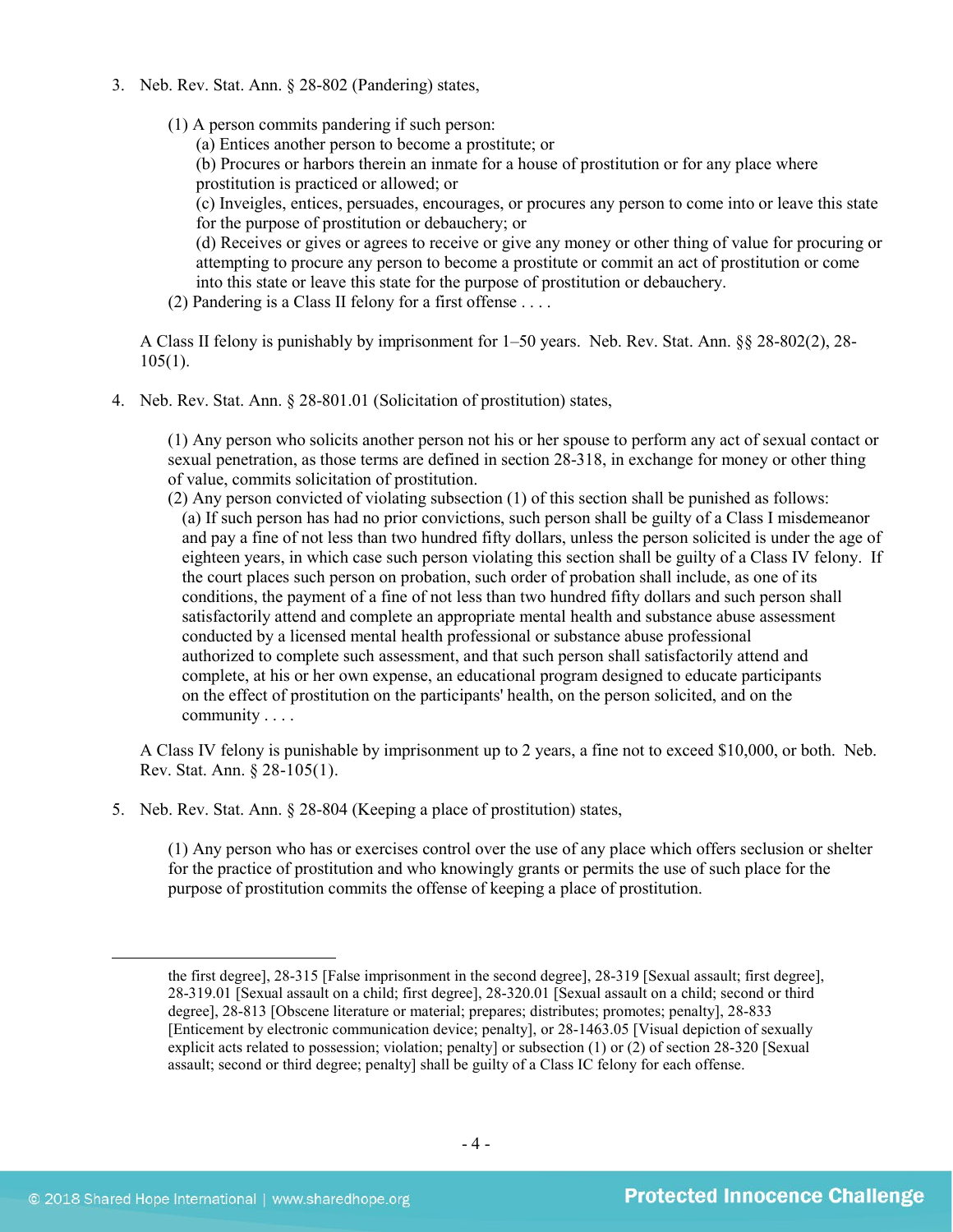3. Neb. Rev. Stat. Ann. § 28-802 (Pandering) states,

   (1) A person commits pandering if such person:
   (a) Entices another person to become a prostitute; or
   (b) Procures or harbors therein an inmate for a house of prostitution or for any place where prostitution is practiced or allowed; or
   (c) Inveigles, entices, persuades, encourages, or procures any person to come into or leave this state for the purpose of prostitution or debauchery; or
   (d) Receives or gives or agrees to receive or give any money or other thing of value for procuring or attempting to procure any person to become a prostitute or commit an act of prostitution or come into this state or leave this state for the purpose of prostitution or debauchery.
   (2) Pandering is a Class II felony for a first offense . . . .

   A Class II felony is punishably by imprisonment for 1–50 years. Neb. Rev. Stat. Ann. §§ 28-802(2), 28-105(1).

4. Neb. Rev. Stat. Ann. § 28-801.01 (Solicitation of prostitution) states,

   (1) Any person who solicits another person not his or her spouse to perform any act of sexual contact or sexual penetration, as those terms are defined in section 28-318, in exchange for money or other thing of value, commits solicitation of prostitution.
   (2) Any person convicted of violating subsection (1) of this section shall be punished as follows:
   (a) If such person has had no prior convictions, such person shall be guilty of a Class I misdemeanor and pay a fine of not less than two hundred fifty dollars, unless the person solicited is under the age of eighteen years, in which case such person violating this section shall be guilty of a Class IV felony. If the court places such person on probation, such order of probation shall include, as one of its conditions, the payment of a fine of not less than two hundred fifty dollars and such person shall satisfactorily attend and complete an appropriate mental health and substance abuse assessment conducted by a licensed mental health professional or substance abuse professional authorized to complete such assessment, and that such person shall satisfactorily attend and complete, at his or her own expense, an educational program designed to educate participants on the effect of prostitution on the participants' health, on the person solicited, and on the community . . . .

   A Class IV felony is punishable by imprisonment up to 2 years, a fine not to exceed $10,000, or both. Neb. Rev. Stat. Ann. § 28-105(1).

5. Neb. Rev. Stat. Ann. § 28-804 (Keeping a place of prostitution) states,

   (1) Any person who has or exercises control over the use of any place which offers seclusion or shelter for the practice of prostitution and who knowingly grants or permits the use of such place for the purpose of prostitution commits the offense of keeping a place of prostitution.

---

the first degree], 28-315 [False imprisonment in the second degree], 28-319 [Sexual assault; first degree], 28-319.01 [Sexual assault on a child; first degree], 28-320.01 [Sexual assault on a child; second or third degree], 28-813 [Obscene literature or material; prepares; distributes; promotes; penalty], 28-833 [Enticement by electronic communication device; penalty], or 28-1463.05 [Visual depiction of sexually explicit acts related to possession; violation; penalty] or subsection (1) or (2) of section 28-320 [Sexual assault; second or third degree; penalty] shall be guilty of a Class IC felony for each offense.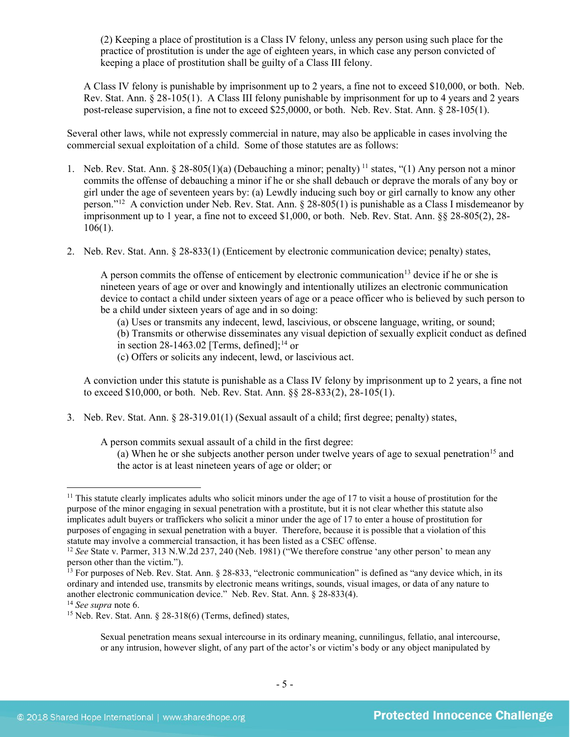> (2) Keeping a place of prostitution is a Class IV felony, unless any person using such place for the practice of prostitution is under the age of eighteen years, in which case any person convicted of keeping a place of prostitution shall be guilty of a Class III felony.

A Class IV felony is punishable by imprisonment up to 2 years, a fine not to exceed $10,000, or both. Neb. Rev. Stat. Ann. § 28-105(1). A Class III felony punishable by imprisonment for up to 4 years and 2 years post-release supervision, a fine not to exceed $25,0000, or both. Neb. Rev. Stat. Ann. § 28-105(1).

Several other laws, while not expressly commercial in nature, may also be applicable in cases involving the commercial sexual exploitation of a child. Some of those statutes are as follows:

1. Neb. Rev. Stat. Ann. § 28-805(1)(a) (Debauching a minor; penalty) [11] states, "(1) Any person not a minor commits the offense of debauching a minor if he or she shall debauch or deprave the morals of any boy or girl under the age of seventeen years by: (a) Lewdly inducing such boy or girl carnally to know any other person."[12] A conviction under Neb. Rev. Stat. Ann. § 28-805(1) is punishable as a Class I misdemeanor by imprisonment up to 1 year, a fine not to exceed $1,000, or both. Neb. Rev. Stat. Ann. §§ 28-805(2), 28-106(1).

2. Neb. Rev. Stat. Ann. § 28-833(1) (Enticement by electronic communication device; penalty) states,

   > A person commits the offense of enticement by electronic communication[13] device if he or she is nineteen years of age or over and knowingly and intentionally utilizes an electronic communication device to contact a child under sixteen years of age or a peace officer who is believed by such person to be a child under sixteen years of age and in so doing:
   > (a) Uses or transmits any indecent, lewd, lascivious, or obscene language, writing, or sound;
   > (b) Transmits or otherwise disseminates any visual depiction of sexually explicit conduct as defined in section 28-1463.02 [Terms, defined];[14] or
   > (c) Offers or solicits any indecent, lewd, or lascivious act.

   A conviction under this statute is punishable as a Class IV felony by imprisonment up to 2 years, a fine not to exceed $10,000, or both. Neb. Rev. Stat. Ann. §§ 28-833(2), 28-105(1).

3. Neb. Rev. Stat. Ann. § 28-319.01(1) (Sexual assault of a child; first degree; penalty) states,

   > A person commits sexual assault of a child in the first degree:
   > (a) When he or she subjects another person under twelve years of age to sexual penetration[15] and the actor is at least nineteen years of age or older; or

---

[11] This statute clearly implicates adults who solicit minors under the age of 17 to visit a house of prostitution for the purpose of the minor engaging in sexual penetration with a prostitute, but it is not clear whether this statute also implicates adult buyers or traffickers who solicit a minor under the age of 17 to enter a house of prostitution for purposes of engaging in sexual penetration with a buyer. Therefore, because it is possible that a violation of this statute may involve a commercial transaction, it has been listed as a CSEC offense.

[12] *See* State v. Parmer, 313 N.W.2d 237, 240 (Neb. 1981) ("We therefore construe 'any other person' to mean any person other than the victim.").

[13] For purposes of Neb. Rev. Stat. Ann. § 28-833, "electronic communication" is defined as "any device which, in its ordinary and intended use, transmits by electronic means writings, sounds, visual images, or data of any nature to another electronic communication device." Neb. Rev. Stat. Ann. § 28-833(4).

[14] *See supra* note 6.

[15] Neb. Rev. Stat. Ann. § 28-318(6) (Terms, defined) states,

> Sexual penetration means sexual intercourse in its ordinary meaning, cunnilingus, fellatio, anal intercourse, or any intrusion, however slight, of any part of the actor's or victim's body or any object manipulated by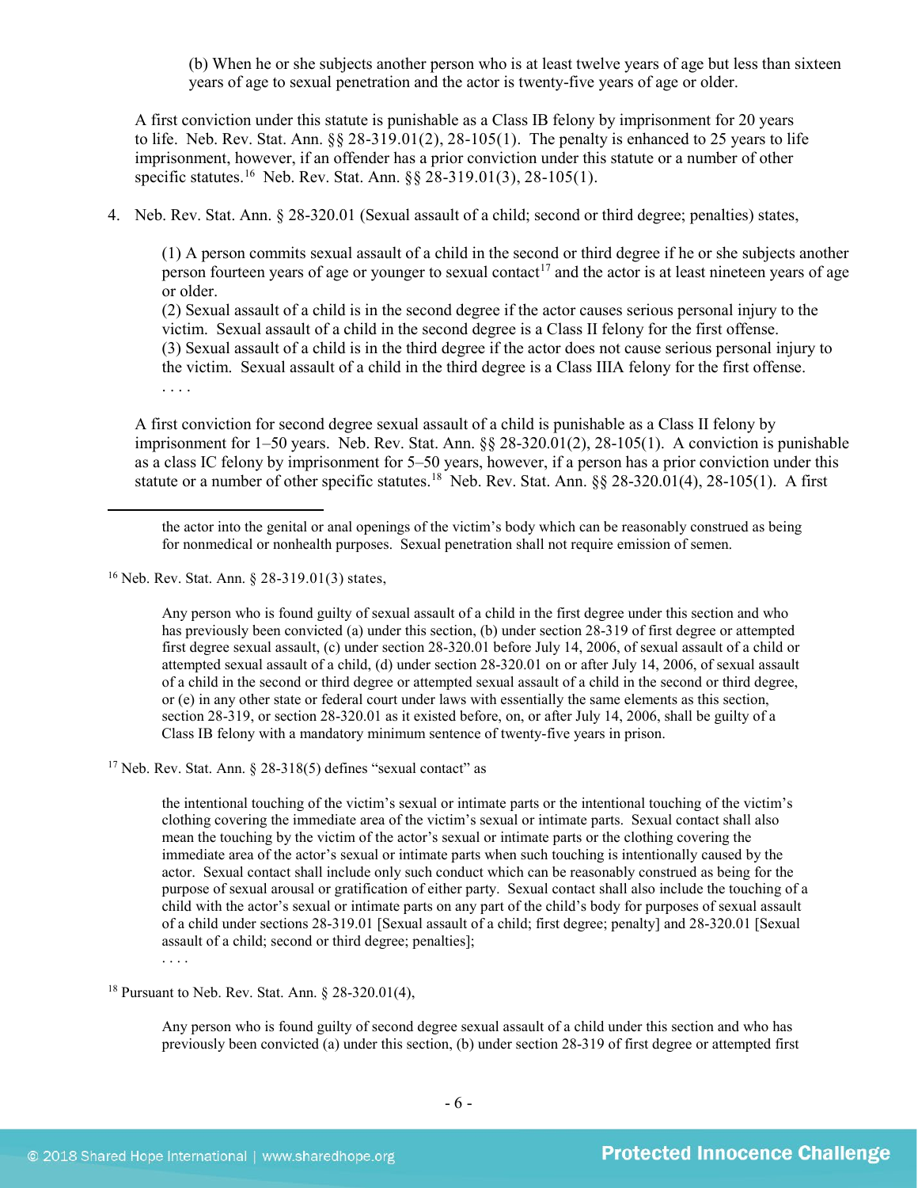> (b) When he or she subjects another person who is at least twelve years of age but less than sixteen years of age to sexual penetration and the actor is twenty-five years of age or older.

A first conviction under this statute is punishable as a Class IB felony by imprisonment for 20 years to life. Neb. Rev. Stat. Ann. §§ 28-319.01(2), 28-105(1). The penalty is enhanced to 25 years to life imprisonment, however, if an offender has a prior conviction under this statute or a number of other specific statutes.[16] Neb. Rev. Stat. Ann. §§ 28-319.01(3), 28-105(1).

4. Neb. Rev. Stat. Ann. § 28-320.01 (Sexual assault of a child; second or third degree; penalties) states,

> (1) A person commits sexual assault of a child in the second or third degree if he or she subjects another person fourteen years of age or younger to sexual contact[17] and the actor is at least nineteen years of age or older.
> (2) Sexual assault of a child is in the second degree if the actor causes serious personal injury to the victim. Sexual assault of a child in the second degree is a Class II felony for the first offense.
> (3) Sexual assault of a child is in the third degree if the actor does not cause serious personal injury to the victim. Sexual assault of a child in the third degree is a Class IIIA felony for the first offense.
> . . . .

A first conviction for second degree sexual assault of a child is punishable as a Class II felony by imprisonment for 1–50 years. Neb. Rev. Stat. Ann. §§ 28-320.01(2), 28-105(1). A conviction is punishable as a class IC felony by imprisonment for 5–50 years, however, if a person has a prior conviction under this statute or a number of other specific statutes.[18] Neb. Rev. Stat. Ann. §§ 28-320.01(4), 28-105(1). A first

---

the actor into the genital or anal openings of the victim's body which can be reasonably construed as being for nonmedical or nonhealth purposes. Sexual penetration shall not require emission of semen.

[16] Neb. Rev. Stat. Ann. § 28-319.01(3) states,

> Any person who is found guilty of sexual assault of a child in the first degree under this section and who has previously been convicted (a) under this section, (b) under section 28-319 of first degree or attempted first degree sexual assault, (c) under section 28-320.01 before July 14, 2006, of sexual assault of a child or attempted sexual assault of a child, (d) under section 28-320.01 on or after July 14, 2006, of sexual assault of a child in the second or third degree or attempted sexual assault of a child in the second or third degree, or (e) in any other state or federal court under laws with essentially the same elements as this section, section 28-319, or section 28-320.01 as it existed before, on, or after July 14, 2006, shall be guilty of a Class IB felony with a mandatory minimum sentence of twenty-five years in prison.

[17] Neb. Rev. Stat. Ann. § 28-318(5) defines "sexual contact" as

> the intentional touching of the victim's sexual or intimate parts or the intentional touching of the victim's clothing covering the immediate area of the victim's sexual or intimate parts. Sexual contact shall also mean the touching by the victim of the actor's sexual or intimate parts or the clothing covering the immediate area of the actor's sexual or intimate parts when such touching is intentionally caused by the actor. Sexual contact shall include only such conduct which can be reasonably construed as being for the purpose of sexual arousal or gratification of either party. Sexual contact shall also include the touching of a child with the actor's sexual or intimate parts on any part of the child's body for purposes of sexual assault of a child under sections 28-319.01 [Sexual assault of a child; first degree; penalty] and 28-320.01 [Sexual assault of a child; second or third degree; penalties];
> . . . .

[18] Pursuant to Neb. Rev. Stat. Ann. § 28-320.01(4),

> Any person who is found guilty of second degree sexual assault of a child under this section and who has previously been convicted (a) under this section, (b) under section 28-319 of first degree or attempted first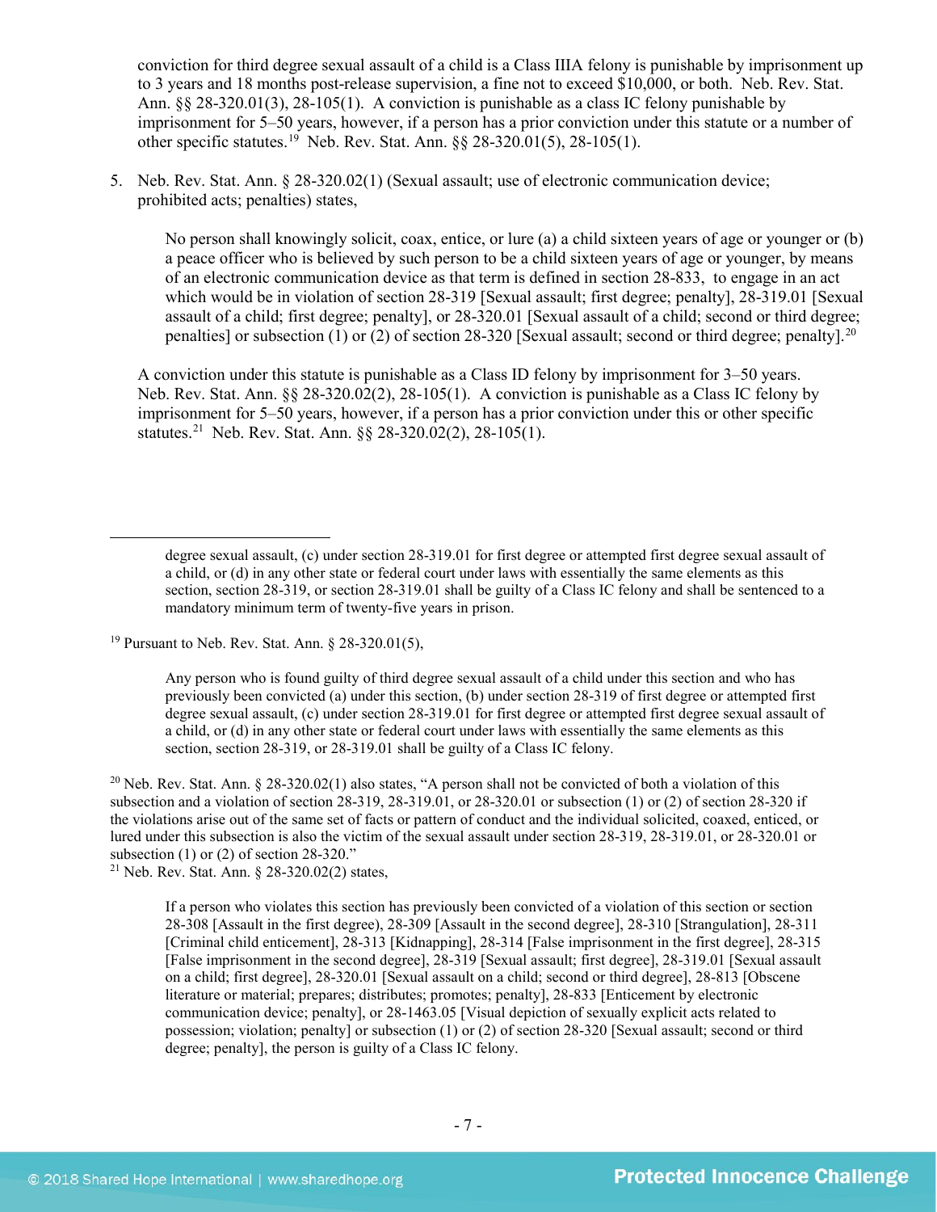conviction for third degree sexual assault of a child is a Class IIIA felony is punishable by imprisonment up to 3 years and 18 months post-release supervision, a fine not to exceed $10,000, or both. Neb. Rev. Stat. Ann. §§ 28-320.01(3), 28-105(1). A conviction is punishable as a class IC felony punishable by imprisonment for 5–50 years, however, if a person has a prior conviction under this statute or a number of other specific statutes.[19] Neb. Rev. Stat. Ann. §§ 28-320.01(5), 28-105(1).

5. Neb. Rev. Stat. Ann. § 28-320.02(1) (Sexual assault; use of electronic communication device; prohibited acts; penalties) states,

   > No person shall knowingly solicit, coax, entice, or lure (a) a child sixteen years of age or younger or (b) a peace officer who is believed by such person to be a child sixteen years of age or younger, by means of an electronic communication device as that term is defined in section 28-833, to engage in an act which would be in violation of section 28-319 [Sexual assault; first degree; penalty], 28-319.01 [Sexual assault of a child; first degree; penalty], or 28-320.01 [Sexual assault of a child; second or third degree; penalties] or subsection (1) or (2) of section 28-320 [Sexual assault; second or third degree; penalty].[20]

   A conviction under this statute is punishable as a Class ID felony by imprisonment for 3–50 years. Neb. Rev. Stat. Ann. §§ 28-320.02(2), 28-105(1). A conviction is punishable as a Class IC felony by imprisonment for 5–50 years, however, if a person has a prior conviction under this or other specific statutes.[21] Neb. Rev. Stat. Ann. §§ 28-320.02(2), 28-105(1).

---

> degree sexual assault, (c) under section 28-319.01 for first degree or attempted first degree sexual assault of a child, or (d) in any other state or federal court under laws with essentially the same elements as this section, section 28-319, or section 28-319.01 shall be guilty of a Class IC felony and shall be sentenced to a mandatory minimum term of twenty-five years in prison.

[19] Pursuant to Neb. Rev. Stat. Ann. § 28-320.01(5),

> Any person who is found guilty of third degree sexual assault of a child under this section and who has previously been convicted (a) under this section, (b) under section 28-319 of first degree or attempted first degree sexual assault, (c) under section 28-319.01 for first degree or attempted first degree sexual assault of a child, or (d) in any other state or federal court under laws with essentially the same elements as this section, section 28-319, or 28-319.01 shall be guilty of a Class IC felony.

[20] Neb. Rev. Stat. Ann. § 28-320.02(1) also states, "A person shall not be convicted of both a violation of this subsection and a violation of section 28-319, 28-319.01, or 28-320.01 or subsection (1) or (2) of section 28-320 if the violations arise out of the same set of facts or pattern of conduct and the individual solicited, coaxed, enticed, or lured under this subsection is also the victim of the sexual assault under section 28-319, 28-319.01, or 28-320.01 or subsection (1) or (2) of section 28-320."

[21] Neb. Rev. Stat. Ann. § 28-320.02(2) states,

> If a person who violates this section has previously been convicted of a violation of this section or section 28-308 [Assault in the first degree], 28-309 [Assault in the second degree], 28-310 [Strangulation], 28-311 [Criminal child enticement], 28-313 [Kidnapping], 28-314 [False imprisonment in the first degree], 28-315 [False imprisonment in the second degree], 28-319 [Sexual assault; first degree], 28-319.01 [Sexual assault on a child; first degree], 28-320.01 [Sexual assault on a child; second or third degree], 28-813 [Obscene literature or material; prepares; distributes; promotes; penalty], 28-833 [Enticement by electronic communication device; penalty], or 28-1463.05 [Visual depiction of sexually explicit acts related to possession; violation; penalty] or subsection (1) or (2) of section 28-320 [Sexual assault; second or third degree; penalty], the person is guilty of a Class IC felony.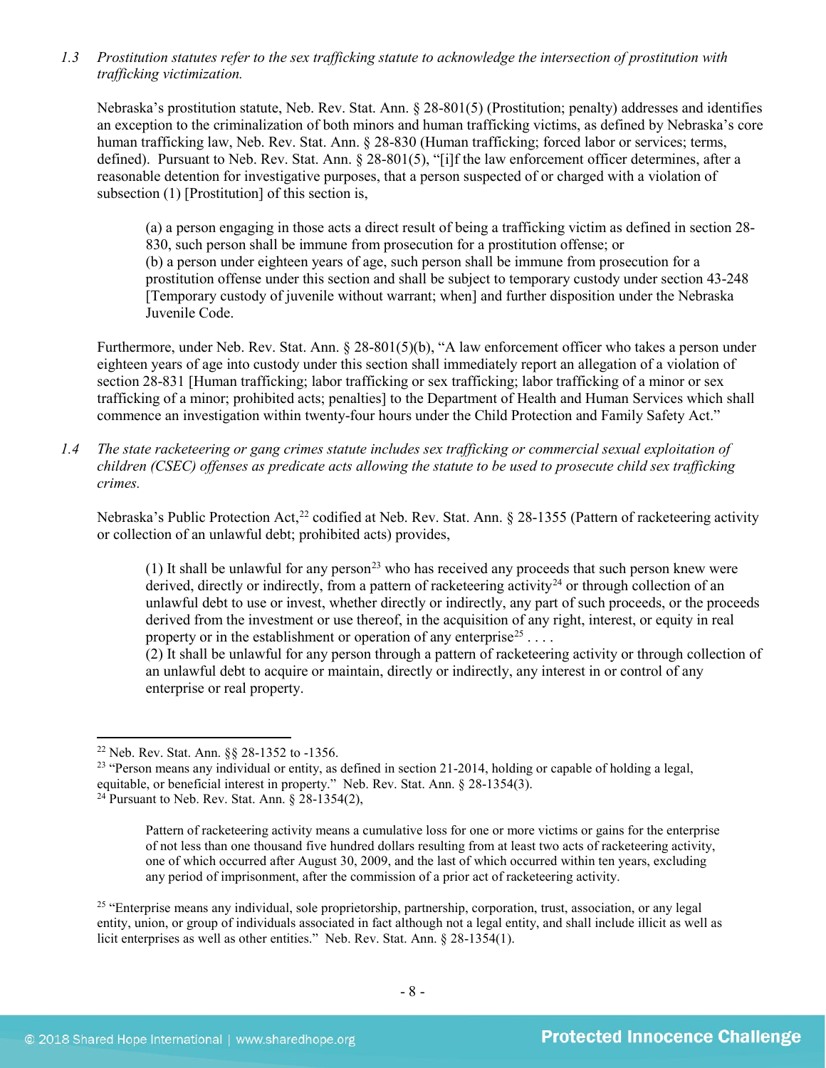*1.3 Prostitution statutes refer to the sex trafficking statute to acknowledge the intersection of prostitution with trafficking victimization.*

Nebraska's prostitution statute, Neb. Rev. Stat. Ann. § 28-801(5) (Prostitution; penalty) addresses and identifies an exception to the criminalization of both minors and human trafficking victims, as defined by Nebraska's core human trafficking law, Neb. Rev. Stat. Ann. § 28-830 (Human trafficking; forced labor or services; terms, defined). Pursuant to Neb. Rev. Stat. Ann. § 28-801(5), "[i]f the law enforcement officer determines, after a reasonable detention for investigative purposes, that a person suspected of or charged with a violation of subsection (1) [Prostitution] of this section is,

> (a) a person engaging in those acts a direct result of being a trafficking victim as defined in section 28-830, such person shall be immune from prosecution for a prostitution offense; or
> (b) a person under eighteen years of age, such person shall be immune from prosecution for a prostitution offense under this section and shall be subject to temporary custody under section 43-248 [Temporary custody of juvenile without warrant; when] and further disposition under the Nebraska Juvenile Code.

Furthermore, under Neb. Rev. Stat. Ann. § 28-801(5)(b), "A law enforcement officer who takes a person under eighteen years of age into custody under this section shall immediately report an allegation of a violation of section 28-831 [Human trafficking; labor trafficking or sex trafficking; labor trafficking of a minor or sex trafficking of a minor; prohibited acts; penalties] to the Department of Health and Human Services which shall commence an investigation within twenty-four hours under the Child Protection and Family Safety Act."

*1.4 The state racketeering or gang crimes statute includes sex trafficking or commercial sexual exploitation of children (CSEC) offenses as predicate acts allowing the statute to be used to prosecute child sex trafficking crimes.*

Nebraska's Public Protection Act,[22] codified at Neb. Rev. Stat. Ann. § 28-1355 (Pattern of racketeering activity or collection of an unlawful debt; prohibited acts) provides,

> (1) It shall be unlawful for any person[23] who has received any proceeds that such person knew were derived, directly or indirectly, from a pattern of racketeering activity[24] or through collection of an unlawful debt to use or invest, whether directly or indirectly, any part of such proceeds, or the proceeds derived from the investment or use thereof, in the acquisition of any right, interest, or equity in real property or in the establishment or operation of any enterprise[25] . . . .
> (2) It shall be unlawful for any person through a pattern of racketeering activity or through collection of an unlawful debt to acquire or maintain, directly or indirectly, any interest in or control of any enterprise or real property.

---

[22] Neb. Rev. Stat. Ann. §§ 28-1352 to -1356.

[23] "Person means any individual or entity, as defined in section 21-2014, holding or capable of holding a legal, equitable, or beneficial interest in property." Neb. Rev. Stat. Ann. § 28-1354(3).

[24] Pursuant to Neb. Rev. Stat. Ann. § 28-1354(2),

> Pattern of racketeering activity means a cumulative loss for one or more victims or gains for the enterprise of not less than one thousand five hundred dollars resulting from at least two acts of racketeering activity, one of which occurred after August 30, 2009, and the last of which occurred within ten years, excluding any period of imprisonment, after the commission of a prior act of racketeering activity.

[25] "Enterprise means any individual, sole proprietorship, partnership, corporation, trust, association, or any legal entity, union, or group of individuals associated in fact although not a legal entity, and shall include illicit as well as licit enterprises as well as other entities." Neb. Rev. Stat. Ann. § 28-1354(1).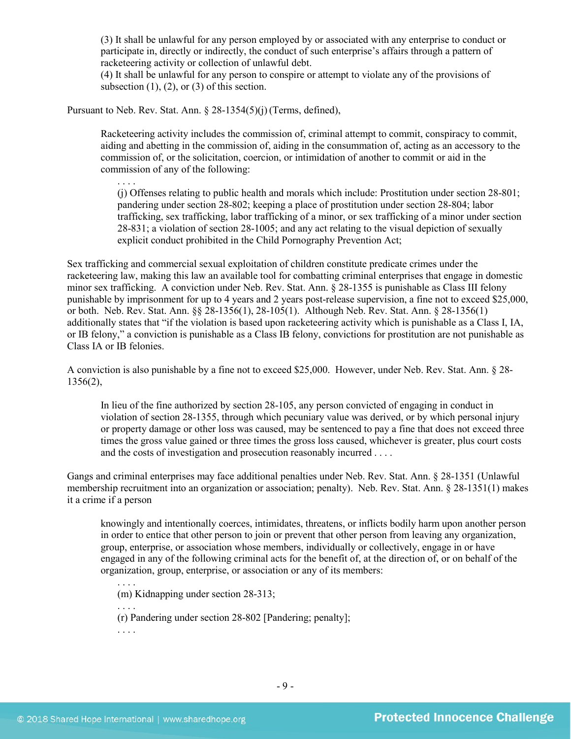> (3) It shall be unlawful for any person employed by or associated with any enterprise to conduct or participate in, directly or indirectly, the conduct of such enterprise's affairs through a pattern of racketeering activity or collection of unlawful debt.
> (4) It shall be unlawful for any person to conspire or attempt to violate any of the provisions of subsection (1), (2), or (3) of this section.

Pursuant to Neb. Rev. Stat. Ann. § 28-1354(5)(j) (Terms, defined),

> Racketeering activity includes the commission of, criminal attempt to commit, conspiracy to commit, aiding and abetting in the commission of, aiding in the consummation of, acting as an accessory to the commission of, or the solicitation, coercion, or intimidation of another to commit or aid in the commission of any of the following:
>
> . . . .
>
> (j) Offenses relating to public health and morals which include: Prostitution under section 28-801; pandering under section 28-802; keeping a place of prostitution under section 28-804; labor trafficking, sex trafficking, labor trafficking of a minor, or sex trafficking of a minor under section 28-831; a violation of section 28-1005; and any act relating to the visual depiction of sexually explicit conduct prohibited in the Child Pornography Prevention Act;

Sex trafficking and commercial sexual exploitation of children constitute predicate crimes under the racketeering law, making this law an available tool for combatting criminal enterprises that engage in domestic minor sex trafficking. A conviction under Neb. Rev. Stat. Ann. § 28-1355 is punishable as Class III felony punishable by imprisonment for up to 4 years and 2 years post-release supervision, a fine not to exceed $25,000, or both. Neb. Rev. Stat. Ann. §§ 28-1356(1), 28-105(1). Although Neb. Rev. Stat. Ann. § 28-1356(1) additionally states that "if the violation is based upon racketeering activity which is punishable as a Class I, IA, or IB felony," a conviction is punishable as a Class IB felony, convictions for prostitution are not punishable as Class IA or IB felonies.

A conviction is also punishable by a fine not to exceed $25,000. However, under Neb. Rev. Stat. Ann. § 28-1356(2),

> In lieu of the fine authorized by section 28-105, any person convicted of engaging in conduct in violation of section 28-1355, through which pecuniary value was derived, or by which personal injury or property damage or other loss was caused, may be sentenced to pay a fine that does not exceed three times the gross value gained or three times the gross loss caused, whichever is greater, plus court costs and the costs of investigation and prosecution reasonably incurred . . . .

Gangs and criminal enterprises may face additional penalties under Neb. Rev. Stat. Ann. § 28-1351 (Unlawful membership recruitment into an organization or association; penalty). Neb. Rev. Stat. Ann. § 28-1351(1) makes it a crime if a person

> knowingly and intentionally coerces, intimidates, threatens, or inflicts bodily harm upon another person in order to entice that other person to join or prevent that other person from leaving any organization, group, enterprise, or association whose members, individually or collectively, engage in or have engaged in any of the following criminal acts for the benefit of, at the direction of, or on behalf of the organization, group, enterprise, or association or any of its members:
>
> . . . .
>
> (m) Kidnapping under section 28-313;
>
> . . . .
>
> (r) Pandering under section 28-802 [Pandering; penalty];
>
> . . . .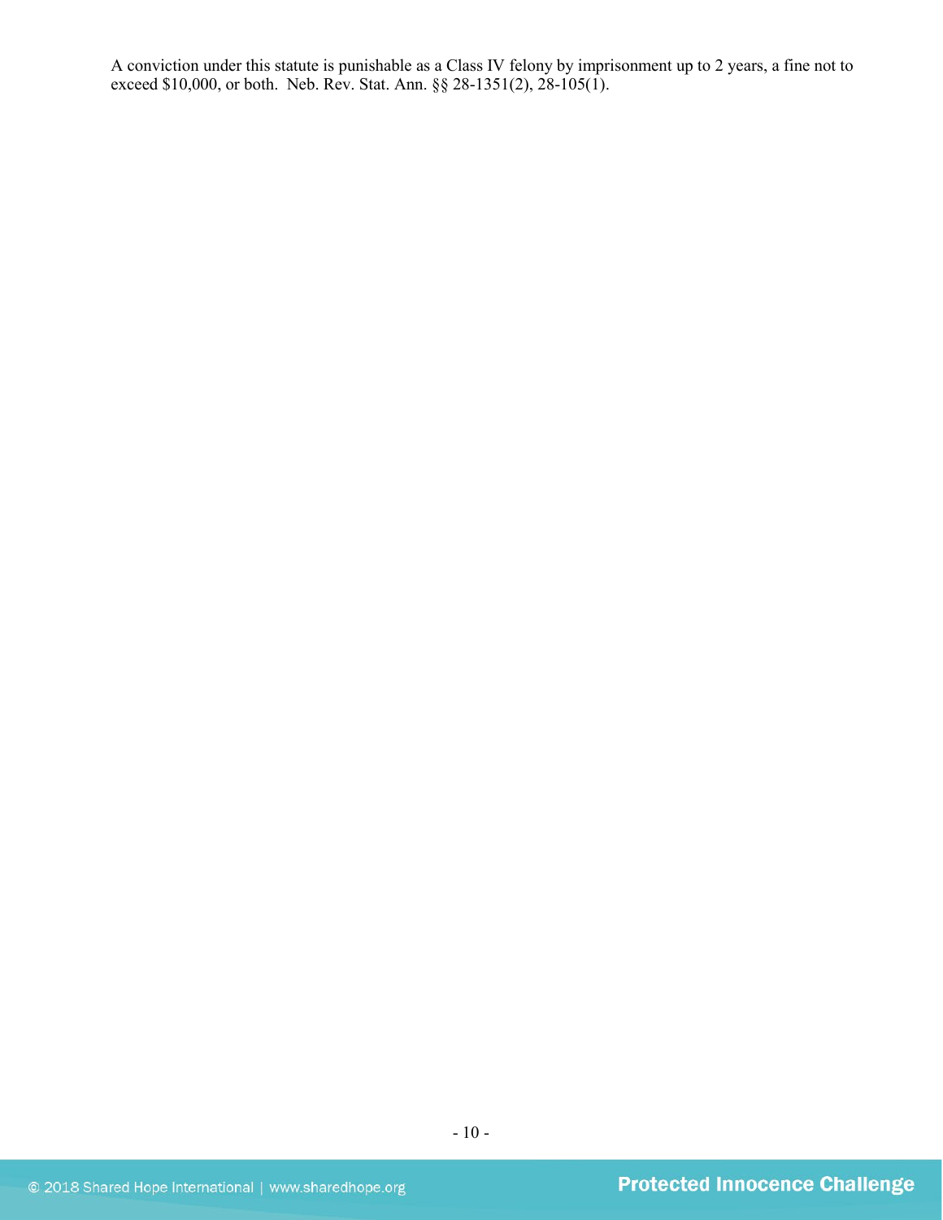A conviction under this statute is punishable as a Class IV felony by imprisonment up to 2 years, a fine not to exceed $10,000, or both. Neb. Rev. Stat. Ann. §§ 28-1351(2), 28-105(1).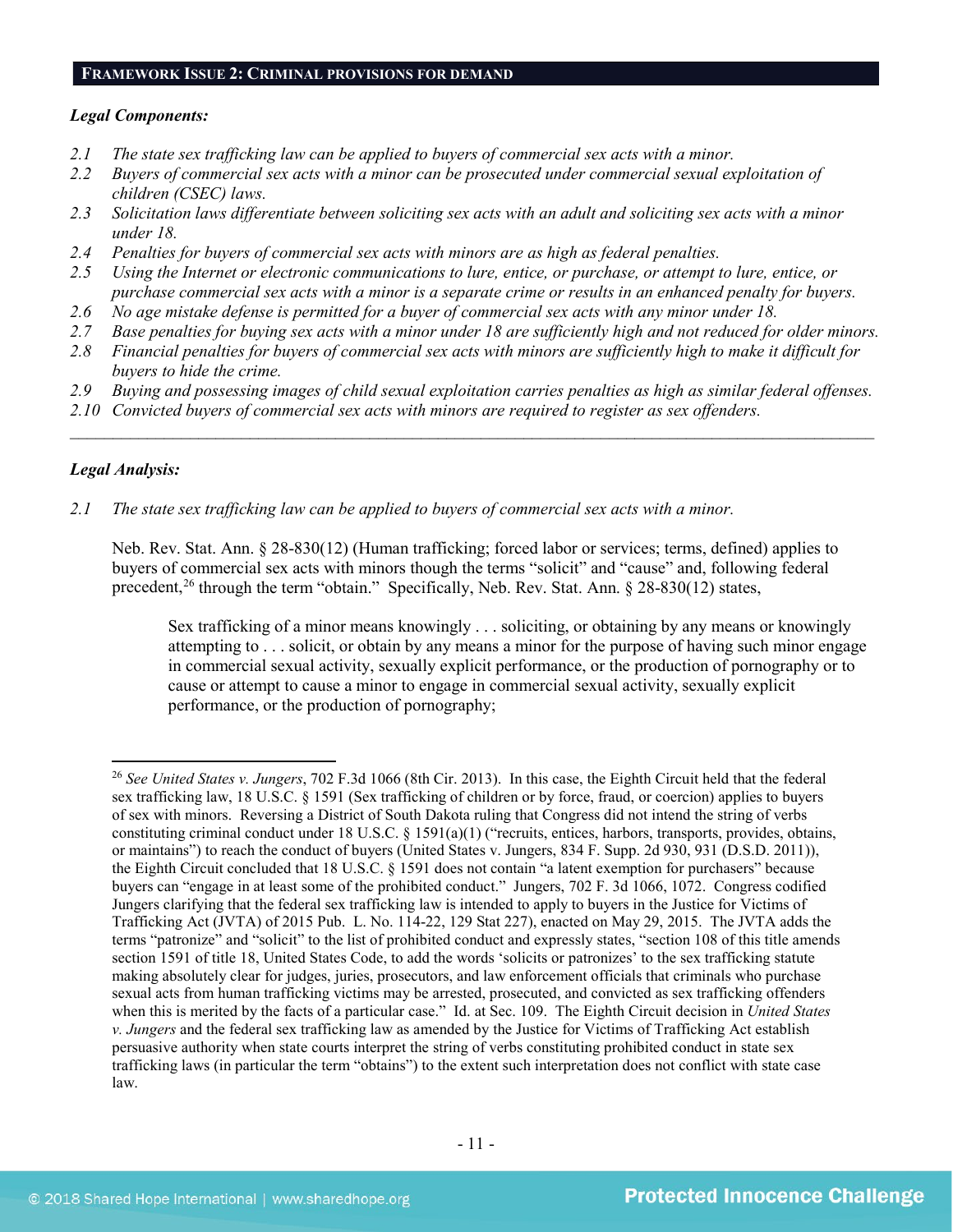## FRAMEWORK ISSUE 2: CRIMINAL PROVISIONS FOR DEMAND

***Legal Components:***

*2.1 The state sex trafficking law can be applied to buyers of commercial sex acts with a minor.*
*2.2 Buyers of commercial sex acts with a minor can be prosecuted under commercial sexual exploitation of children (CSEC) laws.*
*2.3 Solicitation laws differentiate between soliciting sex acts with an adult and soliciting sex acts with a minor under 18.*
*2.4 Penalties for buyers of commercial sex acts with minors are as high as federal penalties.*
*2.5 Using the Internet or electronic communications to lure, entice, or purchase, or attempt to lure, entice, or purchase commercial sex acts with a minor is a separate crime or results in an enhanced penalty for buyers.*
*2.6 No age mistake defense is permitted for a buyer of commercial sex acts with any minor under 18.*
*2.7 Base penalties for buying sex acts with a minor under 18 are sufficiently high and not reduced for older minors.*
*2.8 Financial penalties for buyers of commercial sex acts with minors are sufficiently high to make it difficult for buyers to hide the crime.*
*2.9 Buying and possessing images of child sexual exploitation carries penalties as high as similar federal offenses.*
*2.10 Convicted buyers of commercial sex acts with minors are required to register as sex offenders.*

---

***Legal Analysis:***

*2.1 The state sex trafficking law can be applied to buyers of commercial sex acts with a minor.*

Neb. Rev. Stat. Ann. § 28-830(12) (Human trafficking; forced labor or services; terms, defined) applies to buyers of commercial sex acts with minors though the terms "solicit" and "cause" and, following federal precedent,[26] through the term "obtain." Specifically, Neb. Rev. Stat. Ann. § 28-830(12) states,

> Sex trafficking of a minor means knowingly . . . soliciting, or obtaining by any means or knowingly attempting to . . . solicit, or obtain by any means a minor for the purpose of having such minor engage in commercial sexual activity, sexually explicit performance, or the production of pornography or to cause or attempt to cause a minor to engage in commercial sexual activity, sexually explicit performance, or the production of pornography;

---

[26] *See United States v. Jungers*, 702 F.3d 1066 (8th Cir. 2013). In this case, the Eighth Circuit held that the federal sex trafficking law, 18 U.S.C. § 1591 (Sex trafficking of children or by force, fraud, or coercion) applies to buyers of sex with minors. Reversing a District of South Dakota ruling that Congress did not intend the string of verbs constituting criminal conduct under 18 U.S.C. § 1591(a)(1) ("recruits, entices, harbors, transports, provides, obtains, or maintains") to reach the conduct of buyers (United States v. Jungers, 834 F. Supp. 2d 930, 931 (D.S.D. 2011)), the Eighth Circuit concluded that 18 U.S.C. § 1591 does not contain "a latent exemption for purchasers" because buyers can "engage in at least some of the prohibited conduct." Jungers, 702 F. 3d 1066, 1072. Congress codified Jungers clarifying that the federal sex trafficking law is intended to apply to buyers in the Justice for Victims of Trafficking Act (JVTA) of 2015 Pub. L. No. 114-22, 129 Stat 227), enacted on May 29, 2015. The JVTA adds the terms "patronize" and "solicit" to the list of prohibited conduct and expressly states, "section 108 of this title amends section 1591 of title 18, United States Code, to add the words 'solicits or patronizes' to the sex trafficking statute making absolutely clear for judges, juries, prosecutors, and law enforcement officials that criminals who purchase sexual acts from human trafficking victims may be arrested, prosecuted, and convicted as sex trafficking offenders when this is merited by the facts of a particular case." Id. at Sec. 109. The Eighth Circuit decision in *United States v. Jungers* and the federal sex trafficking law as amended by the Justice for Victims of Trafficking Act establish persuasive authority when state courts interpret the string of verbs constituting prohibited conduct in state sex trafficking laws (in particular the term "obtains") to the extent such interpretation does not conflict with state case law.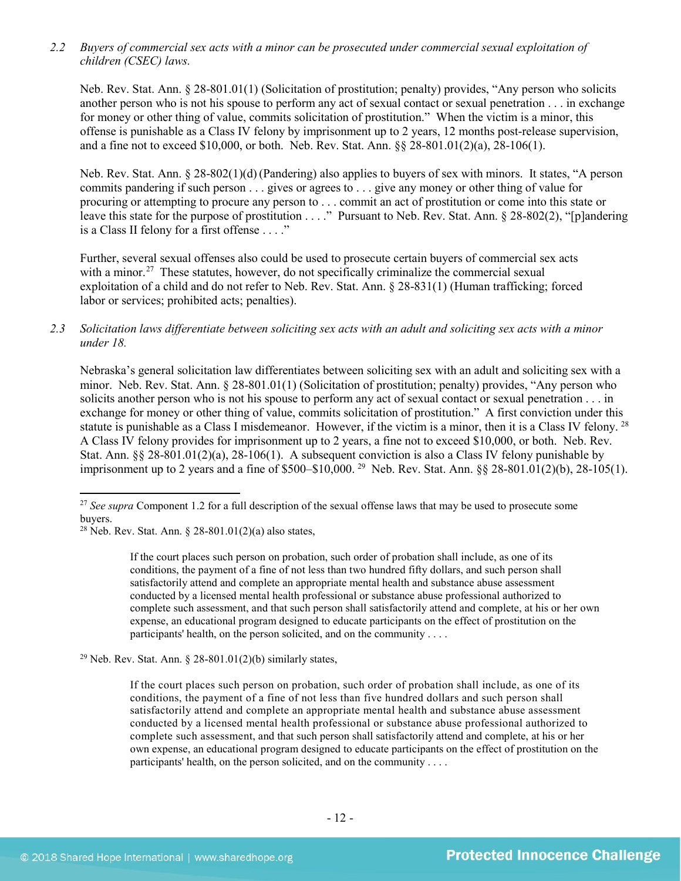*2.2 Buyers of commercial sex acts with a minor can be prosecuted under commercial sexual exploitation of children (CSEC) laws.*

Neb. Rev. Stat. Ann. § 28-801.01(1) (Solicitation of prostitution; penalty) provides, "Any person who solicits another person who is not his spouse to perform any act of sexual contact or sexual penetration . . . in exchange for money or other thing of value, commits solicitation of prostitution." When the victim is a minor, this offense is punishable as a Class IV felony by imprisonment up to 2 years, 12 months post-release supervision, and a fine not to exceed $10,000, or both. Neb. Rev. Stat. Ann. §§ 28-801.01(2)(a), 28-106(1).

Neb. Rev. Stat. Ann. § 28-802(1)(d) (Pandering) also applies to buyers of sex with minors. It states, "A person commits pandering if such person . . . gives or agrees to . . . give any money or other thing of value for procuring or attempting to procure any person to . . . commit an act of prostitution or come into this state or leave this state for the purpose of prostitution . . . ." Pursuant to Neb. Rev. Stat. Ann. § 28-802(2), "[p]andering is a Class II felony for a first offense . . . ."

Further, several sexual offenses also could be used to prosecute certain buyers of commercial sex acts with a minor.[27] These statutes, however, do not specifically criminalize the commercial sexual exploitation of a child and do not refer to Neb. Rev. Stat. Ann. § 28-831(1) (Human trafficking; forced labor or services; prohibited acts; penalties).

*2.3 Solicitation laws differentiate between soliciting sex acts with an adult and soliciting sex acts with a minor under 18.*

Nebraska's general solicitation law differentiates between soliciting sex with an adult and soliciting sex with a minor. Neb. Rev. Stat. Ann. § 28-801.01(1) (Solicitation of prostitution; penalty) provides, "Any person who solicits another person who is not his spouse to perform any act of sexual contact or sexual penetration . . . in exchange for money or other thing of value, commits solicitation of prostitution." A first conviction under this statute is punishable as a Class I misdemeanor. However, if the victim is a minor, then it is a Class IV felony.[28] A Class IV felony provides for imprisonment up to 2 years, a fine not to exceed $10,000, or both. Neb. Rev. Stat. Ann. §§ 28-801.01(2)(a), 28-106(1). A subsequent conviction is also a Class IV felony punishable by imprisonment up to 2 years and a fine of $500–$10,000.[29] Neb. Rev. Stat. Ann. §§ 28-801.01(2)(b), 28-105(1).

---

[27] *See supra* Component 1.2 for a full description of the sexual offense laws that may be used to prosecute some buyers.

[28] Neb. Rev. Stat. Ann. § 28-801.01(2)(a) also states,

> If the court places such person on probation, such order of probation shall include, as one of its conditions, the payment of a fine of not less than two hundred fifty dollars, and such person shall satisfactorily attend and complete an appropriate mental health and substance abuse assessment conducted by a licensed mental health professional or substance abuse professional authorized to complete such assessment, and that such person shall satisfactorily attend and complete, at his or her own expense, an educational program designed to educate participants on the effect of prostitution on the participants' health, on the person solicited, and on the community . . . .

[29] Neb. Rev. Stat. Ann. § 28-801.01(2)(b) similarly states,

> If the court places such person on probation, such order of probation shall include, as one of its conditions, the payment of a fine of not less than five hundred dollars and such person shall satisfactorily attend and complete an appropriate mental health and substance abuse assessment conducted by a licensed mental health professional or substance abuse professional authorized to complete such assessment, and that such person shall satisfactorily attend and complete, at his or her own expense, an educational program designed to educate participants on the effect of prostitution on the participants' health, on the person solicited, and on the community . . . .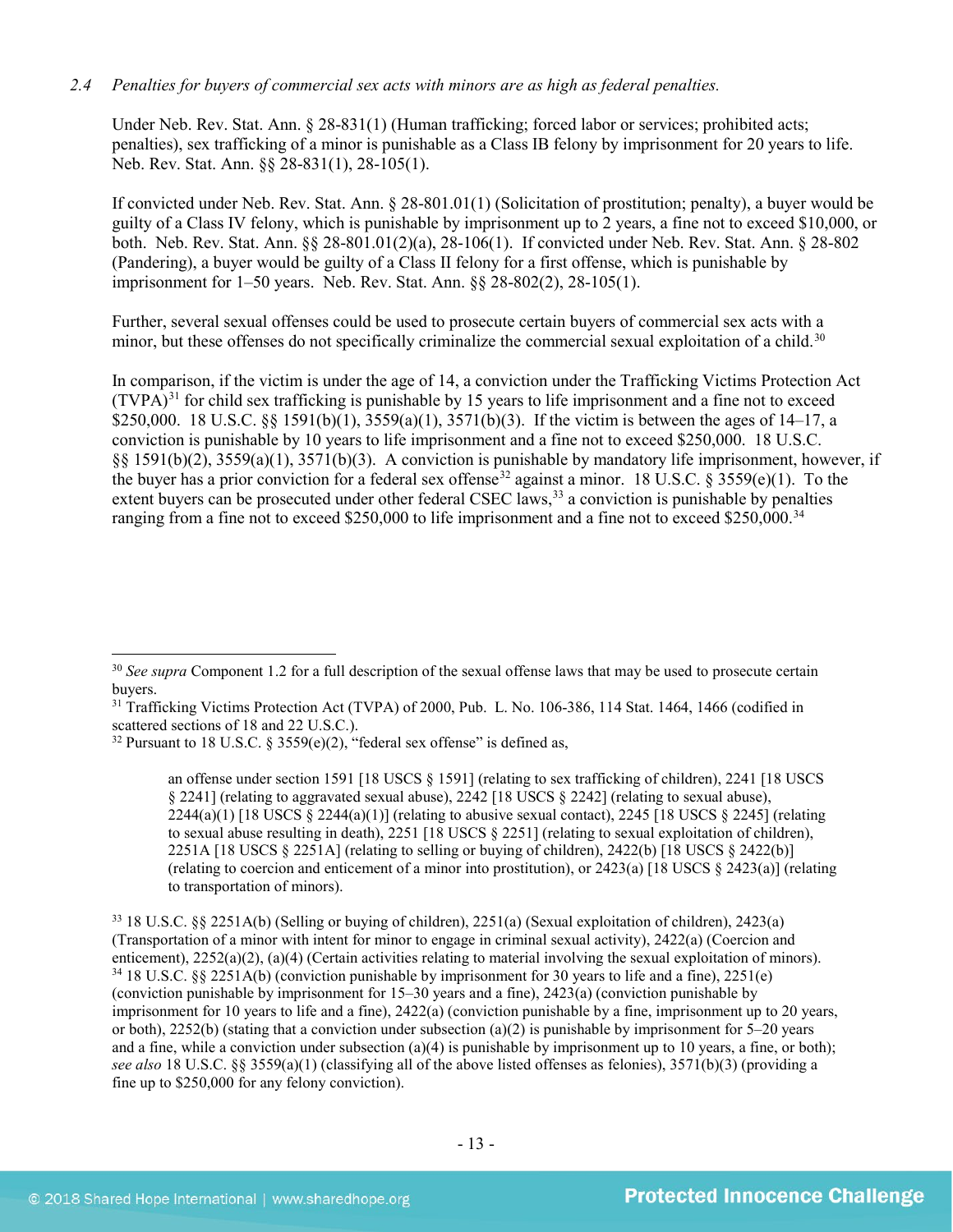*2.4 Penalties for buyers of commercial sex acts with minors are as high as federal penalties.*

Under Neb. Rev. Stat. Ann. § 28-831(1) (Human trafficking; forced labor or services; prohibited acts; penalties), sex trafficking of a minor is punishable as a Class IB felony by imprisonment for 20 years to life. Neb. Rev. Stat. Ann. §§ 28-831(1), 28-105(1).

If convicted under Neb. Rev. Stat. Ann. § 28-801.01(1) (Solicitation of prostitution; penalty), a buyer would be guilty of a Class IV felony, which is punishable by imprisonment up to 2 years, a fine not to exceed $10,000, or both. Neb. Rev. Stat. Ann. §§ 28-801.01(2)(a), 28-106(1). If convicted under Neb. Rev. Stat. Ann. § 28-802 (Pandering), a buyer would be guilty of a Class II felony for a first offense, which is punishable by imprisonment for 1–50 years. Neb. Rev. Stat. Ann. §§ 28-802(2), 28-105(1).

Further, several sexual offenses could be used to prosecute certain buyers of commercial sex acts with a minor, but these offenses do not specifically criminalize the commercial sexual exploitation of a child.[30]

In comparison, if the victim is under the age of 14, a conviction under the Trafficking Victims Protection Act (TVPA)[31] for child sex trafficking is punishable by 15 years to life imprisonment and a fine not to exceed $250,000. 18 U.S.C. §§ 1591(b)(1), 3559(a)(1), 3571(b)(3). If the victim is between the ages of 14–17, a conviction is punishable by 10 years to life imprisonment and a fine not to exceed $250,000. 18 U.S.C. §§ 1591(b)(2), 3559(a)(1), 3571(b)(3). A conviction is punishable by mandatory life imprisonment, however, if the buyer has a prior conviction for a federal sex offense[32] against a minor. 18 U.S.C. § 3559(e)(1). To the extent buyers can be prosecuted under other federal CSEC laws,[33] a conviction is punishable by penalties ranging from a fine not to exceed $250,000 to life imprisonment and a fine not to exceed $250,000.[34]

---

[30] *See supra* Component 1.2 for a full description of the sexual offense laws that may be used to prosecute certain buyers.

[31] Trafficking Victims Protection Act (TVPA) of 2000, Pub. L. No. 106-386, 114 Stat. 1464, 1466 (codified in scattered sections of 18 and 22 U.S.C.).

[32] Pursuant to 18 U.S.C. § 3559(e)(2), "federal sex offense" is defined as,

> an offense under section 1591 [18 USCS § 1591] (relating to sex trafficking of children), 2241 [18 USCS § 2241] (relating to aggravated sexual abuse), 2242 [18 USCS § 2242] (relating to sexual abuse), 2244(a)(1) [18 USCS § 2244(a)(1)] (relating to abusive sexual contact), 2245 [18 USCS § 2245] (relating to sexual abuse resulting in death), 2251 [18 USCS § 2251] (relating to sexual exploitation of children), 2251A [18 USCS § 2251A] (relating to selling or buying of children), 2422(b) [18 USCS § 2422(b)] (relating to coercion and enticement of a minor into prostitution), or 2423(a) [18 USCS § 2423(a)] (relating to transportation of minors).

[33] 18 U.S.C. §§ 2251A(b) (Selling or buying of children), 2251(a) (Sexual exploitation of children), 2423(a) (Transportation of a minor with intent for minor to engage in criminal sexual activity), 2422(a) (Coercion and enticement), 2252(a)(2), (a)(4) (Certain activities relating to material involving the sexual exploitation of minors).

[34] 18 U.S.C. §§ 2251A(b) (conviction punishable by imprisonment for 30 years to life and a fine), 2251(e) (conviction punishable by imprisonment for 15–30 years and a fine), 2423(a) (conviction punishable by imprisonment for 10 years to life and a fine), 2422(a) (conviction punishable by a fine, imprisonment up to 20 years, or both), 2252(b) (stating that a conviction under subsection (a)(2) is punishable by imprisonment for 5–20 years and a fine, while a conviction under subsection (a)(4) is punishable by imprisonment up to 10 years, a fine, or both); *see also* 18 U.S.C. §§ 3559(a)(1) (classifying all of the above listed offenses as felonies), 3571(b)(3) (providing a fine up to $250,000 for any felony conviction).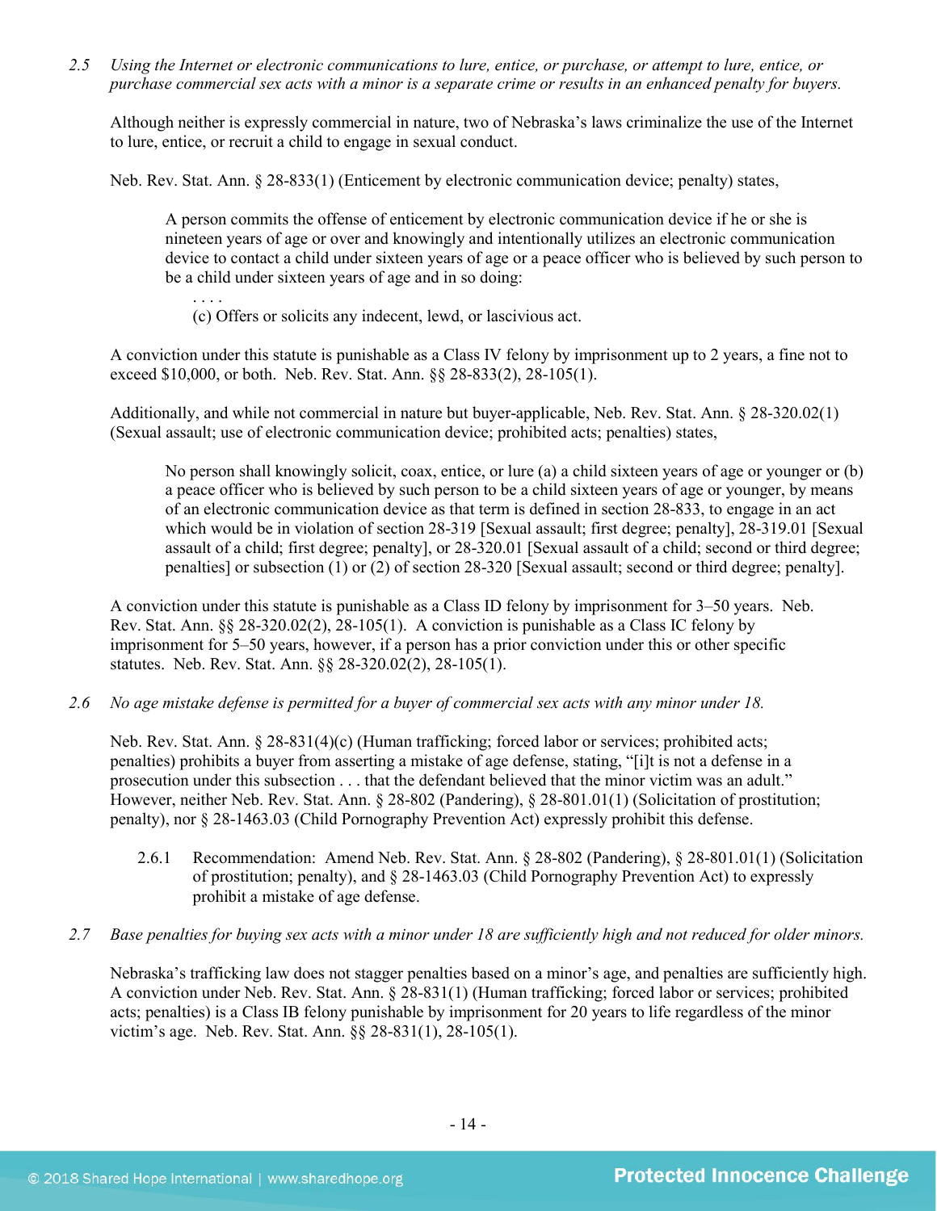*2.5 Using the Internet or electronic communications to lure, entice, or purchase, or attempt to lure, entice, or purchase commercial sex acts with a minor is a separate crime or results in an enhanced penalty for buyers.*

Although neither is expressly commercial in nature, two of Nebraska's laws criminalize the use of the Internet to lure, entice, or recruit a child to engage in sexual conduct.

Neb. Rev. Stat. Ann. § 28-833(1) (Enticement by electronic communication device; penalty) states,

> A person commits the offense of enticement by electronic communication device if he or she is nineteen years of age or over and knowingly and intentionally utilizes an electronic communication device to contact a child under sixteen years of age or a peace officer who is believed by such person to be a child under sixteen years of age and in so doing:
>
> . . . .
>
> (c) Offers or solicits any indecent, lewd, or lascivious act.

A conviction under this statute is punishable as a Class IV felony by imprisonment up to 2 years, a fine not to exceed $10,000, or both. Neb. Rev. Stat. Ann. §§ 28-833(2), 28-105(1).

Additionally, and while not commercial in nature but buyer-applicable, Neb. Rev. Stat. Ann. § 28-320.02(1) (Sexual assault; use of electronic communication device; prohibited acts; penalties) states,

> No person shall knowingly solicit, coax, entice, or lure (a) a child sixteen years of age or younger or (b) a peace officer who is believed by such person to be a child sixteen years of age or younger, by means of an electronic communication device as that term is defined in section 28-833, to engage in an act which would be in violation of section 28-319 [Sexual assault; first degree; penalty], 28-319.01 [Sexual assault of a child; first degree; penalty], or 28-320.01 [Sexual assault of a child; second or third degree; penalties] or subsection (1) or (2) of section 28-320 [Sexual assault; second or third degree; penalty].

A conviction under this statute is punishable as a Class ID felony by imprisonment for 3–50 years. Neb. Rev. Stat. Ann. §§ 28-320.02(2), 28-105(1). A conviction is punishable as a Class IC felony by imprisonment for 5–50 years, however, if a person has a prior conviction under this or other specific statutes. Neb. Rev. Stat. Ann. §§ 28-320.02(2), 28-105(1).

*2.6 No age mistake defense is permitted for a buyer of commercial sex acts with any minor under 18.*

Neb. Rev. Stat. Ann. § 28-831(4)(c) (Human trafficking; forced labor or services; prohibited acts; penalties) prohibits a buyer from asserting a mistake of age defense, stating, "[i]t is not a defense in a prosecution under this subsection . . . that the defendant believed that the minor victim was an adult." However, neither Neb. Rev. Stat. Ann. § 28-802 (Pandering), § 28-801.01(1) (Solicitation of prostitution; penalty), nor § 28-1463.03 (Child Pornography Prevention Act) expressly prohibit this defense.

2.6.1 Recommendation: Amend Neb. Rev. Stat. Ann. § 28-802 (Pandering), § 28-801.01(1) (Solicitation of prostitution; penalty), and § 28-1463.03 (Child Pornography Prevention Act) to expressly prohibit a mistake of age defense.

*2.7 Base penalties for buying sex acts with a minor under 18 are sufficiently high and not reduced for older minors.*

Nebraska's trafficking law does not stagger penalties based on a minor's age, and penalties are sufficiently high. A conviction under Neb. Rev. Stat. Ann. § 28-831(1) (Human trafficking; forced labor or services; prohibited acts; penalties) is a Class IB felony punishable by imprisonment for 20 years to life regardless of the minor victim's age. Neb. Rev. Stat. Ann. §§ 28-831(1), 28-105(1).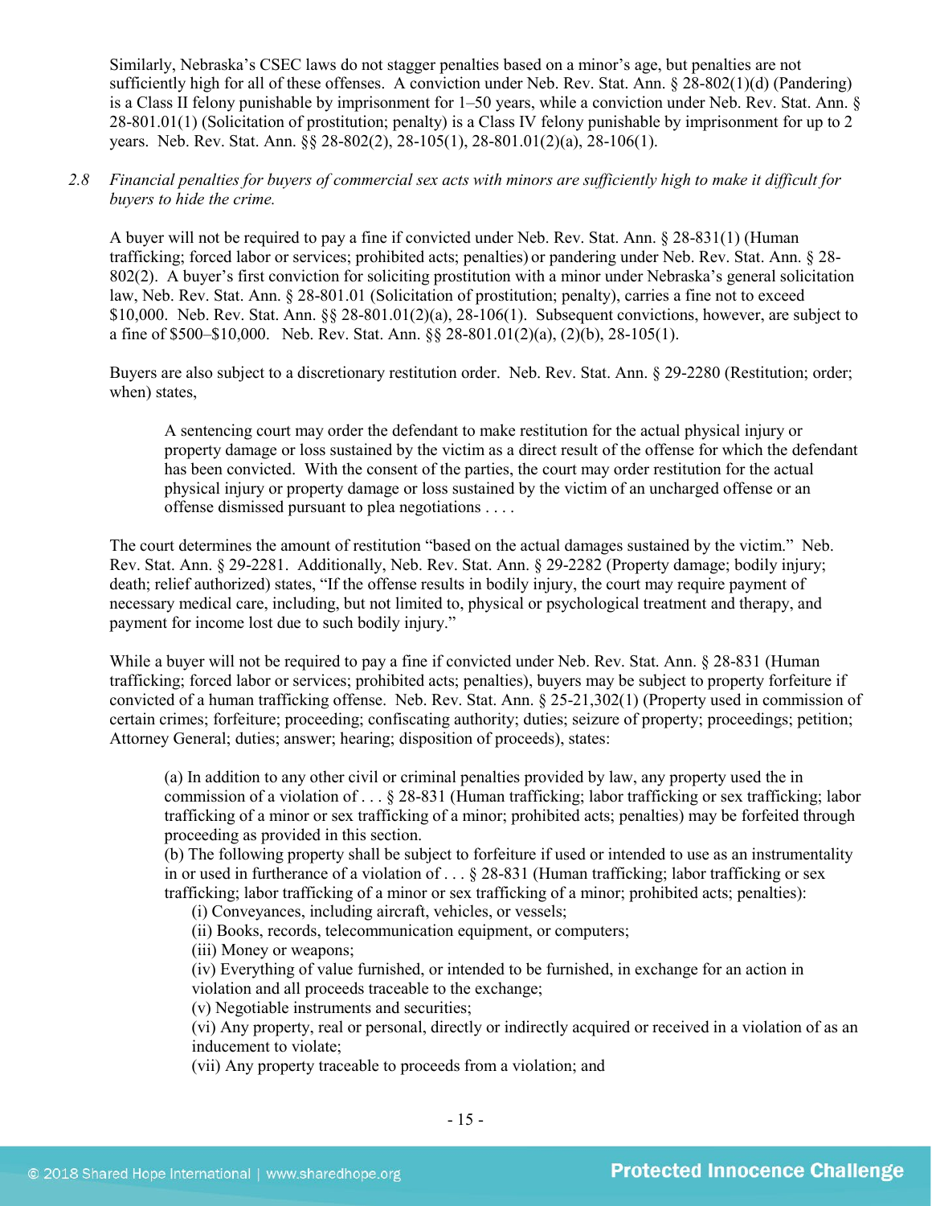Similarly, Nebraska's CSEC laws do not stagger penalties based on a minor's age, but penalties are not sufficiently high for all of these offenses. A conviction under Neb. Rev. Stat. Ann. § 28-802(1)(d) (Pandering) is a Class II felony punishable by imprisonment for 1–50 years, while a conviction under Neb. Rev. Stat. Ann. § 28-801.01(1) (Solicitation of prostitution; penalty) is a Class IV felony punishable by imprisonment for up to 2 years. Neb. Rev. Stat. Ann. §§ 28-802(2), 28-105(1), 28-801.01(2)(a), 28-106(1).

2.8 *Financial penalties for buyers of commercial sex acts with minors are sufficiently high to make it difficult for buyers to hide the crime.*

A buyer will not be required to pay a fine if convicted under Neb. Rev. Stat. Ann. § 28-831(1) (Human trafficking; forced labor or services; prohibited acts; penalties) or pandering under Neb. Rev. Stat. Ann. § 28-802(2). A buyer's first conviction for soliciting prostitution with a minor under Nebraska's general solicitation law, Neb. Rev. Stat. Ann. § 28-801.01 (Solicitation of prostitution; penalty), carries a fine not to exceed $10,000. Neb. Rev. Stat. Ann. §§ 28-801.01(2)(a), 28-106(1). Subsequent convictions, however, are subject to a fine of $500–$10,000. Neb. Rev. Stat. Ann. §§ 28-801.01(2)(a), (2)(b), 28-105(1).

Buyers are also subject to a discretionary restitution order. Neb. Rev. Stat. Ann. § 29-2280 (Restitution; order; when) states,

> A sentencing court may order the defendant to make restitution for the actual physical injury or property damage or loss sustained by the victim as a direct result of the offense for which the defendant has been convicted. With the consent of the parties, the court may order restitution for the actual physical injury or property damage or loss sustained by the victim of an uncharged offense or an offense dismissed pursuant to plea negotiations . . . .

The court determines the amount of restitution "based on the actual damages sustained by the victim." Neb. Rev. Stat. Ann. § 29-2281. Additionally, Neb. Rev. Stat. Ann. § 29-2282 (Property damage; bodily injury; death; relief authorized) states, "If the offense results in bodily injury, the court may require payment of necessary medical care, including, but not limited to, physical or psychological treatment and therapy, and payment for income lost due to such bodily injury."

While a buyer will not be required to pay a fine if convicted under Neb. Rev. Stat. Ann. § 28-831 (Human trafficking; forced labor or services; prohibited acts; penalties), buyers may be subject to property forfeiture if convicted of a human trafficking offense. Neb. Rev. Stat. Ann. § 25-21,302(1) (Property used in commission of certain crimes; forfeiture; proceeding; confiscating authority; duties; seizure of property; proceedings; petition; Attorney General; duties; answer; hearing; disposition of proceeds), states:

> (a) In addition to any other civil or criminal penalties provided by law, any property used the in commission of a violation of . . . § 28-831 (Human trafficking; labor trafficking or sex trafficking; labor trafficking of a minor or sex trafficking of a minor; prohibited acts; penalties) may be forfeited through proceeding as provided in this section.
> (b) The following property shall be subject to forfeiture if used or intended to use as an instrumentality in or used in furtherance of a violation of . . . § 28-831 (Human trafficking; labor trafficking or sex trafficking; labor trafficking of a minor or sex trafficking of a minor; prohibited acts; penalties):
> (i) Conveyances, including aircraft, vehicles, or vessels;
> (ii) Books, records, telecommunication equipment, or computers;
> (iii) Money or weapons;
> (iv) Everything of value furnished, or intended to be furnished, in exchange for an action in violation and all proceeds traceable to the exchange;
> (v) Negotiable instruments and securities;
> (vi) Any property, real or personal, directly or indirectly acquired or received in a violation of as an inducement to violate;
> (vii) Any property traceable to proceeds from a violation; and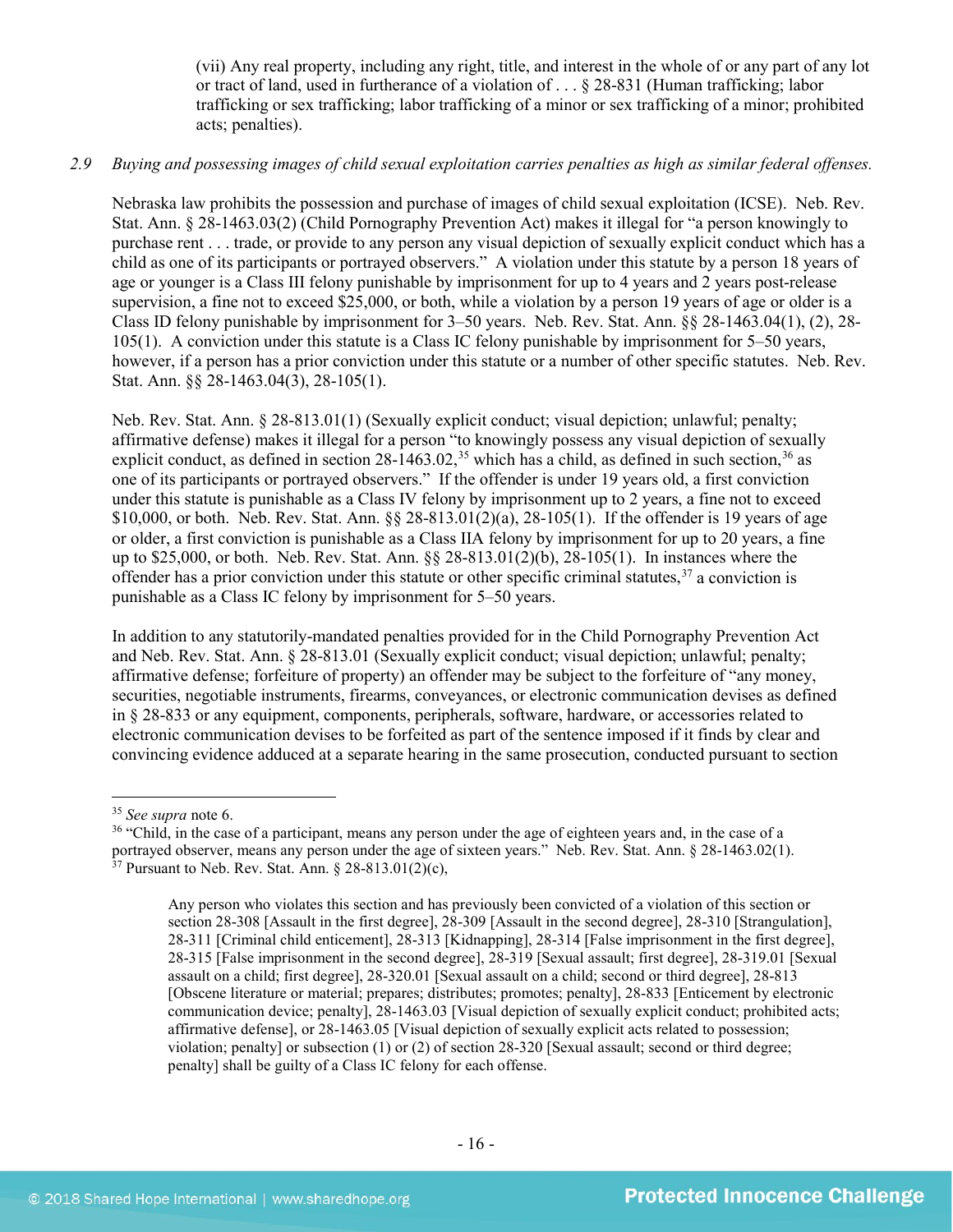(vii) Any real property, including any right, title, and interest in the whole of or any part of any lot or tract of land, used in furtherance of a violation of . . . § 28-831 (Human trafficking; labor trafficking or sex trafficking; labor trafficking of a minor or sex trafficking of a minor; prohibited acts; penalties).

*2.9 Buying and possessing images of child sexual exploitation carries penalties as high as similar federal offenses.*

Nebraska law prohibits the possession and purchase of images of child sexual exploitation (ICSE). Neb. Rev. Stat. Ann. § 28-1463.03(2) (Child Pornography Prevention Act) makes it illegal for "a person knowingly to purchase rent . . . trade, or provide to any person any visual depiction of sexually explicit conduct which has a child as one of its participants or portrayed observers." A violation under this statute by a person 18 years of age or younger is a Class III felony punishable by imprisonment for up to 4 years and 2 years post-release supervision, a fine not to exceed $25,000, or both, while a violation by a person 19 years of age or older is a Class ID felony punishable by imprisonment for 3–50 years. Neb. Rev. Stat. Ann. §§ 28-1463.04(1), (2), 28-105(1). A conviction under this statute is a Class IC felony punishable by imprisonment for 5–50 years, however, if a person has a prior conviction under this statute or a number of other specific statutes. Neb. Rev. Stat. Ann. §§ 28-1463.04(3), 28-105(1).

Neb. Rev. Stat. Ann. § 28-813.01(1) (Sexually explicit conduct; visual depiction; unlawful; penalty; affirmative defense) makes it illegal for a person "to knowingly possess any visual depiction of sexually explicit conduct, as defined in section 28-1463.02,[35] which has a child, as defined in such section,[36] as one of its participants or portrayed observers." If the offender is under 19 years old, a first conviction under this statute is punishable as a Class IV felony by imprisonment up to 2 years, a fine not to exceed $10,000, or both. Neb. Rev. Stat. Ann. §§ 28-813.01(2)(a), 28-105(1). If the offender is 19 years of age or older, a first conviction is punishable as a Class IIA felony by imprisonment for up to 20 years, a fine up to $25,000, or both. Neb. Rev. Stat. Ann. §§ 28-813.01(2)(b), 28-105(1). In instances where the offender has a prior conviction under this statute or other specific criminal statutes,[37] a conviction is punishable as a Class IC felony by imprisonment for 5–50 years.

In addition to any statutorily-mandated penalties provided for in the Child Pornography Prevention Act and Neb. Rev. Stat. Ann. § 28-813.01 (Sexually explicit conduct; visual depiction; unlawful; penalty; affirmative defense; forfeiture of property) an offender may be subject to the forfeiture of "any money, securities, negotiable instruments, firearms, conveyances, or electronic communication devices as defined in § 28-833 or any equipment, components, peripherals, software, hardware, or accessories related to electronic communication devises to be forfeited as part of the sentence imposed if it finds by clear and convincing evidence adduced at a separate hearing in the same prosecution, conducted pursuant to section

---

[35] *See supra* note 6.

[36] "Child, in the case of a participant, means any person under the age of eighteen years and, in the case of a portrayed observer, means any person under the age of sixteen years." Neb. Rev. Stat. Ann. § 28-1463.02(1).

[37] Pursuant to Neb. Rev. Stat. Ann. § 28-813.01(2)(c),

> Any person who violates this section and has previously been convicted of a violation of this section or section 28-308 [Assault in the first degree], 28-309 [Assault in the second degree], 28-310 [Strangulation], 28-311 [Criminal child enticement], 28-313 [Kidnapping], 28-314 [False imprisonment in the first degree], 28-315 [False imprisonment in the second degree], 28-319 [Sexual assault; first degree], 28-319.01 [Sexual assault on a child; first degree], 28-320.01 [Sexual assault on a child; second or third degree], 28-813 [Obscene literature or material; prepares; distributes; promotes; penalty], 28-833 [Enticement by electronic communication device; penalty], 28-1463.03 [Visual depiction of sexually explicit conduct; prohibited acts; affirmative defense], or 28-1463.05 [Visual depiction of sexually explicit acts related to possession; violation; penalty] or subsection (1) or (2) of section 28-320 [Sexual assault; second or third degree; penalty] shall be guilty of a Class IC felony for each offense.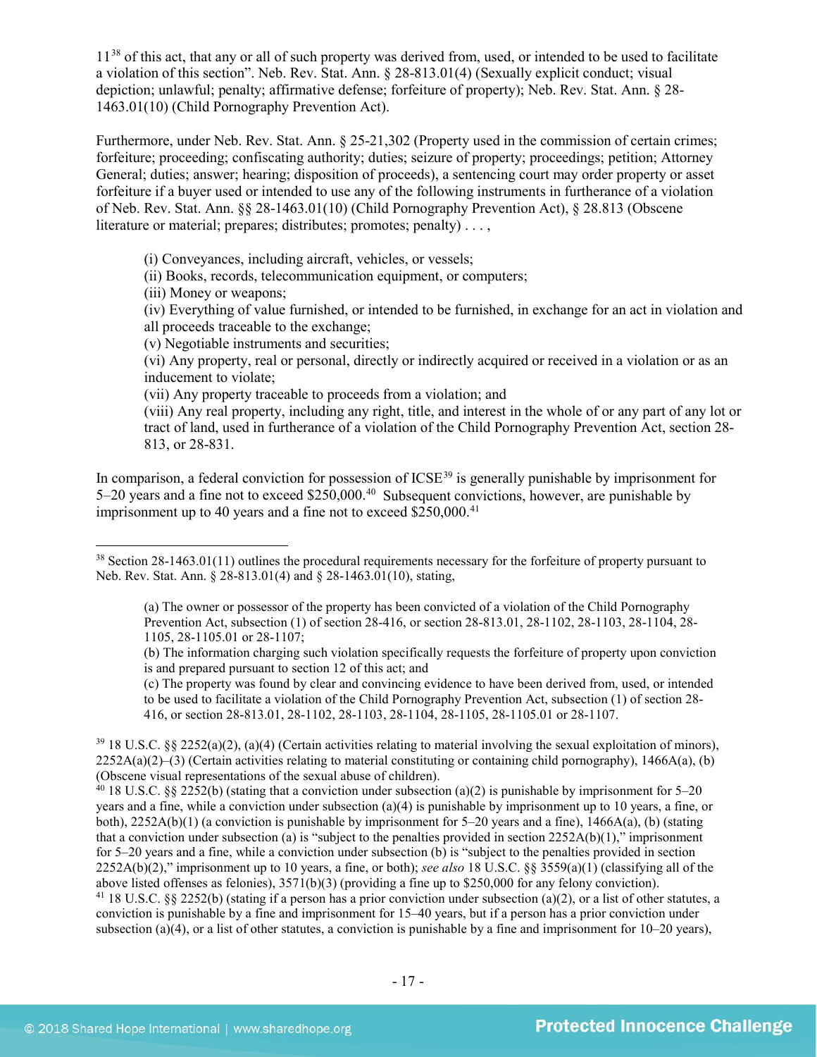11[38] of this act, that any or all of such property was derived from, used, or intended to be used to facilitate a violation of this section". Neb. Rev. Stat. Ann. § 28-813.01(4) (Sexually explicit conduct; visual depiction; unlawful; penalty; affirmative defense; forfeiture of property); Neb. Rev. Stat. Ann. § 28-1463.01(10) (Child Pornography Prevention Act).

Furthermore, under Neb. Rev. Stat. Ann. § 25-21,302 (Property used in the commission of certain crimes; forfeiture; proceeding; confiscating authority; duties; seizure of property; proceedings; petition; Attorney General; duties; answer; hearing; disposition of proceeds), a sentencing court may order property or asset forfeiture if a buyer used or intended to use any of the following instruments in furtherance of a violation of Neb. Rev. Stat. Ann. §§ 28-1463.01(10) (Child Pornography Prevention Act), § 28.813 (Obscene literature or material; prepares; distributes; promotes; penalty) . . . ,

> (i) Conveyances, including aircraft, vehicles, or vessels;
> (ii) Books, records, telecommunication equipment, or computers;
> (iii) Money or weapons;
> (iv) Everything of value furnished, or intended to be furnished, in exchange for an act in violation and all proceeds traceable to the exchange;
> (v) Negotiable instruments and securities;
> (vi) Any property, real or personal, directly or indirectly acquired or received in a violation or as an inducement to violate;
> (vii) Any property traceable to proceeds from a violation; and
> (viii) Any real property, including any right, title, and interest in the whole of or any part of any lot or tract of land, used in furtherance of a violation of the Child Pornography Prevention Act, section 28-813, or 28-831.

In comparison, a federal conviction for possession of ICSE[39] is generally punishable by imprisonment for 5–20 years and a fine not to exceed $250,000.[40] Subsequent convictions, however, are punishable by imprisonment up to 40 years and a fine not to exceed $250,000.[41]

---

[38] Section 28-1463.01(11) outlines the procedural requirements necessary for the forfeiture of property pursuant to Neb. Rev. Stat. Ann. § 28-813.01(4) and § 28-1463.01(10), stating,

> (a) The owner or possessor of the property has been convicted of a violation of the Child Pornography Prevention Act, subsection (1) of section 28-416, or section 28-813.01, 28-1102, 28-1103, 28-1104, 28-1105, 28-1105.01 or 28-1107;
> (b) The information charging such violation specifically requests the forfeiture of property upon conviction is and prepared pursuant to section 12 of this act; and
> (c) The property was found by clear and convincing evidence to have been derived from, used, or intended to be used to facilitate a violation of the Child Pornography Prevention Act, subsection (1) of section 28-416, or section 28-813.01, 28-1102, 28-1103, 28-1104, 28-1105, 28-1105.01 or 28-1107.

[39] 18 U.S.C. §§ 2252(a)(2), (a)(4) (Certain activities relating to material involving the sexual exploitation of minors), 2252A(a)(2)–(3) (Certain activities relating to material constituting or containing child pornography), 1466A(a), (b) (Obscene visual representations of the sexual abuse of children).

[40] 18 U.S.C. §§ 2252(b) (stating that a conviction under subsection (a)(2) is punishable by imprisonment for 5–20 years and a fine, while a conviction under subsection (a)(4) is punishable by imprisonment up to 10 years, a fine, or both), 2252A(b)(1) (a conviction is punishable by imprisonment for 5–20 years and a fine), 1466A(a), (b) (stating that a conviction under subsection (a) is "subject to the penalties provided in section 2252A(b)(1)," imprisonment for 5–20 years and a fine, while a conviction under subsection (b) is "subject to the penalties provided in section 2252A(b)(2)," imprisonment up to 10 years, a fine, or both); *see also* 18 U.S.C. §§ 3559(a)(1) (classifying all of the above listed offenses as felonies), 3571(b)(3) (providing a fine up to $250,000 for any felony conviction).

[41] 18 U.S.C. §§ 2252(b) (stating if a person has a prior conviction under subsection (a)(2), or a list of other statutes, a conviction is punishable by a fine and imprisonment for 15–40 years, but if a person has a prior conviction under subsection (a)(4), or a list of other statutes, a conviction is punishable by a fine and imprisonment for 10–20 years),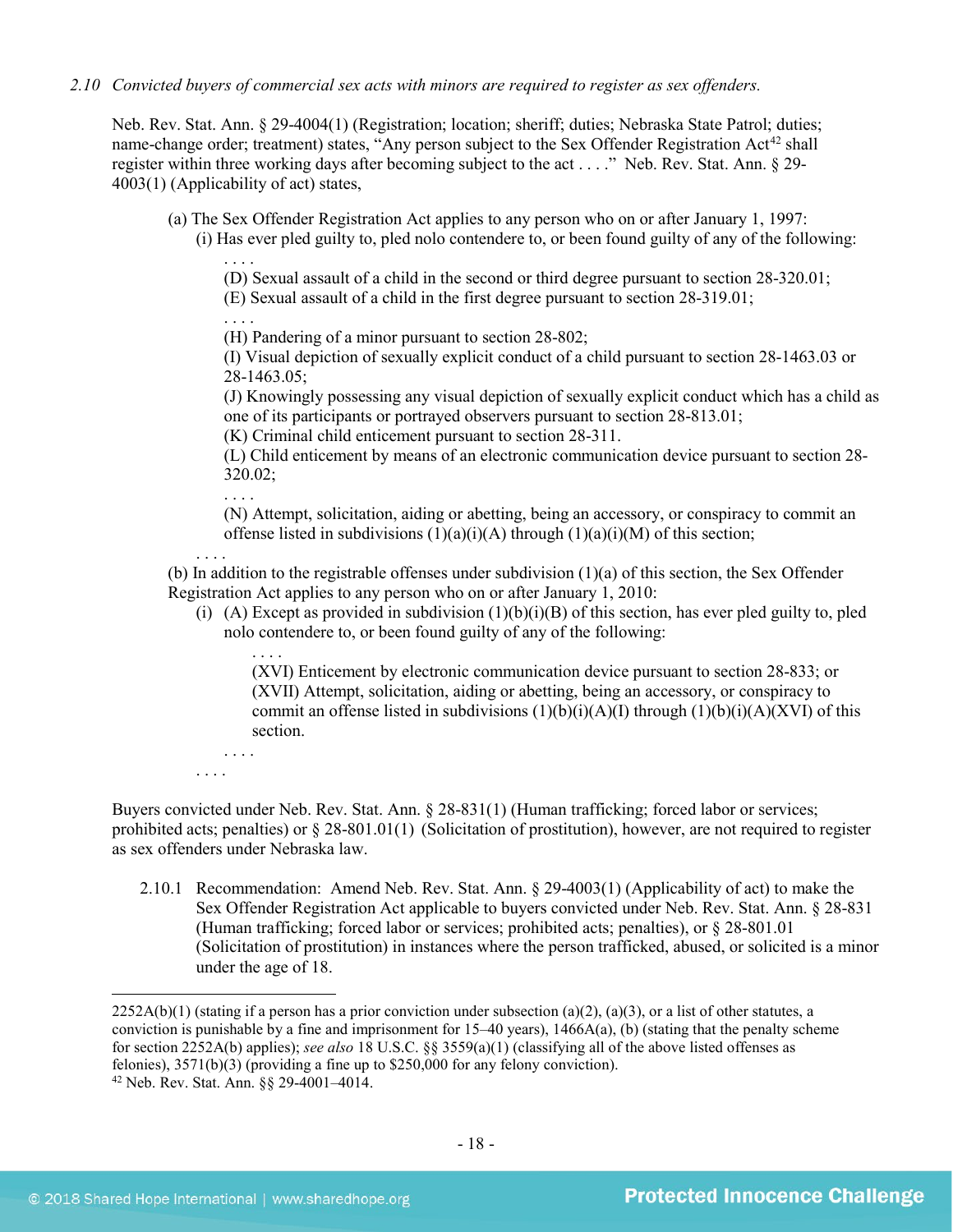*2.10 Convicted buyers of commercial sex acts with minors are required to register as sex offenders.*

Neb. Rev. Stat. Ann. § 29-4004(1) (Registration; location; sheriff; duties; Nebraska State Patrol; duties; name-change order; treatment) states, "Any person subject to the Sex Offender Registration Act[42] shall register within three working days after becoming subject to the act . . . ." Neb. Rev. Stat. Ann. § 29-4003(1) (Applicability of act) states,

> (a) The Sex Offender Registration Act applies to any person who on or after January 1, 1997:
>
> (i) Has ever pled guilty to, pled nolo contendere to, or been found guilty of any of the following:
>
> . . . .
>
> (D) Sexual assault of a child in the second or third degree pursuant to section 28-320.01;
>
> (E) Sexual assault of a child in the first degree pursuant to section 28-319.01;
>
> . . . .
>
> (H) Pandering of a minor pursuant to section 28-802;
>
> (I) Visual depiction of sexually explicit conduct of a child pursuant to section 28-1463.03 or 28-1463.05;
>
> (J) Knowingly possessing any visual depiction of sexually explicit conduct which has a child as one of its participants or portrayed observers pursuant to section 28-813.01;
>
> (K) Criminal child enticement pursuant to section 28-311.
>
> (L) Child enticement by means of an electronic communication device pursuant to section 28-320.02;
>
> . . . .
>
> (N) Attempt, solicitation, aiding or abetting, being an accessory, or conspiracy to commit an offense listed in subdivisions (1)(a)(i)(A) through (1)(a)(i)(M) of this section;
>
> . . . .
>
> (b) In addition to the registrable offenses under subdivision (1)(a) of this section, the Sex Offender Registration Act applies to any person who on or after January 1, 2010:
>
> (i) (A) Except as provided in subdivision (1)(b)(i)(B) of this section, has ever pled guilty to, pled nolo contendere to, or been found guilty of any of the following:
>
> . . . .
>
> (XVI) Enticement by electronic communication device pursuant to section 28-833; or
>
> (XVII) Attempt, solicitation, aiding or abetting, being an accessory, or conspiracy to commit an offense listed in subdivisions (1)(b)(i)(A)(I) through (1)(b)(i)(A)(XVI) of this section.
>
> . . . .
>
> . . . .

Buyers convicted under Neb. Rev. Stat. Ann. § 28-831(1) (Human trafficking; forced labor or services; prohibited acts; penalties) or § 28-801.01(1) (Solicitation of prostitution), however, are not required to register as sex offenders under Nebraska law.

2.10.1 Recommendation: Amend Neb. Rev. Stat. Ann. § 29-4003(1) (Applicability of act) to make the Sex Offender Registration Act applicable to buyers convicted under Neb. Rev. Stat. Ann. § 28-831 (Human trafficking; forced labor or services; prohibited acts; penalties), or § 28-801.01 (Solicitation of prostitution) in instances where the person trafficked, abused, or solicited is a minor under the age of 18.

---

2252A(b)(1) (stating if a person has a prior conviction under subsection (a)(2), (a)(3), or a list of other statutes, a conviction is punishable by a fine and imprisonment for 15–40 years), 1466A(a), (b) (stating that the penalty scheme for section 2252A(b) applies); *see also* 18 U.S.C. §§ 3559(a)(1) (classifying all of the above listed offenses as felonies), 3571(b)(3) (providing a fine up to $250,000 for any felony conviction).

[42] Neb. Rev. Stat. Ann. §§ 29-4001–4014.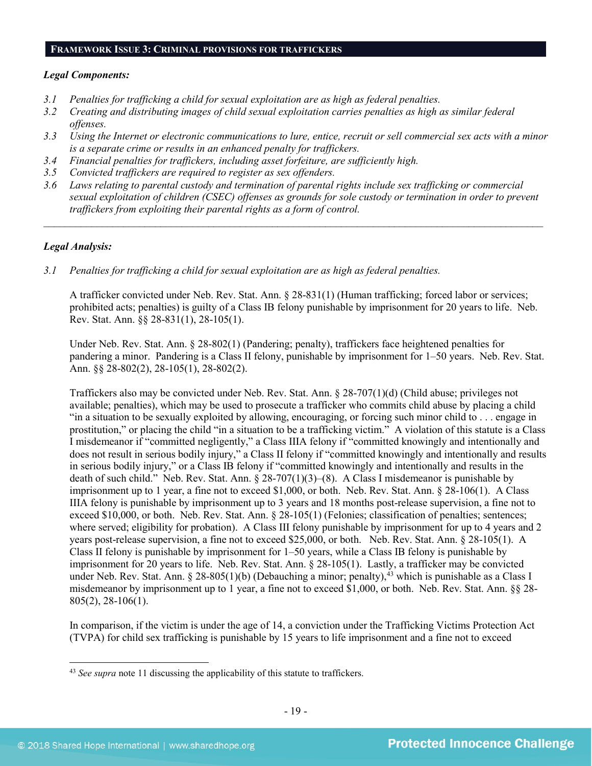## FRAMEWORK ISSUE 3: CRIMINAL PROVISIONS FOR TRAFFICKERS

***Legal Components:***

*3.1 Penalties for trafficking a child for sexual exploitation are as high as federal penalties.*

*3.2 Creating and distributing images of child sexual exploitation carries penalties as high as similar federal offenses.*

*3.3 Using the Internet or electronic communications to lure, entice, recruit or sell commercial sex acts with a minor is a separate crime or results in an enhanced penalty for traffickers.*

*3.4 Financial penalties for traffickers, including asset forfeiture, are sufficiently high.*

*3.5 Convicted traffickers are required to register as sex offenders.*

*3.6 Laws relating to parental custody and termination of parental rights include sex trafficking or commercial sexual exploitation of children (CSEC) offenses as grounds for sole custody or termination in order to prevent traffickers from exploiting their parental rights as a form of control.*

---

***Legal Analysis:***

*3.1 Penalties for trafficking a child for sexual exploitation are as high as federal penalties.*

A trafficker convicted under Neb. Rev. Stat. Ann. § 28-831(1) (Human trafficking; forced labor or services; prohibited acts; penalties) is guilty of a Class IB felony punishable by imprisonment for 20 years to life. Neb. Rev. Stat. Ann. §§ 28-831(1), 28-105(1).

Under Neb. Rev. Stat. Ann. § 28-802(1) (Pandering; penalty), traffickers face heightened penalties for pandering a minor. Pandering is a Class II felony, punishable by imprisonment for 1–50 years. Neb. Rev. Stat. Ann. §§ 28-802(2), 28-105(1), 28-802(2).

Traffickers also may be convicted under Neb. Rev. Stat. Ann. § 28-707(1)(d) (Child abuse; privileges not available; penalties), which may be used to prosecute a trafficker who commits child abuse by placing a child "in a situation to be sexually exploited by allowing, encouraging, or forcing such minor child to . . . engage in prostitution," or placing the child "in a situation to be a trafficking victim." A violation of this statute is a Class I misdemeanor if "committed negligently," a Class IIIA felony if "committed knowingly and intentionally and does not result in serious bodily injury," a Class II felony if "committed knowingly and intentionally and results in serious bodily injury," or a Class IB felony if "committed knowingly and intentionally and results in the death of such child." Neb. Rev. Stat. Ann. § 28-707(1)(3)–(8). A Class I misdemeanor is punishable by imprisonment up to 1 year, a fine not to exceed $1,000, or both. Neb. Rev. Stat. Ann. § 28-106(1). A Class IIIA felony is punishable by imprisonment up to 3 years and 18 months post-release supervision, a fine not to exceed $10,000, or both. Neb. Rev. Stat. Ann. § 28-105(1) (Felonies; classification of penalties; sentences; where served; eligibility for probation). A Class III felony punishable by imprisonment for up to 4 years and 2 years post-release supervision, a fine not to exceed $25,000, or both. Neb. Rev. Stat. Ann. § 28-105(1). A Class II felony is punishable by imprisonment for 1–50 years, while a Class IB felony is punishable by imprisonment for 20 years to life. Neb. Rev. Stat. Ann. § 28-105(1). Lastly, a trafficker may be convicted under Neb. Rev. Stat. Ann. § 28-805(1)(b) (Debauching a minor; penalty),[43] which is punishable as a Class I misdemeanor by imprisonment up to 1 year, a fine not to exceed $1,000, or both. Neb. Rev. Stat. Ann. §§ 28-805(2), 28-106(1).

In comparison, if the victim is under the age of 14, a conviction under the Trafficking Victims Protection Act (TVPA) for child sex trafficking is punishable by 15 years to life imprisonment and a fine not to exceed

---

[43] *See supra* note 11 discussing the applicability of this statute to traffickers.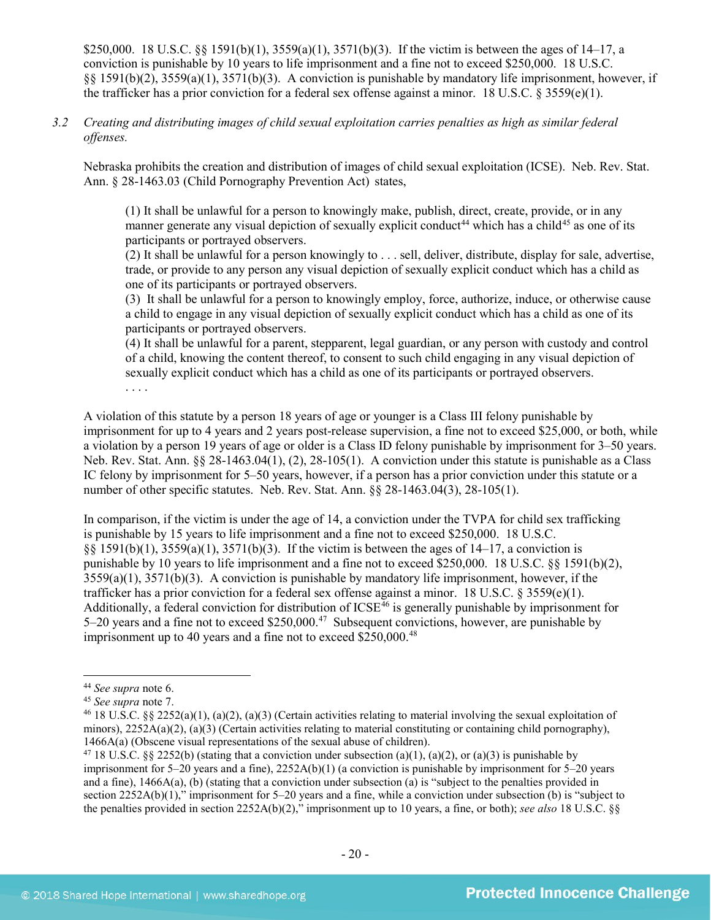$250,000. 18 U.S.C. §§ 1591(b)(1), 3559(a)(1), 3571(b)(3). If the victim is between the ages of 14–17, a conviction is punishable by 10 years to life imprisonment and a fine not to exceed $250,000. 18 U.S.C. §§ 1591(b)(2), 3559(a)(1), 3571(b)(3). A conviction is punishable by mandatory life imprisonment, however, if the trafficker has a prior conviction for a federal sex offense against a minor. 18 U.S.C. § 3559(e)(1).

3.2 *Creating and distributing images of child sexual exploitation carries penalties as high as similar federal offenses.*

Nebraska prohibits the creation and distribution of images of child sexual exploitation (ICSE). Neb. Rev. Stat. Ann. § 28-1463.03 (Child Pornography Prevention Act) states,

> (1) It shall be unlawful for a person to knowingly make, publish, direct, create, provide, or in any manner generate any visual depiction of sexually explicit conduct[44] which has a child[45] as one of its participants or portrayed observers.
> (2) It shall be unlawful for a person knowingly to . . . sell, deliver, distribute, display for sale, advertise, trade, or provide to any person any visual depiction of sexually explicit conduct which has a child as one of its participants or portrayed observers.
> (3) It shall be unlawful for a person to knowingly employ, force, authorize, induce, or otherwise cause a child to engage in any visual depiction of sexually explicit conduct which has a child as one of its participants or portrayed observers.
> (4) It shall be unlawful for a parent, stepparent, legal guardian, or any person with custody and control of a child, knowing the content thereof, to consent to such child engaging in any visual depiction of sexually explicit conduct which has a child as one of its participants or portrayed observers.
> . . . .

A violation of this statute by a person 18 years of age or younger is a Class III felony punishable by imprisonment for up to 4 years and 2 years post-release supervision, a fine not to exceed $25,000, or both, while a violation by a person 19 years of age or older is a Class ID felony punishable by imprisonment for 3–50 years. Neb. Rev. Stat. Ann. §§ 28-1463.04(1), (2), 28-105(1). A conviction under this statute is punishable as a Class IC felony by imprisonment for 5–50 years, however, if a person has a prior conviction under this statute or a number of other specific statutes. Neb. Rev. Stat. Ann. §§ 28-1463.04(3), 28-105(1).

In comparison, if the victim is under the age of 14, a conviction under the TVPA for child sex trafficking is punishable by 15 years to life imprisonment and a fine not to exceed $250,000. 18 U.S.C. §§ 1591(b)(1), 3559(a)(1), 3571(b)(3). If the victim is between the ages of 14–17, a conviction is punishable by 10 years to life imprisonment and a fine not to exceed $250,000. 18 U.S.C. §§ 1591(b)(2), 3559(a)(1), 3571(b)(3). A conviction is punishable by mandatory life imprisonment, however, if the trafficker has a prior conviction for a federal sex offense against a minor. 18 U.S.C. § 3559(e)(1). Additionally, a federal conviction for distribution of ICSE[46] is generally punishable by imprisonment for 5–20 years and a fine not to exceed $250,000.[47] Subsequent convictions, however, are punishable by imprisonment up to 40 years and a fine not to exceed $250,000.[48]

---

[44] *See supra* note 6.

[45] *See supra* note 7.

[46] 18 U.S.C. §§ 2252(a)(1), (a)(2), (a)(3) (Certain activities relating to material involving the sexual exploitation of minors), 2252A(a)(2), (a)(3) (Certain activities relating to material constituting or containing child pornography), 1466A(a) (Obscene visual representations of the sexual abuse of children).

[47] 18 U.S.C. §§ 2252(b) (stating that a conviction under subsection (a)(1), (a)(2), or (a)(3) is punishable by imprisonment for 5–20 years and a fine), 2252A(b)(1) (a conviction is punishable by imprisonment for 5–20 years and a fine), 1466A(a), (b) (stating that a conviction under subsection (a) is "subject to the penalties provided in section 2252A(b)(1)," imprisonment for 5–20 years and a fine, while a conviction under subsection (b) is "subject to the penalties provided in section 2252A(b)(2)," imprisonment up to 10 years, a fine, or both); *see also* 18 U.S.C. §§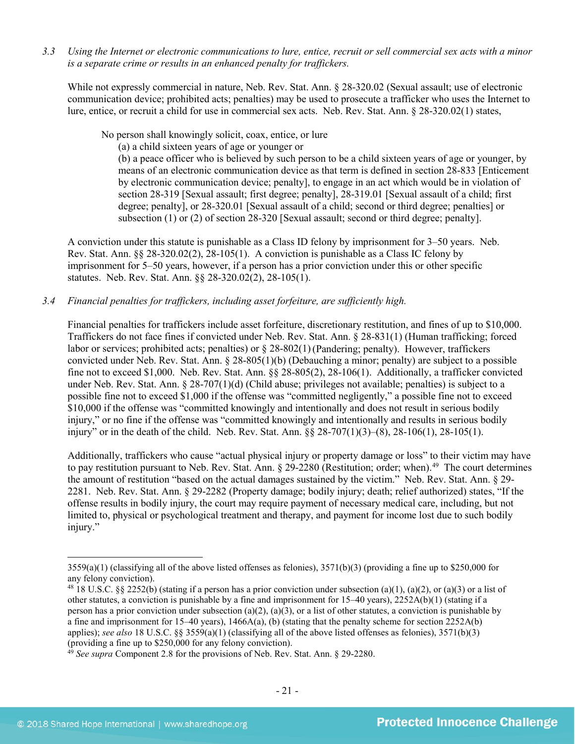*3.3 Using the Internet or electronic communications to lure, entice, recruit or sell commercial sex acts with a minor is a separate crime or results in an enhanced penalty for traffickers.*

While not expressly commercial in nature, Neb. Rev. Stat. Ann. § 28-320.02 (Sexual assault; use of electronic communication device; prohibited acts; penalties) may be used to prosecute a trafficker who uses the Internet to lure, entice, or recruit a child for use in commercial sex acts. Neb. Rev. Stat. Ann. § 28-320.02(1) states,

> No person shall knowingly solicit, coax, entice, or lure
> (a) a child sixteen years of age or younger or
> (b) a peace officer who is believed by such person to be a child sixteen years of age or younger, by means of an electronic communication device as that term is defined in section 28-833 [Enticement by electronic communication device; penalty], to engage in an act which would be in violation of section 28-319 [Sexual assault; first degree; penalty], 28-319.01 [Sexual assault of a child; first degree; penalty], or 28-320.01 [Sexual assault of a child; second or third degree; penalties] or subsection (1) or (2) of section 28-320 [Sexual assault; second or third degree; penalty].

A conviction under this statute is punishable as a Class ID felony by imprisonment for 3–50 years. Neb. Rev. Stat. Ann. §§ 28-320.02(2), 28-105(1). A conviction is punishable as a Class IC felony by imprisonment for 5–50 years, however, if a person has a prior conviction under this or other specific statutes. Neb. Rev. Stat. Ann. §§ 28-320.02(2), 28-105(1).

*3.4 Financial penalties for traffickers, including asset forfeiture, are sufficiently high.*

Financial penalties for traffickers include asset forfeiture, discretionary restitution, and fines of up to $10,000. Traffickers do not face fines if convicted under Neb. Rev. Stat. Ann. § 28-831(1) (Human trafficking; forced labor or services; prohibited acts; penalties) or § 28-802(1) (Pandering; penalty). However, traffickers convicted under Neb. Rev. Stat. Ann. § 28-805(1)(b) (Debauching a minor; penalty) are subject to a possible fine not to exceed $1,000. Neb. Rev. Stat. Ann. §§ 28-805(2), 28-106(1). Additionally, a trafficker convicted under Neb. Rev. Stat. Ann. § 28-707(1)(d) (Child abuse; privileges not available; penalties) is subject to a possible fine not to exceed $1,000 if the offense was "committed negligently," a possible fine not to exceed $10,000 if the offense was "committed knowingly and intentionally and does not result in serious bodily injury," or no fine if the offense was "committed knowingly and intentionally and results in serious bodily injury" or in the death of the child. Neb. Rev. Stat. Ann. §§ 28-707(1)(3)–(8), 28-106(1), 28-105(1).

Additionally, traffickers who cause "actual physical injury or property damage or loss" to their victim may have to pay restitution pursuant to Neb. Rev. Stat. Ann. § 29-2280 (Restitution; order; when).[49] The court determines the amount of restitution "based on the actual damages sustained by the victim." Neb. Rev. Stat. Ann. § 29-2281. Neb. Rev. Stat. Ann. § 29-2282 (Property damage; bodily injury; death; relief authorized) states, "If the offense results in bodily injury, the court may require payment of necessary medical care, including, but not limited to, physical or psychological treatment and therapy, and payment for income lost due to such bodily injury."

---

3559(a)(1) (classifying all of the above listed offenses as felonies), 3571(b)(3) (providing a fine up to $250,000 for any felony conviction).

[48] 18 U.S.C. §§ 2252(b) (stating if a person has a prior conviction under subsection (a)(1), (a)(2), or (a)(3) or a list of other statutes, a conviction is punishable by a fine and imprisonment for 15–40 years), 2252A(b)(1) (stating if a person has a prior conviction under subsection (a)(2), (a)(3), or a list of other statutes, a conviction is punishable by a fine and imprisonment for 15–40 years), 1466A(a), (b) (stating that the penalty scheme for section 2252A(b) applies); *see also* 18 U.S.C. §§ 3559(a)(1) (classifying all of the above listed offenses as felonies), 3571(b)(3) (providing a fine up to $250,000 for any felony conviction).

[49] *See supra* Component 2.8 for the provisions of Neb. Rev. Stat. Ann. § 29-2280.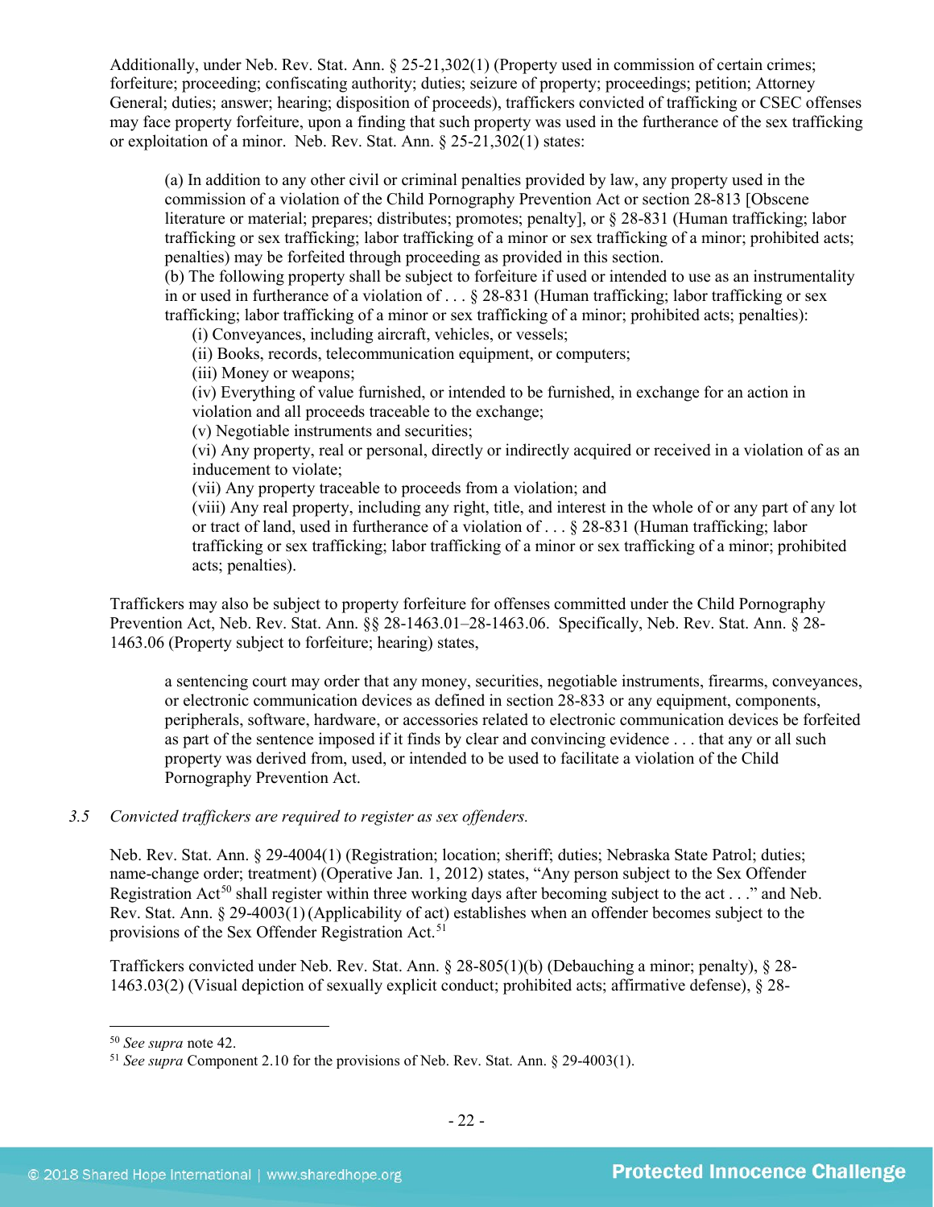Additionally, under Neb. Rev. Stat. Ann. § 25-21,302(1) (Property used in commission of certain crimes; forfeiture; proceeding; confiscating authority; duties; seizure of property; proceedings; petition; Attorney General; duties; answer; hearing; disposition of proceeds), traffickers convicted of trafficking or CSEC offenses may face property forfeiture, upon a finding that such property was used in the furtherance of the sex trafficking or exploitation of a minor. Neb. Rev. Stat. Ann. § 25-21,302(1) states:

> (a) In addition to any other civil or criminal penalties provided by law, any property used in the commission of a violation of the Child Pornography Prevention Act or section 28-813 [Obscene literature or material; prepares; distributes; promotes; penalty], or § 28-831 (Human trafficking; labor trafficking or sex trafficking; labor trafficking of a minor or sex trafficking of a minor; prohibited acts; penalties) may be forfeited through proceeding as provided in this section.
> (b) The following property shall be subject to forfeiture if used or intended to use as an instrumentality in or used in furtherance of a violation of . . . § 28-831 (Human trafficking; labor trafficking or sex trafficking; labor trafficking of a minor or sex trafficking of a minor; prohibited acts; penalties):
> (i) Conveyances, including aircraft, vehicles, or vessels;
> (ii) Books, records, telecommunication equipment, or computers;
> (iii) Money or weapons;
> (iv) Everything of value furnished, or intended to be furnished, in exchange for an action in violation and all proceeds traceable to the exchange;
> (v) Negotiable instruments and securities;
> (vi) Any property, real or personal, directly or indirectly acquired or received in a violation of as an inducement to violate;
> (vii) Any property traceable to proceeds from a violation; and
> (viii) Any real property, including any right, title, and interest in the whole of or any part of any lot or tract of land, used in furtherance of a violation of . . . § 28-831 (Human trafficking; labor trafficking or sex trafficking; labor trafficking of a minor or sex trafficking of a minor; prohibited acts; penalties).

Traffickers may also be subject to property forfeiture for offenses committed under the Child Pornography Prevention Act, Neb. Rev. Stat. Ann. §§ 28-1463.01–28-1463.06. Specifically, Neb. Rev. Stat. Ann. § 28-1463.06 (Property subject to forfeiture; hearing) states,

> a sentencing court may order that any money, securities, negotiable instruments, firearms, conveyances, or electronic communication devices as defined in section 28-833 or any equipment, components, peripherals, software, hardware, or accessories related to electronic communication devices be forfeited as part of the sentence imposed if it finds by clear and convincing evidence . . . that any or all such property was derived from, used, or intended to be used to facilitate a violation of the Child Pornography Prevention Act.

*3.5 Convicted traffickers are required to register as sex offenders.*

Neb. Rev. Stat. Ann. § 29-4004(1) (Registration; location; sheriff; duties; Nebraska State Patrol; duties; name-change order; treatment) (Operative Jan. 1, 2012) states, "Any person subject to the Sex Offender Registration Act[50] shall register within three working days after becoming subject to the act . . ." and Neb. Rev. Stat. Ann. § 29-4003(1) (Applicability of act) establishes when an offender becomes subject to the provisions of the Sex Offender Registration Act.[51]

Traffickers convicted under Neb. Rev. Stat. Ann. § 28-805(1)(b) (Debauching a minor; penalty), § 28-1463.03(2) (Visual depiction of sexually explicit conduct; prohibited acts; affirmative defense), § 28-

[50] *See supra* note 42.
[51] *See supra* Component 2.10 for the provisions of Neb. Rev. Stat. Ann. § 29-4003(1).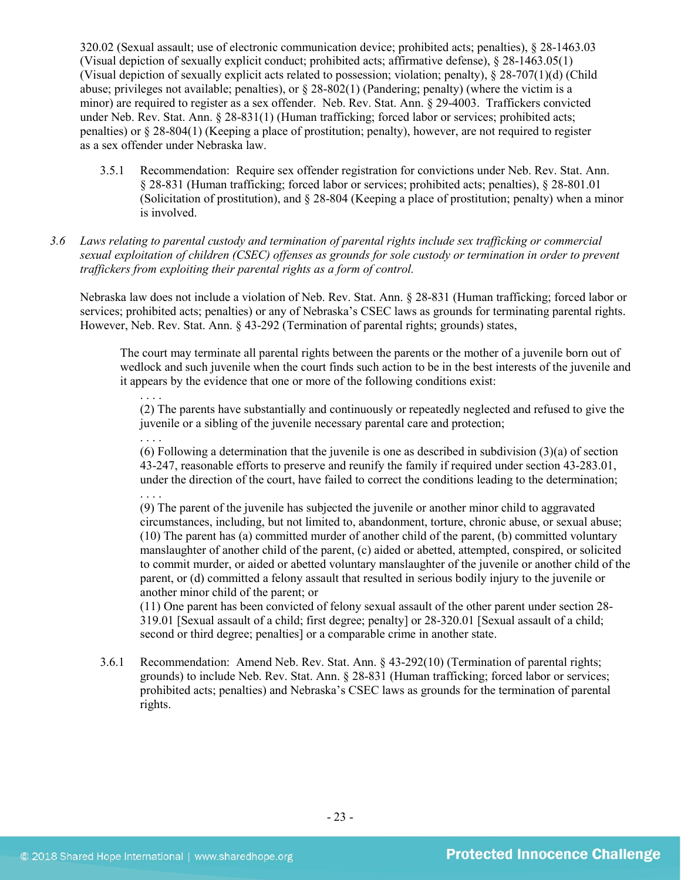320.02 (Sexual assault; use of electronic communication device; prohibited acts; penalties), § 28-1463.03 (Visual depiction of sexually explicit conduct; prohibited acts; affirmative defense), § 28-1463.05(1) (Visual depiction of sexually explicit acts related to possession; violation; penalty), § 28-707(1)(d) (Child abuse; privileges not available; penalties), or § 28-802(1) (Pandering; penalty) (where the victim is a minor) are required to register as a sex offender. Neb. Rev. Stat. Ann. § 29-4003. Traffickers convicted under Neb. Rev. Stat. Ann. § 28-831(1) (Human trafficking; forced labor or services; prohibited acts; penalties) or § 28-804(1) (Keeping a place of prostitution; penalty), however, are not required to register as a sex offender under Nebraska law.

3.5.1 Recommendation: Require sex offender registration for convictions under Neb. Rev. Stat. Ann. § 28-831 (Human trafficking; forced labor or services; prohibited acts; penalties), § 28-801.01 (Solicitation of prostitution), and § 28-804 (Keeping a place of prostitution; penalty) when a minor is involved.

3.6 *Laws relating to parental custody and termination of parental rights include sex trafficking or commercial sexual exploitation of children (CSEC) offenses as grounds for sole custody or termination in order to prevent traffickers from exploiting their parental rights as a form of control.*

Nebraska law does not include a violation of Neb. Rev. Stat. Ann. § 28-831 (Human trafficking; forced labor or services; prohibited acts; penalties) or any of Nebraska's CSEC laws as grounds for terminating parental rights. However, Neb. Rev. Stat. Ann. § 43-292 (Termination of parental rights; grounds) states,

> The court may terminate all parental rights between the parents or the mother of a juvenile born out of wedlock and such juvenile when the court finds such action to be in the best interests of the juvenile and it appears by the evidence that one or more of the following conditions exist:
>
> . . . .
> (2) The parents have substantially and continuously or repeatedly neglected and refused to give the juvenile or a sibling of the juvenile necessary parental care and protection;
> . . . .
> (6) Following a determination that the juvenile is one as described in subdivision (3)(a) of section 43-247, reasonable efforts to preserve and reunify the family if required under section 43-283.01, under the direction of the court, have failed to correct the conditions leading to the determination;
> . . . .
> (9) The parent of the juvenile has subjected the juvenile or another minor child to aggravated circumstances, including, but not limited to, abandonment, torture, chronic abuse, or sexual abuse;
> (10) The parent has (a) committed murder of another child of the parent, (b) committed voluntary manslaughter of another child of the parent, (c) aided or abetted, attempted, conspired, or solicited to commit murder, or aided or abetted voluntary manslaughter of the juvenile or another child of the parent, or (d) committed a felony assault that resulted in serious bodily injury to the juvenile or another minor child of the parent; or
> (11) One parent has been convicted of felony sexual assault of the other parent under section 28-319.01 [Sexual assault of a child; first degree; penalty] or 28-320.01 [Sexual assault of a child; second or third degree; penalties] or a comparable crime in another state.

3.6.1 Recommendation: Amend Neb. Rev. Stat. Ann. § 43-292(10) (Termination of parental rights; grounds) to include Neb. Rev. Stat. Ann. § 28-831 (Human trafficking; forced labor or services; prohibited acts; penalties) and Nebraska's CSEC laws as grounds for the termination of parental rights.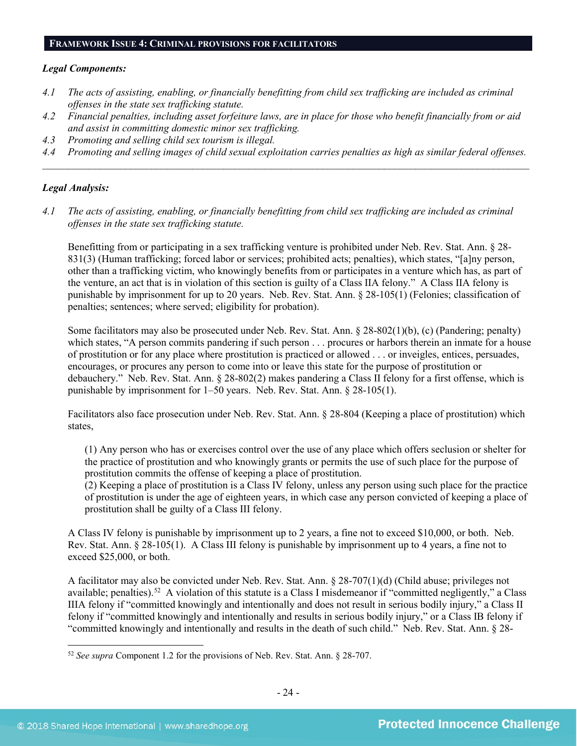## FRAMEWORK ISSUE 4: CRIMINAL PROVISIONS FOR FACILITATORS

***Legal Components:***

*4.1 The acts of assisting, enabling, or financially benefitting from child sex trafficking are included as criminal offenses in the state sex trafficking statute.*

*4.2 Financial penalties, including asset forfeiture laws, are in place for those who benefit financially from or aid and assist in committing domestic minor sex trafficking.*

*4.3 Promoting and selling child sex tourism is illegal.*

*4.4 Promoting and selling images of child sexual exploitation carries penalties as high as similar federal offenses.*

---

***Legal Analysis:***

*4.1 The acts of assisting, enabling, or financially benefitting from child sex trafficking are included as criminal offenses in the state sex trafficking statute.*

Benefitting from or participating in a sex trafficking venture is prohibited under Neb. Rev. Stat. Ann. § 28-831(3) (Human trafficking; forced labor or services; prohibited acts; penalties), which states, "[a]ny person, other than a trafficking victim, who knowingly benefits from or participates in a venture which has, as part of the venture, an act that is in violation of this section is guilty of a Class IIA felony." A Class IIA felony is punishable by imprisonment for up to 20 years. Neb. Rev. Stat. Ann. § 28-105(1) (Felonies; classification of penalties; sentences; where served; eligibility for probation).

Some facilitators may also be prosecuted under Neb. Rev. Stat. Ann. § 28-802(1)(b), (c) (Pandering; penalty) which states, "A person commits pandering if such person . . . procures or harbors therein an inmate for a house of prostitution or for any place where prostitution is practiced or allowed . . . or inveigles, entices, persuades, encourages, or procures any person to come into or leave this state for the purpose of prostitution or debauchery." Neb. Rev. Stat. Ann. § 28-802(2) makes pandering a Class II felony for a first offense, which is punishable by imprisonment for 1–50 years. Neb. Rev. Stat. Ann. § 28-105(1).

Facilitators also face prosecution under Neb. Rev. Stat. Ann. § 28-804 (Keeping a place of prostitution) which states,

> (1) Any person who has or exercises control over the use of any place which offers seclusion or shelter for the practice of prostitution and who knowingly grants or permits the use of such place for the purpose of prostitution commits the offense of keeping a place of prostitution.
> (2) Keeping a place of prostitution is a Class IV felony, unless any person using such place for the practice of prostitution is under the age of eighteen years, in which case any person convicted of keeping a place of prostitution shall be guilty of a Class III felony.

A Class IV felony is punishable by imprisonment up to 2 years, a fine not to exceed $10,000, or both. Neb. Rev. Stat. Ann. § 28-105(1). A Class III felony is punishable by imprisonment up to 4 years, a fine not to exceed $25,000, or both.

A facilitator may also be convicted under Neb. Rev. Stat. Ann. § 28-707(1)(d) (Child abuse; privileges not available; penalties).[52] A violation of this statute is a Class I misdemeanor if "committed negligently," a Class IIIA felony if "committed knowingly and intentionally and does not result in serious bodily injury," a Class II felony if "committed knowingly and intentionally and results in serious bodily injury," or a Class IB felony if "committed knowingly and intentionally and results in the death of such child." Neb. Rev. Stat. Ann. § 28-

---

[52] *See supra* Component 1.2 for the provisions of Neb. Rev. Stat. Ann. § 28-707.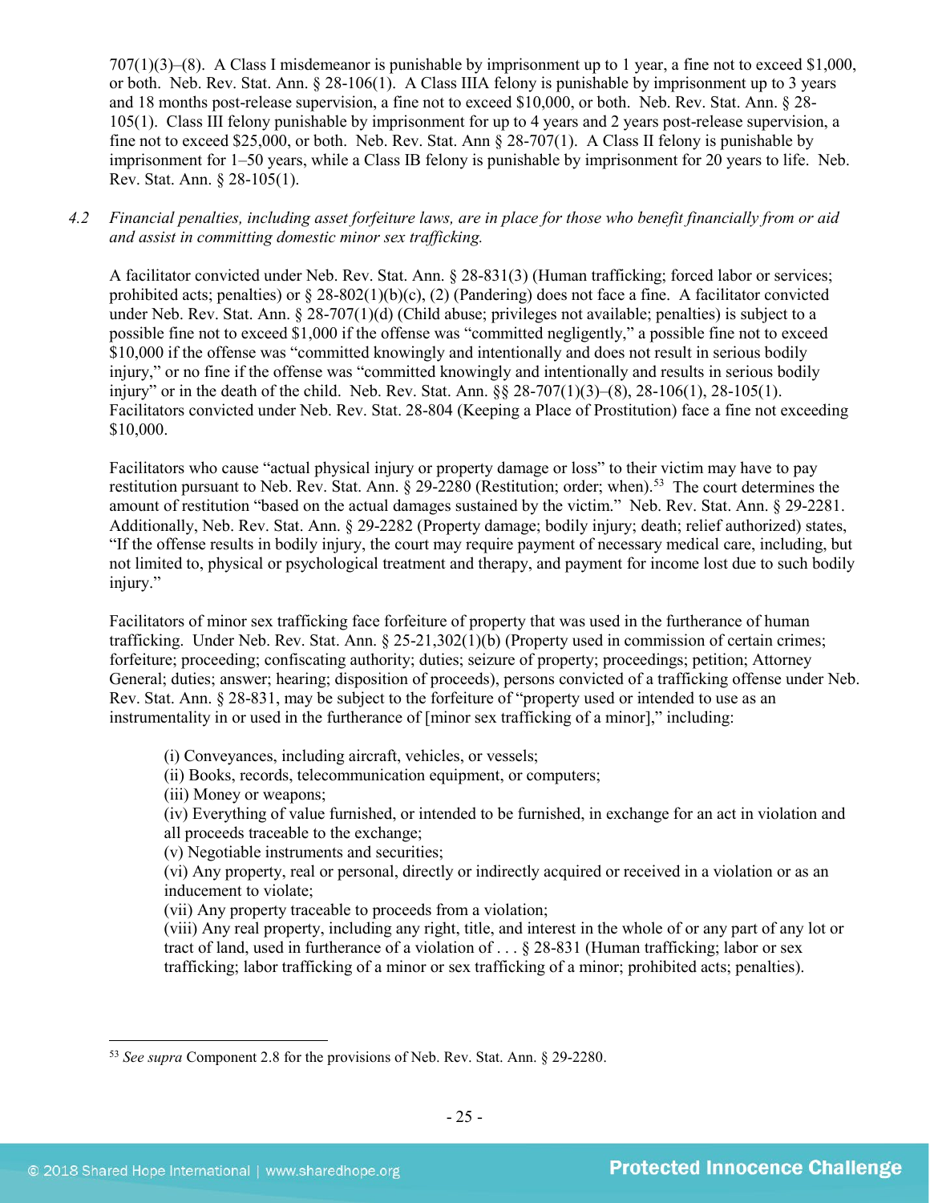707(1)(3)–(8). A Class I misdemeanor is punishable by imprisonment up to 1 year, a fine not to exceed $1,000, or both. Neb. Rev. Stat. Ann. § 28-106(1). A Class IIIA felony is punishable by imprisonment up to 3 years and 18 months post-release supervision, a fine not to exceed $10,000, or both. Neb. Rev. Stat. Ann. § 28-105(1). Class III felony punishable by imprisonment for up to 4 years and 2 years post-release supervision, a fine not to exceed $25,000, or both. Neb. Rev. Stat Ann § 28-707(1). A Class II felony is punishable by imprisonment for 1–50 years, while a Class IB felony is punishable by imprisonment for 20 years to life. Neb. Rev. Stat. Ann. § 28-105(1).

*4.2 Financial penalties, including asset forfeiture laws, are in place for those who benefit financially from or aid and assist in committing domestic minor sex trafficking.*

A facilitator convicted under Neb. Rev. Stat. Ann. § 28-831(3) (Human trafficking; forced labor or services; prohibited acts; penalties) or § 28-802(1)(b)(c), (2) (Pandering) does not face a fine. A facilitator convicted under Neb. Rev. Stat. Ann. § 28-707(1)(d) (Child abuse; privileges not available; penalties) is subject to a possible fine not to exceed $1,000 if the offense was "committed negligently," a possible fine not to exceed $10,000 if the offense was "committed knowingly and intentionally and does not result in serious bodily injury," or no fine if the offense was "committed knowingly and intentionally and results in serious bodily injury" or in the death of the child. Neb. Rev. Stat. Ann. §§ 28-707(1)(3)–(8), 28-106(1), 28-105(1). Facilitators convicted under Neb. Rev. Stat. 28-804 (Keeping a Place of Prostitution) face a fine not exceeding $10,000.

Facilitators who cause "actual physical injury or property damage or loss" to their victim may have to pay restitution pursuant to Neb. Rev. Stat. Ann. § 29-2280 (Restitution; order; when).[53] The court determines the amount of restitution "based on the actual damages sustained by the victim." Neb. Rev. Stat. Ann. § 29-2281. Additionally, Neb. Rev. Stat. Ann. § 29-2282 (Property damage; bodily injury; death; relief authorized) states, "If the offense results in bodily injury, the court may require payment of necessary medical care, including, but not limited to, physical or psychological treatment and therapy, and payment for income lost due to such bodily injury."

Facilitators of minor sex trafficking face forfeiture of property that was used in the furtherance of human trafficking. Under Neb. Rev. Stat. Ann. § 25-21,302(1)(b) (Property used in commission of certain crimes; forfeiture; proceeding; confiscating authority; duties; seizure of property; proceedings; petition; Attorney General; duties; answer; hearing; disposition of proceeds), persons convicted of a trafficking offense under Neb. Rev. Stat. Ann. § 28-831, may be subject to the forfeiture of "property used or intended to use as an instrumentality in or used in the furtherance of [minor sex trafficking of a minor]," including:

> (i) Conveyances, including aircraft, vehicles, or vessels;
> (ii) Books, records, telecommunication equipment, or computers;
> (iii) Money or weapons;
> (iv) Everything of value furnished, or intended to be furnished, in exchange for an act in violation and all proceeds traceable to the exchange;
> (v) Negotiable instruments and securities;
> (vi) Any property, real or personal, directly or indirectly acquired or received in a violation or as an inducement to violate;
> (vii) Any property traceable to proceeds from a violation;
> (viii) Any real property, including any right, title, and interest in the whole of or any part of any lot or tract of land, used in furtherance of a violation of . . . § 28-831 (Human trafficking; labor or sex trafficking; labor trafficking of a minor or sex trafficking of a minor; prohibited acts; penalties).

[53] *See supra* Component 2.8 for the provisions of Neb. Rev. Stat. Ann. § 29-2280.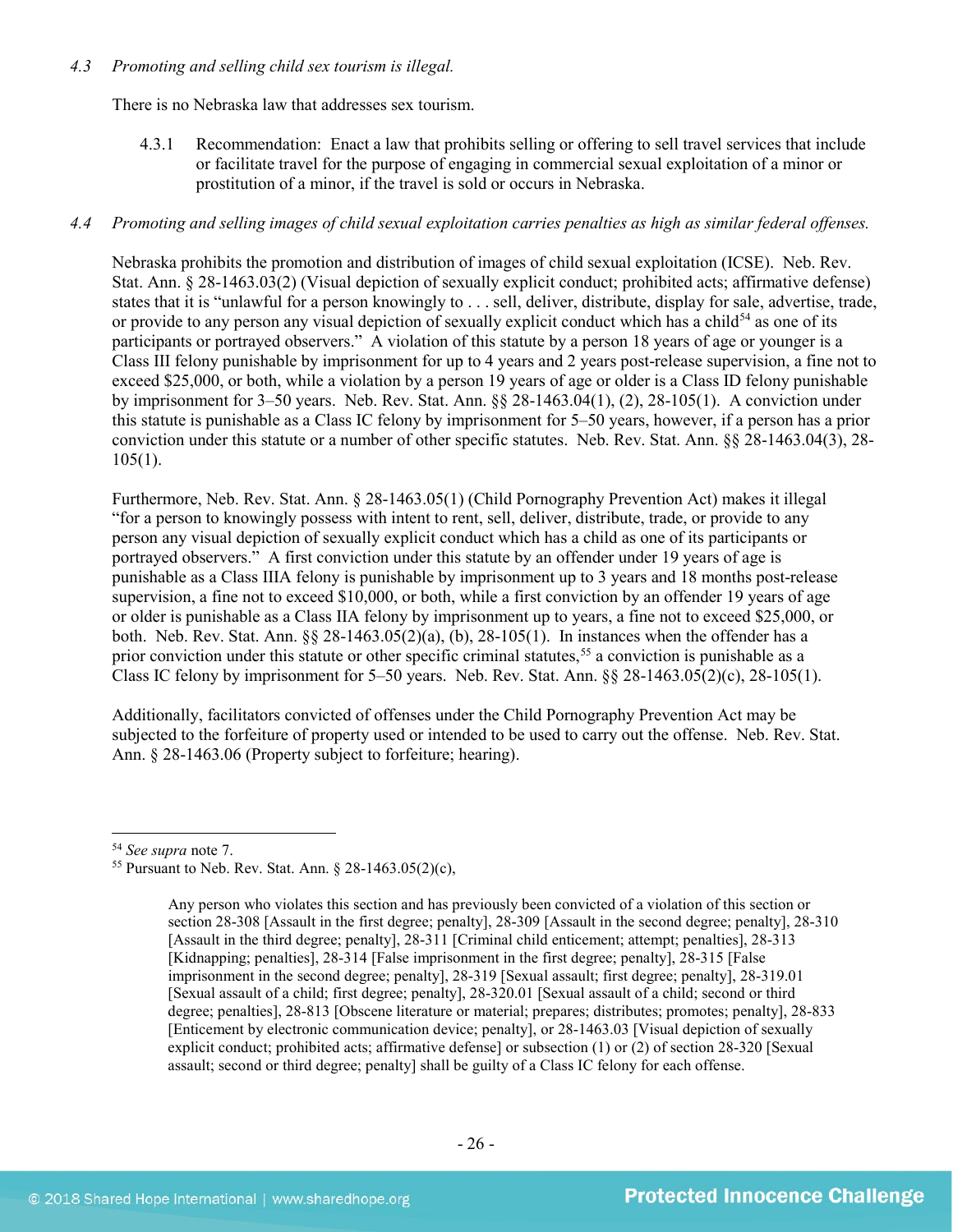*4.3 Promoting and selling child sex tourism is illegal.*

There is no Nebraska law that addresses sex tourism.

4.3.1 Recommendation: Enact a law that prohibits selling or offering to sell travel services that include or facilitate travel for the purpose of engaging in commercial sexual exploitation of a minor or prostitution of a minor, if the travel is sold or occurs in Nebraska.

*4.4 Promoting and selling images of child sexual exploitation carries penalties as high as similar federal offenses.*

Nebraska prohibits the promotion and distribution of images of child sexual exploitation (ICSE). Neb. Rev. Stat. Ann. § 28-1463.03(2) (Visual depiction of sexually explicit conduct; prohibited acts; affirmative defense) states that it is "unlawful for a person knowingly to . . . sell, deliver, distribute, display for sale, advertise, trade, or provide to any person any visual depiction of sexually explicit conduct which has a child[54] as one of its participants or portrayed observers." A violation of this statute by a person 18 years of age or younger is a Class III felony punishable by imprisonment for up to 4 years and 2 years post-release supervision, a fine not to exceed $25,000, or both, while a violation by a person 19 years of age or older is a Class ID felony punishable by imprisonment for 3–50 years. Neb. Rev. Stat. Ann. §§ 28-1463.04(1), (2), 28-105(1). A conviction under this statute is punishable as a Class IC felony by imprisonment for 5–50 years, however, if a person has a prior conviction under this statute or a number of other specific statutes. Neb. Rev. Stat. Ann. §§ 28-1463.04(3), 28-105(1).

Furthermore, Neb. Rev. Stat. Ann. § 28-1463.05(1) (Child Pornography Prevention Act) makes it illegal "for a person to knowingly possess with intent to rent, sell, deliver, distribute, trade, or provide to any person any visual depiction of sexually explicit conduct which has a child as one of its participants or portrayed observers." A first conviction under this statute by an offender under 19 years of age is punishable as a Class IIIA felony is punishable by imprisonment up to 3 years and 18 months post-release supervision, a fine not to exceed $10,000, or both, while a first conviction by an offender 19 years of age or older is punishable as a Class IIA felony by imprisonment up to years, a fine not to exceed $25,000, or both. Neb. Rev. Stat. Ann. §§ 28-1463.05(2)(a), (b), 28-105(1). In instances when the offender has a prior conviction under this statute or other specific criminal statutes,[55] a conviction is punishable as a Class IC felony by imprisonment for 5–50 years. Neb. Rev. Stat. Ann. §§ 28-1463.05(2)(c), 28-105(1).

Additionally, facilitators convicted of offenses under the Child Pornography Prevention Act may be subjected to the forfeiture of property used or intended to be used to carry out the offense. Neb. Rev. Stat. Ann. § 28-1463.06 (Property subject to forfeiture; hearing).

---

[54] *See supra* note 7.

[55] Pursuant to Neb. Rev. Stat. Ann. § 28-1463.05(2)(c),

> Any person who violates this section and has previously been convicted of a violation of this section or section 28-308 [Assault in the first degree; penalty], 28-309 [Assault in the second degree; penalty], 28-310 [Assault in the third degree; penalty], 28-311 [Criminal child enticement; attempt; penalties], 28-313 [Kidnapping; penalties], 28-314 [False imprisonment in the first degree; penalty], 28-315 [False imprisonment in the second degree; penalty], 28-319 [Sexual assault; first degree; penalty], 28-319.01 [Sexual assault of a child; first degree; penalty], 28-320.01 [Sexual assault of a child; second or third degree; penalties], 28-813 [Obscene literature or material; prepares; distributes; promotes; penalty], 28-833 [Enticement by electronic communication device; penalty], or 28-1463.03 [Visual depiction of sexually explicit conduct; prohibited acts; affirmative defense] or subsection (1) or (2) of section 28-320 [Sexual assault; second or third degree; penalty] shall be guilty of a Class IC felony for each offense.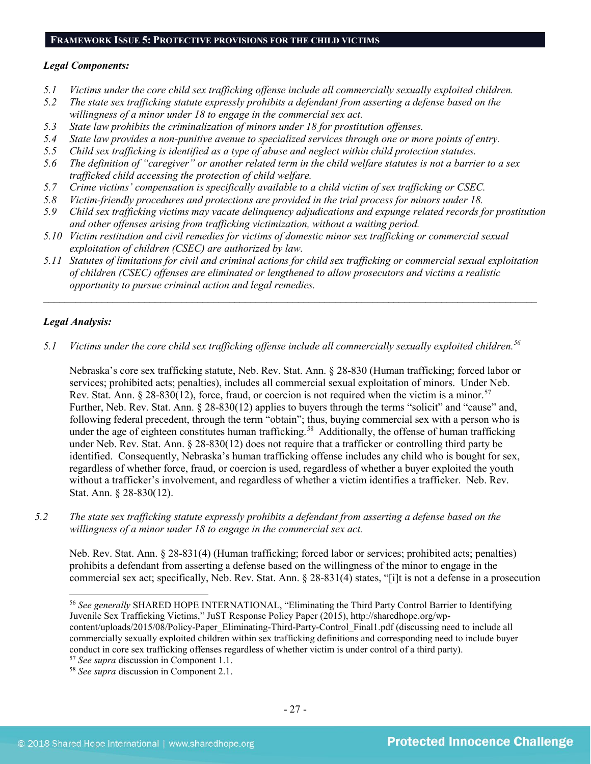## FRAMEWORK ISSUE 5: PROTECTIVE PROVISIONS FOR THE CHILD VICTIMS

***Legal Components:***

*5.1 Victims under the core child sex trafficking offense include all commercially sexually exploited children.*
*5.2 The state sex trafficking statute expressly prohibits a defendant from asserting a defense based on the willingness of a minor under 18 to engage in the commercial sex act.*
*5.3 State law prohibits the criminalization of minors under 18 for prostitution offenses.*
*5.4 State law provides a non-punitive avenue to specialized services through one or more points of entry.*
*5.5 Child sex trafficking is identified as a type of abuse and neglect within child protection statutes.*
*5.6 The definition of "caregiver" or another related term in the child welfare statutes is not a barrier to a sex trafficked child accessing the protection of child welfare.*
*5.7 Crime victims' compensation is specifically available to a child victim of sex trafficking or CSEC.*
*5.8 Victim-friendly procedures and protections are provided in the trial process for minors under 18.*
*5.9 Child sex trafficking victims may vacate delinquency adjudications and expunge related records for prostitution and other offenses arising from trafficking victimization, without a waiting period.*
*5.10 Victim restitution and civil remedies for victims of domestic minor sex trafficking or commercial sexual exploitation of children (CSEC) are authorized by law.*
*5.11 Statutes of limitations for civil and criminal actions for child sex trafficking or commercial sexual exploitation of children (CSEC) offenses are eliminated or lengthened to allow prosecutors and victims a realistic opportunity to pursue criminal action and legal remedies.*

---

***Legal Analysis:***

*5.1 Victims under the core child sex trafficking offense include all commercially sexually exploited children.*[56]

Nebraska's core sex trafficking statute, Neb. Rev. Stat. Ann. § 28-830 (Human trafficking; forced labor or services; prohibited acts; penalties), includes all commercial sexual exploitation of minors. Under Neb. Rev. Stat. Ann. § 28-830(12), force, fraud, or coercion is not required when the victim is a minor.[57] Further, Neb. Rev. Stat. Ann. § 28-830(12) applies to buyers through the terms "solicit" and "cause" and, following federal precedent, through the term "obtain"; thus, buying commercial sex with a person who is under the age of eighteen constitutes human trafficking.[58] Additionally, the offense of human trafficking under Neb. Rev. Stat. Ann. § 28-830(12) does not require that a trafficker or controlling third party be identified. Consequently, Nebraska's human trafficking offense includes any child who is bought for sex, regardless of whether force, fraud, or coercion is used, regardless of whether a buyer exploited the youth without a trafficker's involvement, and regardless of whether a victim identifies a trafficker. Neb. Rev. Stat. Ann. § 28-830(12).

*5.2 The state sex trafficking statute expressly prohibits a defendant from asserting a defense based on the willingness of a minor under 18 to engage in the commercial sex act.*

Neb. Rev. Stat. Ann. § 28-831(4) (Human trafficking; forced labor or services; prohibited acts; penalties) prohibits a defendant from asserting a defense based on the willingness of the minor to engage in the commercial sex act; specifically, Neb. Rev. Stat. Ann. § 28-831(4) states, "[i]t is not a defense in a prosecution

---

[56] *See generally* SHARED HOPE INTERNATIONAL, "Eliminating the Third Party Control Barrier to Identifying Juvenile Sex Trafficking Victims," JuST Response Policy Paper (2015), http://sharedhope.org/wp-content/uploads/2015/08/Policy-Paper_Eliminating-Third-Party-Control_Final1.pdf (discussing need to include all commercially sexually exploited children within sex trafficking definitions and corresponding need to include buyer conduct in core sex trafficking offenses regardless of whether victim is under control of a third party).
[57] *See supra* discussion in Component 1.1.
[58] *See supra* discussion in Component 2.1.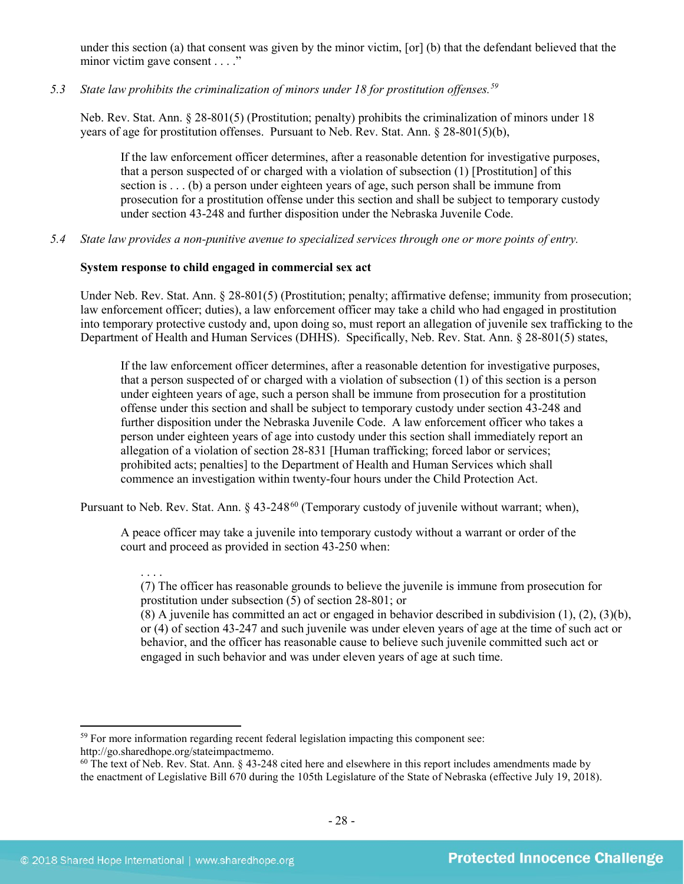under this section (a) that consent was given by the minor victim, [or] (b) that the defendant believed that the minor victim gave consent . . . ."

5.3 *State law prohibits the criminalization of minors under 18 for prostitution offenses.*[59]

Neb. Rev. Stat. Ann. § 28-801(5) (Prostitution; penalty) prohibits the criminalization of minors under 18 years of age for prostitution offenses. Pursuant to Neb. Rev. Stat. Ann. § 28-801(5)(b),

> If the law enforcement officer determines, after a reasonable detention for investigative purposes, that a person suspected of or charged with a violation of subsection (1) [Prostitution] of this section is . . . (b) a person under eighteen years of age, such person shall be immune from prosecution for a prostitution offense under this section and shall be subject to temporary custody under section 43-248 and further disposition under the Nebraska Juvenile Code.

5.4 *State law provides a non-punitive avenue to specialized services through one or more points of entry.*

**System response to child engaged in commercial sex act**

Under Neb. Rev. Stat. Ann. § 28-801(5) (Prostitution; penalty; affirmative defense; immunity from prosecution; law enforcement officer; duties), a law enforcement officer may take a child who had engaged in prostitution into temporary protective custody and, upon doing so, must report an allegation of juvenile sex trafficking to the Department of Health and Human Services (DHHS). Specifically, Neb. Rev. Stat. Ann. § 28-801(5) states,

> If the law enforcement officer determines, after a reasonable detention for investigative purposes, that a person suspected of or charged with a violation of subsection (1) of this section is a person under eighteen years of age, such a person shall be immune from prosecution for a prostitution offense under this section and shall be subject to temporary custody under section 43-248 and further disposition under the Nebraska Juvenile Code. A law enforcement officer who takes a person under eighteen years of age into custody under this section shall immediately report an allegation of a violation of section 28-831 [Human trafficking; forced labor or services; prohibited acts; penalties] to the Department of Health and Human Services which shall commence an investigation within twenty-four hours under the Child Protection Act.

Pursuant to Neb. Rev. Stat. Ann. § 43-248[60] (Temporary custody of juvenile without warrant; when),

> A peace officer may take a juvenile into temporary custody without a warrant or order of the court and proceed as provided in section 43-250 when:
>
> > . . . .
> > (7) The officer has reasonable grounds to believe the juvenile is immune from prosecution for prostitution under subsection (5) of section 28-801; or
> > (8) A juvenile has committed an act or engaged in behavior described in subdivision (1), (2), (3)(b), or (4) of section 43-247 and such juvenile was under eleven years of age at the time of such act or behavior, and the officer has reasonable cause to believe such juvenile committed such act or engaged in such behavior and was under eleven years of age at such time.

---

[59] For more information regarding recent federal legislation impacting this component see: http://go.sharedhope.org/stateimpactmemo.

[60] The text of Neb. Rev. Stat. Ann. § 43-248 cited here and elsewhere in this report includes amendments made by the enactment of Legislative Bill 670 during the 105th Legislature of the State of Nebraska (effective July 19, 2018).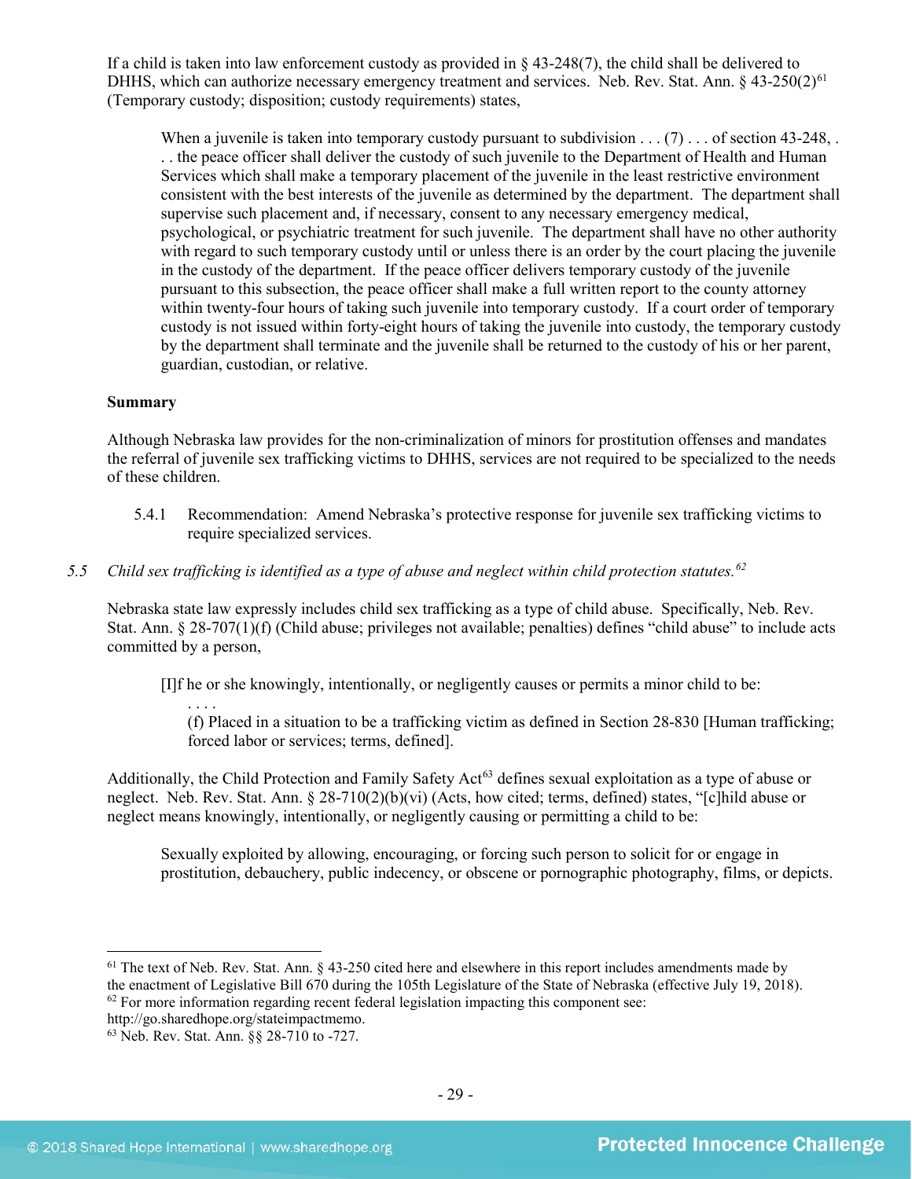If a child is taken into law enforcement custody as provided in § 43-248(7), the child shall be delivered to DHHS, which can authorize necessary emergency treatment and services. Neb. Rev. Stat. Ann. § 43-250(2)[61] (Temporary custody; disposition; custody requirements) states,

> When a juvenile is taken into temporary custody pursuant to subdivision . . . (7) . . . of section 43-248, . . . the peace officer shall deliver the custody of such juvenile to the Department of Health and Human Services which shall make a temporary placement of the juvenile in the least restrictive environment consistent with the best interests of the juvenile as determined by the department. The department shall supervise such placement and, if necessary, consent to any necessary emergency medical, psychological, or psychiatric treatment for such juvenile. The department shall have no other authority with regard to such temporary custody until or unless there is an order by the court placing the juvenile in the custody of the department. If the peace officer delivers temporary custody of the juvenile pursuant to this subsection, the peace officer shall make a full written report to the county attorney within twenty-four hours of taking such juvenile into temporary custody. If a court order of temporary custody is not issued within forty-eight hours of taking the juvenile into custody, the temporary custody by the department shall terminate and the juvenile shall be returned to the custody of his or her parent, guardian, custodian, or relative.

**Summary**

Although Nebraska law provides for the non-criminalization of minors for prostitution offenses and mandates the referral of juvenile sex trafficking victims to DHHS, services are not required to be specialized to the needs of these children.

5.4.1 Recommendation: Amend Nebraska's protective response for juvenile sex trafficking victims to require specialized services.

*5.5 Child sex trafficking is identified as a type of abuse and neglect within child protection statutes.*[62]

Nebraska state law expressly includes child sex trafficking as a type of child abuse. Specifically, Neb. Rev. Stat. Ann. § 28-707(1)(f) (Child abuse; privileges not available; penalties) defines "child abuse" to include acts committed by a person,

> [I]f he or she knowingly, intentionally, or negligently causes or permits a minor child to be:
>
> . . . .
>
> (f) Placed in a situation to be a trafficking victim as defined in Section 28-830 [Human trafficking; forced labor or services; terms, defined].

Additionally, the Child Protection and Family Safety Act[63] defines sexual exploitation as a type of abuse or neglect. Neb. Rev. Stat. Ann. § 28-710(2)(b)(vi) (Acts, how cited; terms, defined) states, "[c]hild abuse or neglect means knowingly, intentionally, or negligently causing or permitting a child to be:

> Sexually exploited by allowing, encouraging, or forcing such person to solicit for or engage in prostitution, debauchery, public indecency, or obscene or pornographic photography, films, or depicts.

---

[61] The text of Neb. Rev. Stat. Ann. § 43-250 cited here and elsewhere in this report includes amendments made by the enactment of Legislative Bill 670 during the 105th Legislature of the State of Nebraska (effective July 19, 2018).

[62] For more information regarding recent federal legislation impacting this component see: http://go.sharedhope.org/stateimpactmemo.

[63] Neb. Rev. Stat. Ann. §§ 28-710 to -727.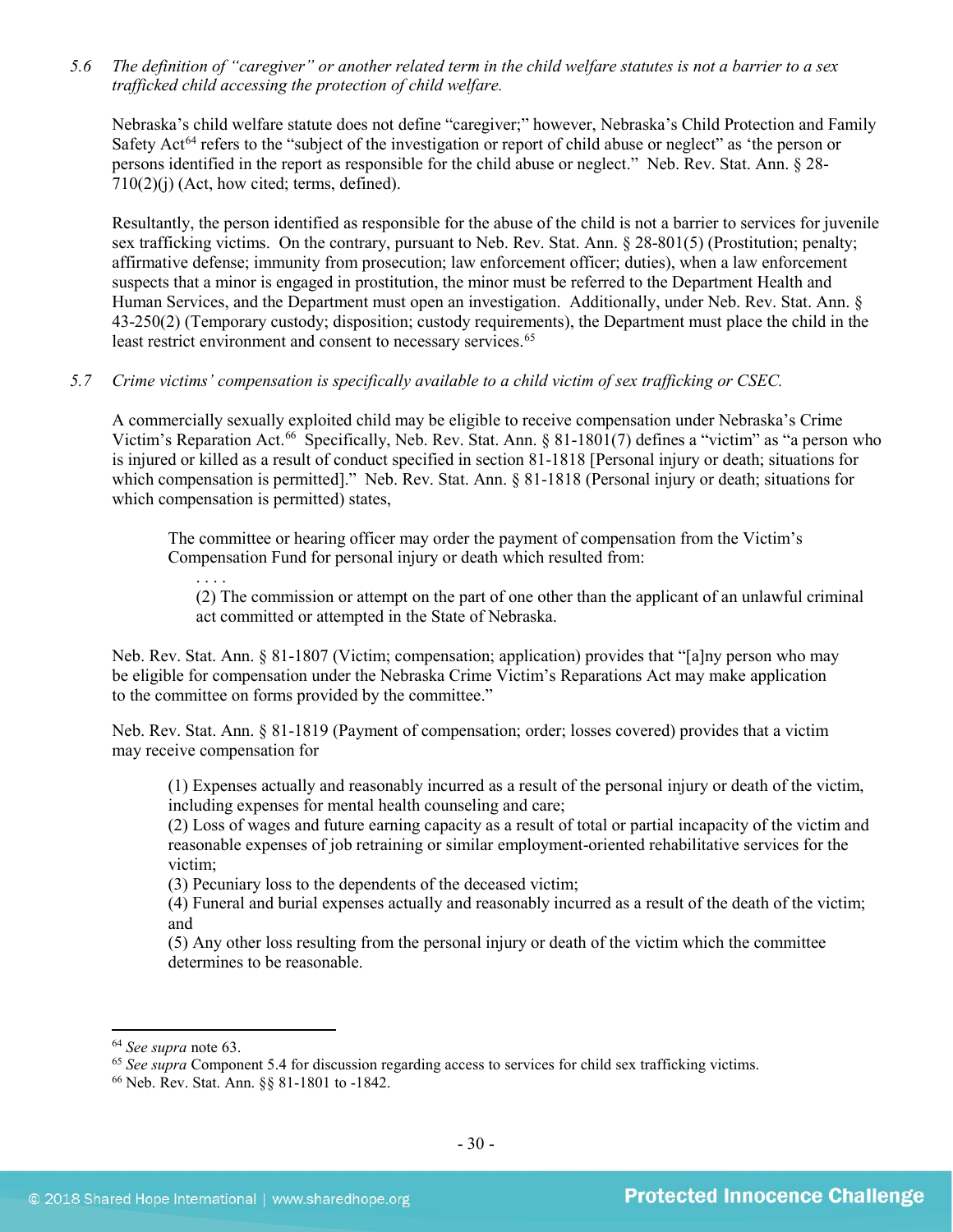*5.6 The definition of "caregiver" or another related term in the child welfare statutes is not a barrier to a sex trafficked child accessing the protection of child welfare.*

Nebraska's child welfare statute does not define "caregiver;" however, Nebraska's Child Protection and Family Safety Act[64] refers to the "subject of the investigation or report of child abuse or neglect" as 'the person or persons identified in the report as responsible for the child abuse or neglect." Neb. Rev. Stat. Ann. § 28-710(2)(j) (Act, how cited; terms, defined).

Resultantly, the person identified as responsible for the abuse of the child is not a barrier to services for juvenile sex trafficking victims. On the contrary, pursuant to Neb. Rev. Stat. Ann. § 28-801(5) (Prostitution; penalty; affirmative defense; immunity from prosecution; law enforcement officer; duties), when a law enforcement suspects that a minor is engaged in prostitution, the minor must be referred to the Department Health and Human Services, and the Department must open an investigation. Additionally, under Neb. Rev. Stat. Ann. § 43-250(2) (Temporary custody; disposition; custody requirements), the Department must place the child in the least restrict environment and consent to necessary services.[65]

*5.7 Crime victims' compensation is specifically available to a child victim of sex trafficking or CSEC.*

A commercially sexually exploited child may be eligible to receive compensation under Nebraska's Crime Victim's Reparation Act.[66] Specifically, Neb. Rev. Stat. Ann. § 81-1801(7) defines a "victim" as "a person who is injured or killed as a result of conduct specified in section 81-1818 [Personal injury or death; situations for which compensation is permitted]." Neb. Rev. Stat. Ann. § 81-1818 (Personal injury or death; situations for which compensation is permitted) states,

> The committee or hearing officer may order the payment of compensation from the Victim's Compensation Fund for personal injury or death which resulted from:
>
> . . . .
>
> (2) The commission or attempt on the part of one other than the applicant of an unlawful criminal act committed or attempted in the State of Nebraska.

Neb. Rev. Stat. Ann. § 81-1807 (Victim; compensation; application) provides that "[a]ny person who may be eligible for compensation under the Nebraska Crime Victim's Reparations Act may make application to the committee on forms provided by the committee."

Neb. Rev. Stat. Ann. § 81-1819 (Payment of compensation; order; losses covered) provides that a victim may receive compensation for

> (1) Expenses actually and reasonably incurred as a result of the personal injury or death of the victim, including expenses for mental health counseling and care;
> (2) Loss of wages and future earning capacity as a result of total or partial incapacity of the victim and reasonable expenses of job retraining or similar employment-oriented rehabilitative services for the victim;
> (3) Pecuniary loss to the dependents of the deceased victim;
> (4) Funeral and burial expenses actually and reasonably incurred as a result of the death of the victim; and
> (5) Any other loss resulting from the personal injury or death of the victim which the committee determines to be reasonable.

---

[64] *See supra* note 63.
[65] *See supra* Component 5.4 for discussion regarding access to services for child sex trafficking victims.
[66] Neb. Rev. Stat. Ann. §§ 81-1801 to -1842.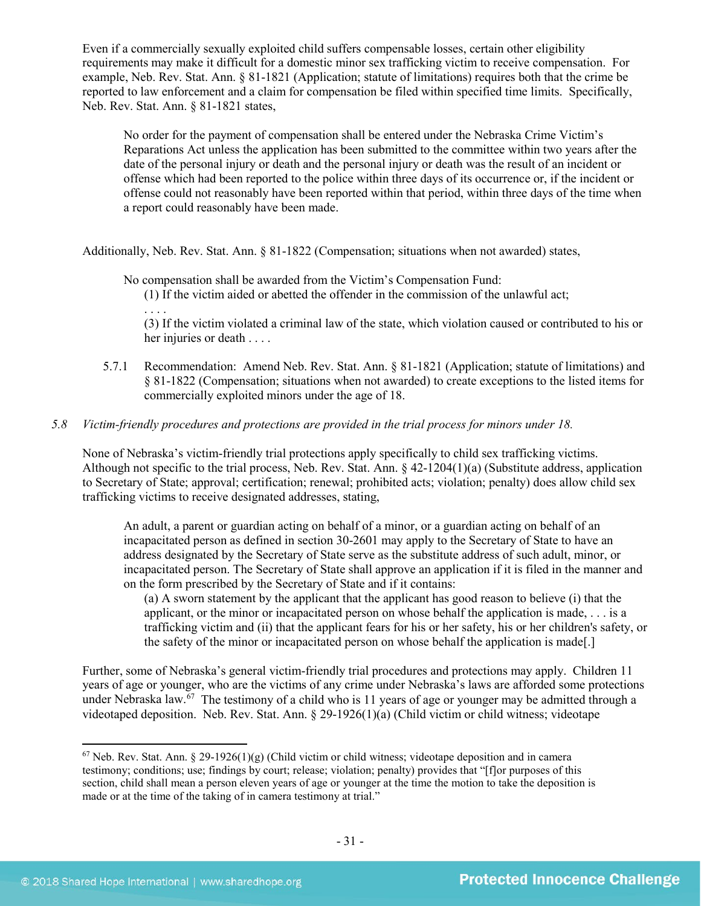Even if a commercially sexually exploited child suffers compensable losses, certain other eligibility requirements may make it difficult for a domestic minor sex trafficking victim to receive compensation. For example, Neb. Rev. Stat. Ann. § 81-1821 (Application; statute of limitations) requires both that the crime be reported to law enforcement and a claim for compensation be filed within specified time limits. Specifically, Neb. Rev. Stat. Ann. § 81-1821 states,

> No order for the payment of compensation shall be entered under the Nebraska Crime Victim's Reparations Act unless the application has been submitted to the committee within two years after the date of the personal injury or death and the personal injury or death was the result of an incident or offense which had been reported to the police within three days of its occurrence or, if the incident or offense could not reasonably have been reported within that period, within three days of the time when a report could reasonably have been made.

Additionally, Neb. Rev. Stat. Ann. § 81-1822 (Compensation; situations when not awarded) states,

> No compensation shall be awarded from the Victim's Compensation Fund:
>
> (1) If the victim aided or abetted the offender in the commission of the unlawful act;
>
> . . . .
>
> (3) If the victim violated a criminal law of the state, which violation caused or contributed to his or her injuries or death . . . .

5.7.1 Recommendation: Amend Neb. Rev. Stat. Ann. § 81-1821 (Application; statute of limitations) and § 81-1822 (Compensation; situations when not awarded) to create exceptions to the listed items for commercially exploited minors under the age of 18.

*5.8 Victim-friendly procedures and protections are provided in the trial process for minors under 18.*

None of Nebraska's victim-friendly trial protections apply specifically to child sex trafficking victims. Although not specific to the trial process, Neb. Rev. Stat. Ann. § 42-1204(1)(a) (Substitute address, application to Secretary of State; approval; certification; renewal; prohibited acts; violation; penalty) does allow child sex trafficking victims to receive designated addresses, stating,

> An adult, a parent or guardian acting on behalf of a minor, or a guardian acting on behalf of an incapacitated person as defined in section 30-2601 may apply to the Secretary of State to have an address designated by the Secretary of State serve as the substitute address of such adult, minor, or incapacitated person. The Secretary of State shall approve an application if it is filed in the manner and on the form prescribed by the Secretary of State and if it contains:
>
> (a) A sworn statement by the applicant that the applicant has good reason to believe (i) that the applicant, or the minor or incapacitated person on whose behalf the application is made, . . . is a trafficking victim and (ii) that the applicant fears for his or her safety, his or her children's safety, or the safety of the minor or incapacitated person on whose behalf the application is made[.]

Further, some of Nebraska's general victim-friendly trial procedures and protections may apply. Children 11 years of age or younger, who are the victims of any crime under Nebraska's laws are afforded some protections under Nebraska law.[67] The testimony of a child who is 11 years of age or younger may be admitted through a videotaped deposition. Neb. Rev. Stat. Ann. § 29-1926(1)(a) (Child victim or child witness; videotape

---

[67] Neb. Rev. Stat. Ann. § 29-1926(1)(g) (Child victim or child witness; videotape deposition and in camera testimony; conditions; use; findings by court; release; violation; penalty) provides that "[f]or purposes of this section, child shall mean a person eleven years of age or younger at the time the motion to take the deposition is made or at the time of the taking of in camera testimony at trial."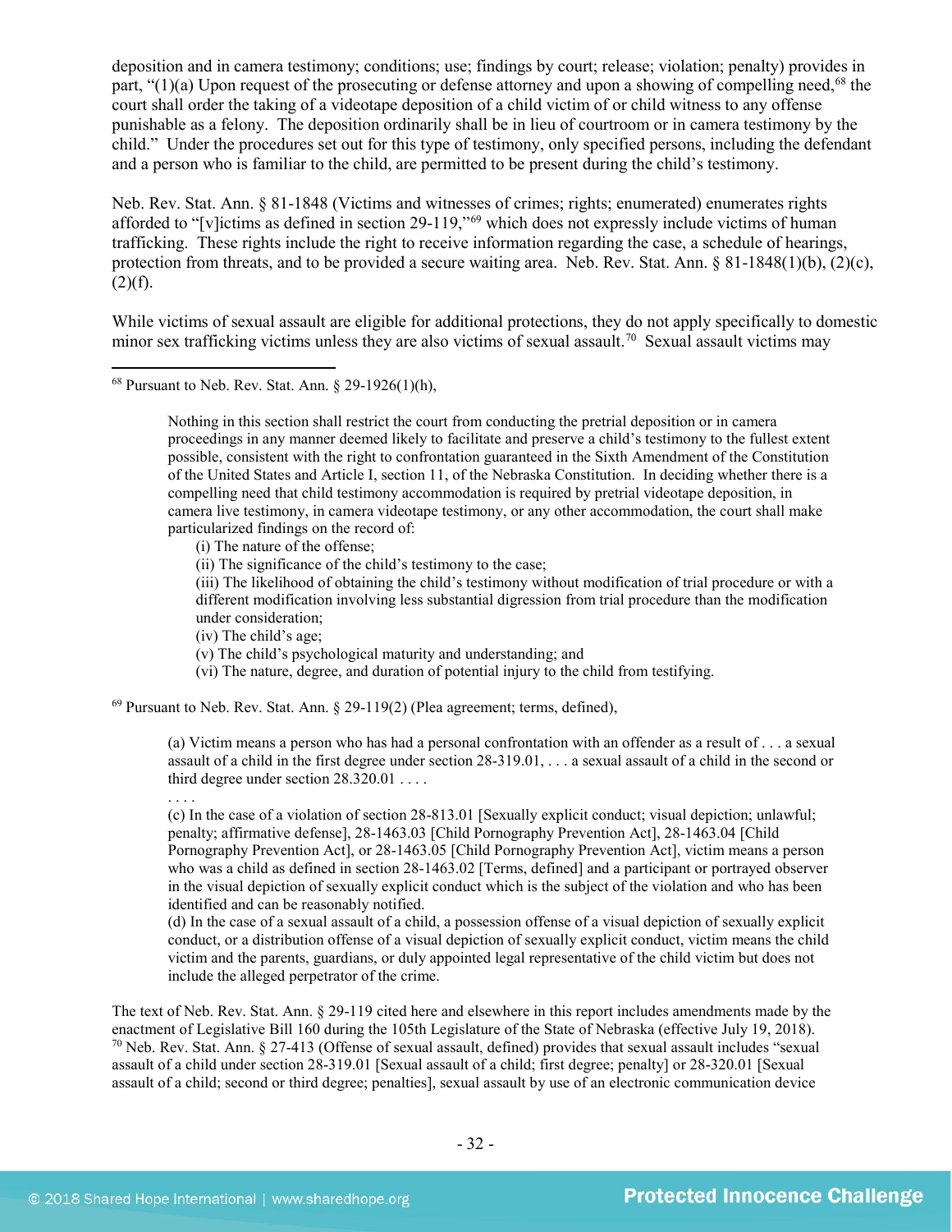deposition and in camera testimony; conditions; use; findings by court; release; violation; penalty) provides in part, "(1)(a) Upon request of the prosecuting or defense attorney and upon a showing of compelling need,[68] the court shall order the taking of a videotape deposition of a child victim of or child witness to any offense punishable as a felony. The deposition ordinarily shall be in lieu of courtroom or in camera testimony by the child." Under the procedures set out for this type of testimony, only specified persons, including the defendant and a person who is familiar to the child, are permitted to be present during the child's testimony.

Neb. Rev. Stat. Ann. § 81-1848 (Victims and witnesses of crimes; rights; enumerated) enumerates rights afforded to "[v]ictims as defined in section 29-119,"[69] which does not expressly include victims of human trafficking. These rights include the right to receive information regarding the case, a schedule of hearings, protection from threats, and to be provided a secure waiting area. Neb. Rev. Stat. Ann. § 81-1848(1)(b), (2)(c), (2)(f).

While victims of sexual assault are eligible for additional protections, they do not apply specifically to domestic minor sex trafficking victims unless they are also victims of sexual assault.[70] Sexual assault victims may

---

[68] Pursuant to Neb. Rev. Stat. Ann. § 29-1926(1)(h),

> Nothing in this section shall restrict the court from conducting the pretrial deposition or in camera proceedings in any manner deemed likely to facilitate and preserve a child's testimony to the fullest extent possible, consistent with the right to confrontation guaranteed in the Sixth Amendment of the Constitution of the United States and Article I, section 11, of the Nebraska Constitution. In deciding whether there is a compelling need that child testimony accommodation is required by pretrial videotape deposition, in camera live testimony, in camera videotape testimony, or any other accommodation, the court shall make particularized findings on the record of:
>
> (i) The nature of the offense;
> (ii) The significance of the child's testimony to the case;
> (iii) The likelihood of obtaining the child's testimony without modification of trial procedure or with a different modification involving less substantial digression from trial procedure than the modification under consideration;
> (iv) The child's age;
> (v) The child's psychological maturity and understanding; and
> (vi) The nature, degree, and duration of potential injury to the child from testifying.

[69] Pursuant to Neb. Rev. Stat. Ann. § 29-119(2) (Plea agreement; terms, defined),

> (a) Victim means a person who has had a personal confrontation with an offender as a result of . . . a sexual assault of a child in the first degree under section 28-319.01, . . . a sexual assault of a child in the second or third degree under section 28.320.01 . . . .
>
> . . . .
>
> (c) In the case of a violation of section 28-813.01 [Sexually explicit conduct; visual depiction; unlawful; penalty; affirmative defense], 28-1463.03 [Child Pornography Prevention Act], 28-1463.04 [Child Pornography Prevention Act], or 28-1463.05 [Child Pornography Prevention Act], victim means a person who was a child as defined in section 28-1463.02 [Terms, defined] and a participant or portrayed observer in the visual depiction of sexually explicit conduct which is the subject of the violation and who has been identified and can be reasonably notified.
>
> (d) In the case of a sexual assault of a child, a possession offense of a visual depiction of sexually explicit conduct, or a distribution offense of a visual depiction of sexually explicit conduct, victim means the child victim and the parents, guardians, or duly appointed legal representative of the child victim but does not include the alleged perpetrator of the crime.

The text of Neb. Rev. Stat. Ann. § 29-119 cited here and elsewhere in this report includes amendments made by the enactment of Legislative Bill 160 during the 105th Legislature of the State of Nebraska (effective July 19, 2018).

[70] Neb. Rev. Stat. Ann. § 27-413 (Offense of sexual assault, defined) provides that sexual assault includes "sexual assault of a child under section 28-319.01 [Sexual assault of a child; first degree; penalty] or 28-320.01 [Sexual assault of a child; second or third degree; penalties], sexual assault by use of an electronic communication device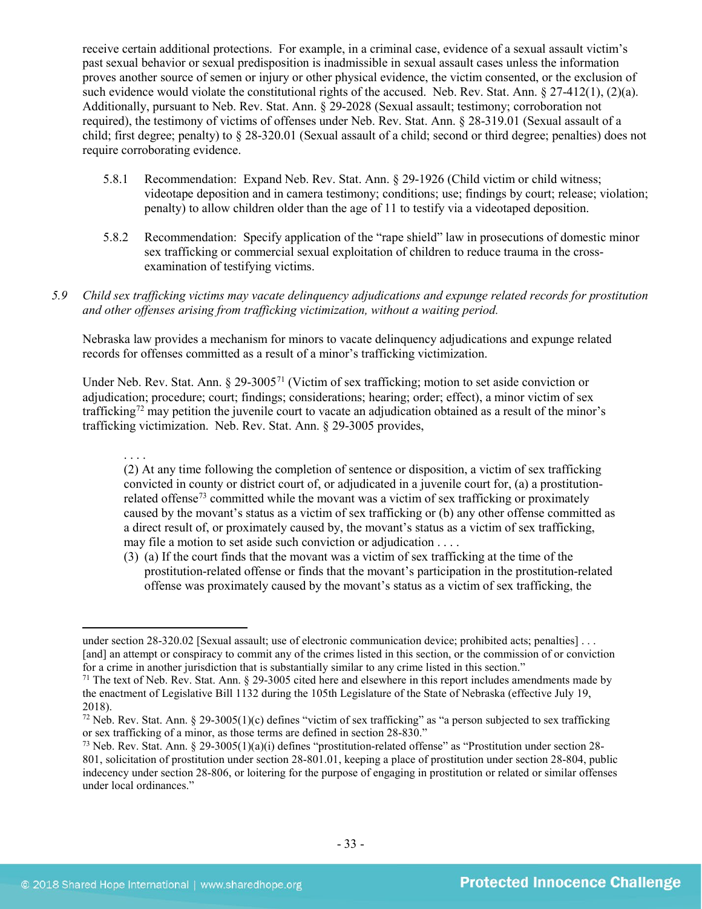receive certain additional protections. For example, in a criminal case, evidence of a sexual assault victim's past sexual behavior or sexual predisposition is inadmissible in sexual assault cases unless the information proves another source of semen or injury or other physical evidence, the victim consented, or the exclusion of such evidence would violate the constitutional rights of the accused. Neb. Rev. Stat. Ann. § 27-412(1), (2)(a). Additionally, pursuant to Neb. Rev. Stat. Ann. § 29-2028 (Sexual assault; testimony; corroboration not required), the testimony of victims of offenses under Neb. Rev. Stat. Ann. § 28-319.01 (Sexual assault of a child; first degree; penalty) to § 28-320.01 (Sexual assault of a child; second or third degree; penalties) does not require corroborating evidence.

5.8.1 Recommendation: Expand Neb. Rev. Stat. Ann. § 29-1926 (Child victim or child witness; videotape deposition and in camera testimony; conditions; use; findings by court; release; violation; penalty) to allow children older than the age of 11 to testify via a videotaped deposition.

5.8.2 Recommendation: Specify application of the "rape shield" law in prosecutions of domestic minor sex trafficking or commercial sexual exploitation of children to reduce trauma in the cross-examination of testifying victims.

5.9 *Child sex trafficking victims may vacate delinquency adjudications and expunge related records for prostitution and other offenses arising from trafficking victimization, without a waiting period.*

Nebraska law provides a mechanism for minors to vacate delinquency adjudications and expunge related records for offenses committed as a result of a minor's trafficking victimization.

Under Neb. Rev. Stat. Ann. § 29-3005[71] (Victim of sex trafficking; motion to set aside conviction or adjudication; procedure; court; findings; considerations; hearing; order; effect), a minor victim of sex trafficking[72] may petition the juvenile court to vacate an adjudication obtained as a result of the minor's trafficking victimization. Neb. Rev. Stat. Ann. § 29-3005 provides,

> . . . .
> (2) At any time following the completion of sentence or disposition, a victim of sex trafficking convicted in county or district court of, or adjudicated in a juvenile court for, (a) a prostitution-related offense[73] committed while the movant was a victim of sex trafficking or proximately caused by the movant's status as a victim of sex trafficking or (b) any other offense committed as a direct result of, or proximately caused by, the movant's status as a victim of sex trafficking, may file a motion to set aside such conviction or adjudication . . . .
> (3) (a) If the court finds that the movant was a victim of sex trafficking at the time of the prostitution-related offense or finds that the movant's participation in the prostitution-related offense was proximately caused by the movant's status as a victim of sex trafficking, the

---

under section 28-320.02 [Sexual assault; use of electronic communication device; prohibited acts; penalties] . . . [and] an attempt or conspiracy to commit any of the crimes listed in this section, or the commission of or conviction for a crime in another jurisdiction that is substantially similar to any crime listed in this section."

[71] The text of Neb. Rev. Stat. Ann. § 29-3005 cited here and elsewhere in this report includes amendments made by the enactment of Legislative Bill 1132 during the 105th Legislature of the State of Nebraska (effective July 19, 2018).

[72] Neb. Rev. Stat. Ann. § 29-3005(1)(c) defines "victim of sex trafficking" as "a person subjected to sex trafficking or sex trafficking of a minor, as those terms are defined in section 28-830."

[73] Neb. Rev. Stat. Ann. § 29-3005(1)(a)(i) defines "prostitution-related offense" as "Prostitution under section 28-801, solicitation of prostitution under section 28-801.01, keeping a place of prostitution under section 28-804, public indecency under section 28-806, or loitering for the purpose of engaging in prostitution or related or similar offenses under local ordinances."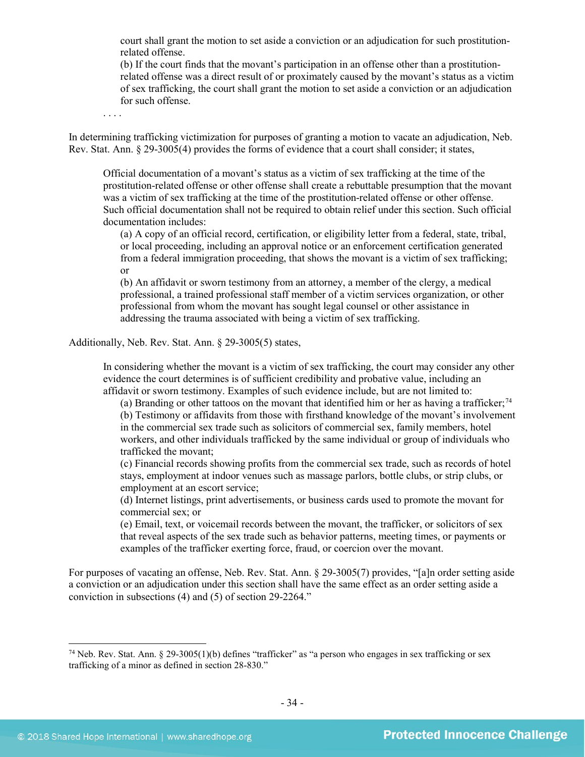> court shall grant the motion to set aside a conviction or an adjudication for such prostitution-related offense.
>
> (b) If the court finds that the movant's participation in an offense other than a prostitution-related offense was a direct result of or proximately caused by the movant's status as a victim of sex trafficking, the court shall grant the motion to set aside a conviction or an adjudication for such offense.
>
> . . . .

In determining trafficking victimization for purposes of granting a motion to vacate an adjudication, Neb. Rev. Stat. Ann. § 29-3005(4) provides the forms of evidence that a court shall consider; it states,

> Official documentation of a movant's status as a victim of sex trafficking at the time of the prostitution-related offense or other offense shall create a rebuttable presumption that the movant was a victim of sex trafficking at the time of the prostitution-related offense or other offense. Such official documentation shall not be required to obtain relief under this section. Such official documentation includes:
>
> (a) A copy of an official record, certification, or eligibility letter from a federal, state, tribal, or local proceeding, including an approval notice or an enforcement certification generated from a federal immigration proceeding, that shows the movant is a victim of sex trafficking; or
>
> (b) An affidavit or sworn testimony from an attorney, a member of the clergy, a medical professional, a trained professional staff member of a victim services organization, or other professional from whom the movant has sought legal counsel or other assistance in addressing the trauma associated with being a victim of sex trafficking.

Additionally, Neb. Rev. Stat. Ann. § 29-3005(5) states,

> In considering whether the movant is a victim of sex trafficking, the court may consider any other evidence the court determines is of sufficient credibility and probative value, including an affidavit or sworn testimony. Examples of such evidence include, but are not limited to:
>
> (a) Branding or other tattoos on the movant that identified him or her as having a trafficker;[74]
>
> (b) Testimony or affidavits from those with firsthand knowledge of the movant's involvement in the commercial sex trade such as solicitors of commercial sex, family members, hotel workers, and other individuals trafficked by the same individual or group of individuals who trafficked the movant;
>
> (c) Financial records showing profits from the commercial sex trade, such as records of hotel stays, employment at indoor venues such as massage parlors, bottle clubs, or strip clubs, or employment at an escort service;
>
> (d) Internet listings, print advertisements, or business cards used to promote the movant for commercial sex; or
>
> (e) Email, text, or voicemail records between the movant, the trafficker, or solicitors of sex that reveal aspects of the sex trade such as behavior patterns, meeting times, or payments or examples of the trafficker exerting force, fraud, or coercion over the movant.

For purposes of vacating an offense, Neb. Rev. Stat. Ann. § 29-3005(7) provides, "[a]n order setting aside a conviction or an adjudication under this section shall have the same effect as an order setting aside a conviction in subsections (4) and (5) of section 29-2264."

---

[74] Neb. Rev. Stat. Ann. § 29-3005(1)(b) defines "trafficker" as "a person who engages in sex trafficking or sex trafficking of a minor as defined in section 28-830."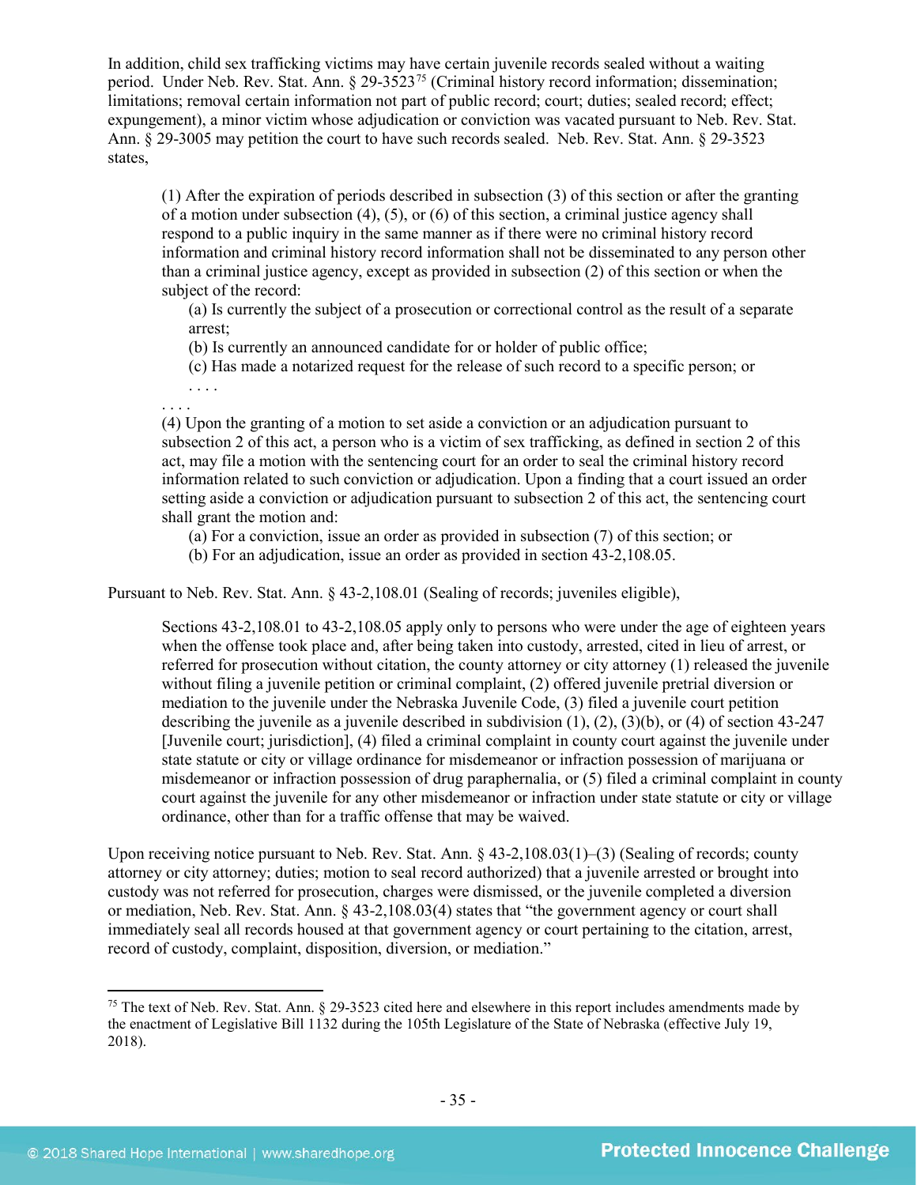In addition, child sex trafficking victims may have certain juvenile records sealed without a waiting period. Under Neb. Rev. Stat. Ann. § 29-3523[75] (Criminal history record information; dissemination; limitations; removal certain information not part of public record; court; duties; sealed record; effect; expungement), a minor victim whose adjudication or conviction was vacated pursuant to Neb. Rev. Stat. Ann. § 29-3005 may petition the court to have such records sealed. Neb. Rev. Stat. Ann. § 29-3523 states,

> (1) After the expiration of periods described in subsection (3) of this section or after the granting of a motion under subsection (4), (5), or (6) of this section, a criminal justice agency shall respond to a public inquiry in the same manner as if there were no criminal history record information and criminal history record information shall not be disseminated to any person other than a criminal justice agency, except as provided in subsection (2) of this section or when the subject of the record:
>
> (a) Is currently the subject of a prosecution or correctional control as the result of a separate arrest;
>
> (b) Is currently an announced candidate for or holder of public office;
>
> (c) Has made a notarized request for the release of such record to a specific person; or
>
> . . . .
>
> . . . .
>
> (4) Upon the granting of a motion to set aside a conviction or an adjudication pursuant to subsection 2 of this act, a person who is a victim of sex trafficking, as defined in section 2 of this act, may file a motion with the sentencing court for an order to seal the criminal history record information related to such conviction or adjudication. Upon a finding that a court issued an order setting aside a conviction or adjudication pursuant to subsection 2 of this act, the sentencing court shall grant the motion and:
>
> (a) For a conviction, issue an order as provided in subsection (7) of this section; or
>
> (b) For an adjudication, issue an order as provided in section 43-2,108.05.

Pursuant to Neb. Rev. Stat. Ann. § 43-2,108.01 (Sealing of records; juveniles eligible),

> Sections 43-2,108.01 to 43-2,108.05 apply only to persons who were under the age of eighteen years when the offense took place and, after being taken into custody, arrested, cited in lieu of arrest, or referred for prosecution without citation, the county attorney or city attorney (1) released the juvenile without filing a juvenile petition or criminal complaint, (2) offered juvenile pretrial diversion or mediation to the juvenile under the Nebraska Juvenile Code, (3) filed a juvenile court petition describing the juvenile as a juvenile described in subdivision (1), (2), (3)(b), or (4) of section 43-247 [Juvenile court; jurisdiction], (4) filed a criminal complaint in county court against the juvenile under state statute or city or village ordinance for misdemeanor or infraction possession of marijuana or misdemeanor or infraction possession of drug paraphernalia, or (5) filed a criminal complaint in county court against the juvenile for any other misdemeanor or infraction under state statute or city or village ordinance, other than for a traffic offense that may be waived.

Upon receiving notice pursuant to Neb. Rev. Stat. Ann. § 43-2,108.03(1)–(3) (Sealing of records; county attorney or city attorney; duties; motion to seal record authorized) that a juvenile arrested or brought into custody was not referred for prosecution, charges were dismissed, or the juvenile completed a diversion or mediation, Neb. Rev. Stat. Ann. § 43-2,108.03(4) states that "the government agency or court shall immediately seal all records housed at that government agency or court pertaining to the citation, arrest, record of custody, complaint, disposition, diversion, or mediation."

[75] The text of Neb. Rev. Stat. Ann. § 29-3523 cited here and elsewhere in this report includes amendments made by the enactment of Legislative Bill 1132 during the 105th Legislature of the State of Nebraska (effective July 19, 2018).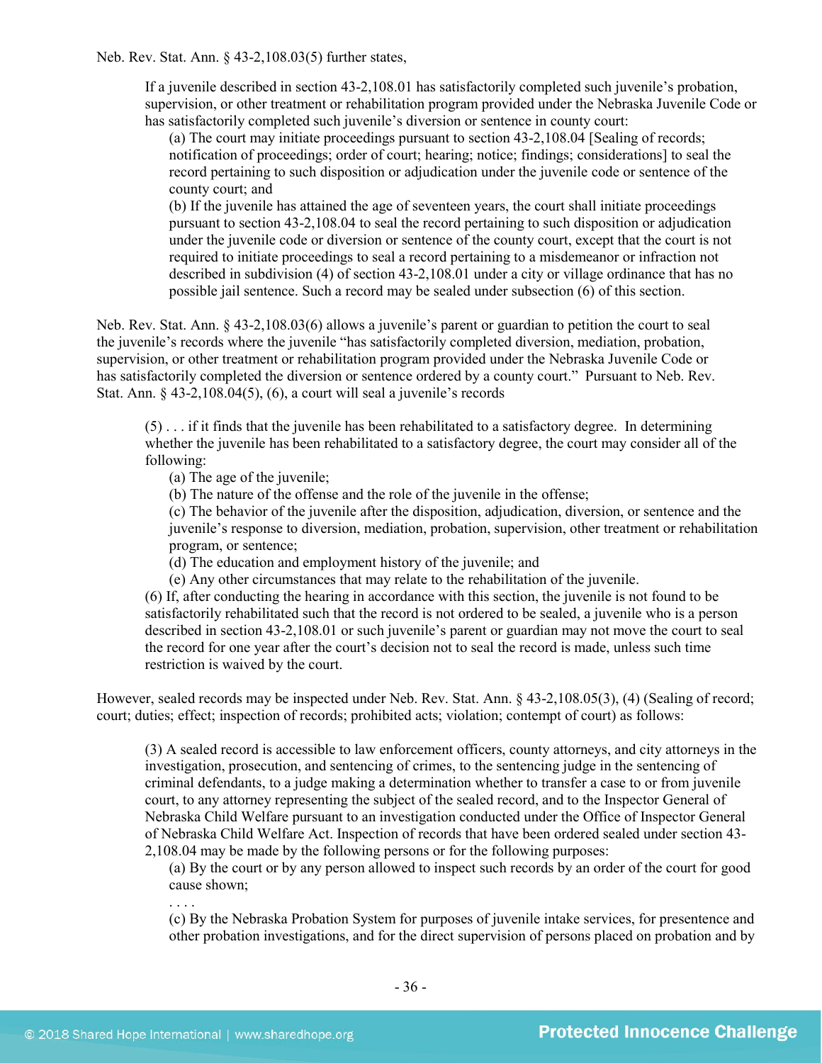Neb. Rev. Stat. Ann. § 43-2,108.03(5) further states,

> If a juvenile described in section 43-2,108.01 has satisfactorily completed such juvenile's probation, supervision, or other treatment or rehabilitation program provided under the Nebraska Juvenile Code or has satisfactorily completed such juvenile's diversion or sentence in county court:
>
> (a) The court may initiate proceedings pursuant to section 43-2,108.04 [Sealing of records; notification of proceedings; order of court; hearing; notice; findings; considerations] to seal the record pertaining to such disposition or adjudication under the juvenile code or sentence of the county court; and
>
> (b) If the juvenile has attained the age of seventeen years, the court shall initiate proceedings pursuant to section 43-2,108.04 to seal the record pertaining to such disposition or adjudication under the juvenile code or diversion or sentence of the county court, except that the court is not required to initiate proceedings to seal a record pertaining to a misdemeanor or infraction not described in subdivision (4) of section 43-2,108.01 under a city or village ordinance that has no possible jail sentence. Such a record may be sealed under subsection (6) of this section.

Neb. Rev. Stat. Ann. § 43-2,108.03(6) allows a juvenile's parent or guardian to petition the court to seal the juvenile's records where the juvenile "has satisfactorily completed diversion, mediation, probation, supervision, or other treatment or rehabilitation program provided under the Nebraska Juvenile Code or has satisfactorily completed the diversion or sentence ordered by a county court." Pursuant to Neb. Rev. Stat. Ann. § 43-2,108.04(5), (6), a court will seal a juvenile's records

> (5) . . . if it finds that the juvenile has been rehabilitated to a satisfactory degree. In determining whether the juvenile has been rehabilitated to a satisfactory degree, the court may consider all of the following:
>
> (a) The age of the juvenile;
>
> (b) The nature of the offense and the role of the juvenile in the offense;
>
> (c) The behavior of the juvenile after the disposition, adjudication, diversion, or sentence and the juvenile's response to diversion, mediation, probation, supervision, other treatment or rehabilitation program, or sentence;
>
> (d) The education and employment history of the juvenile; and
>
> (e) Any other circumstances that may relate to the rehabilitation of the juvenile.
>
> (6) If, after conducting the hearing in accordance with this section, the juvenile is not found to be satisfactorily rehabilitated such that the record is not ordered to be sealed, a juvenile who is a person described in section 43-2,108.01 or such juvenile's parent or guardian may not move the court to seal the record for one year after the court's decision not to seal the record is made, unless such time restriction is waived by the court.

However, sealed records may be inspected under Neb. Rev. Stat. Ann. § 43-2,108.05(3), (4) (Sealing of record; court; duties; effect; inspection of records; prohibited acts; violation; contempt of court) as follows:

> (3) A sealed record is accessible to law enforcement officers, county attorneys, and city attorneys in the investigation, prosecution, and sentencing of crimes, to the sentencing judge in the sentencing of criminal defendants, to a judge making a determination whether to transfer a case to or from juvenile court, to any attorney representing the subject of the sealed record, and to the Inspector General of Nebraska Child Welfare pursuant to an investigation conducted under the Office of Inspector General of Nebraska Child Welfare Act. Inspection of records that have been ordered sealed under section 43-2,108.04 may be made by the following persons or for the following purposes:
>
> (a) By the court or by any person allowed to inspect such records by an order of the court for good cause shown;
>
> . . . .
>
> (c) By the Nebraska Probation System for purposes of juvenile intake services, for presentence and other probation investigations, and for the direct supervision of persons placed on probation and by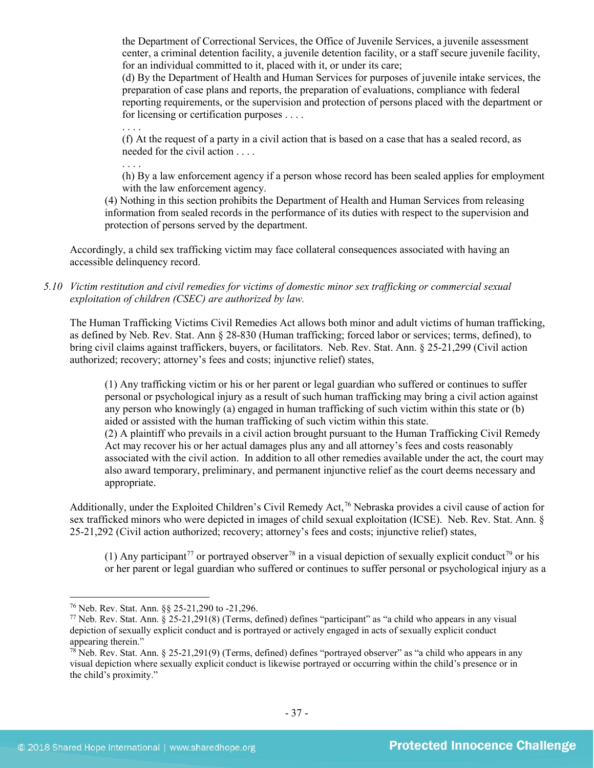the Department of Correctional Services, the Office of Juvenile Services, a juvenile assessment center, a criminal detention facility, a juvenile detention facility, or a staff secure juvenile facility, for an individual committed to it, placed with it, or under its care;

(d) By the Department of Health and Human Services for purposes of juvenile intake services, the preparation of case plans and reports, the preparation of evaluations, compliance with federal reporting requirements, or the supervision and protection of persons placed with the department or for licensing or certification purposes . . . .

. . . .

(f) At the request of a party in a civil action that is based on a case that has a sealed record, as needed for the civil action . . . .

. . . .

(h) By a law enforcement agency if a person whose record has been sealed applies for employment with the law enforcement agency.

(4) Nothing in this section prohibits the Department of Health and Human Services from releasing information from sealed records in the performance of its duties with respect to the supervision and protection of persons served by the department.

Accordingly, a child sex trafficking victim may face collateral consequences associated with having an accessible delinquency record.

*5.10 Victim restitution and civil remedies for victims of domestic minor sex trafficking or commercial sexual exploitation of children (CSEC) are authorized by law.*

The Human Trafficking Victims Civil Remedies Act allows both minor and adult victims of human trafficking, as defined by Neb. Rev. Stat. Ann § 28-830 (Human trafficking; forced labor or services; terms, defined), to bring civil claims against traffickers, buyers, or facilitators. Neb. Rev. Stat. Ann. § 25-21,299 (Civil action authorized; recovery; attorney's fees and costs; injunctive relief) states,

> (1) Any trafficking victim or his or her parent or legal guardian who suffered or continues to suffer personal or psychological injury as a result of such human trafficking may bring a civil action against any person who knowingly (a) engaged in human trafficking of such victim within this state or (b) aided or assisted with the human trafficking of such victim within this state.
>
> (2) A plaintiff who prevails in a civil action brought pursuant to the Human Trafficking Civil Remedy Act may recover his or her actual damages plus any and all attorney's fees and costs reasonably associated with the civil action. In addition to all other remedies available under the act, the court may also award temporary, preliminary, and permanent injunctive relief as the court deems necessary and appropriate.

Additionally, under the Exploited Children's Civil Remedy Act,[76] Nebraska provides a civil cause of action for sex trafficked minors who were depicted in images of child sexual exploitation (ICSE). Neb. Rev. Stat. Ann. § 25-21,292 (Civil action authorized; recovery; attorney's fees and costs; injunctive relief) states,

> (1) Any participant[77] or portrayed observer[78] in a visual depiction of sexually explicit conduct[79] or his or her parent or legal guardian who suffered or continues to suffer personal or psychological injury as a

---

[76] Neb. Rev. Stat. Ann. §§ 25-21,290 to -21,296.

[77] Neb. Rev. Stat. Ann. § 25-21,291(8) (Terms, defined) defines "participant" as "a child who appears in any visual depiction of sexually explicit conduct and is portrayed or actively engaged in acts of sexually explicit conduct appearing therein."

[78] Neb. Rev. Stat. Ann. § 25-21,291(9) (Terms, defined) defines "portrayed observer" as "a child who appears in any visual depiction where sexually explicit conduct is likewise portrayed or occurring within the child's presence or in the child's proximity."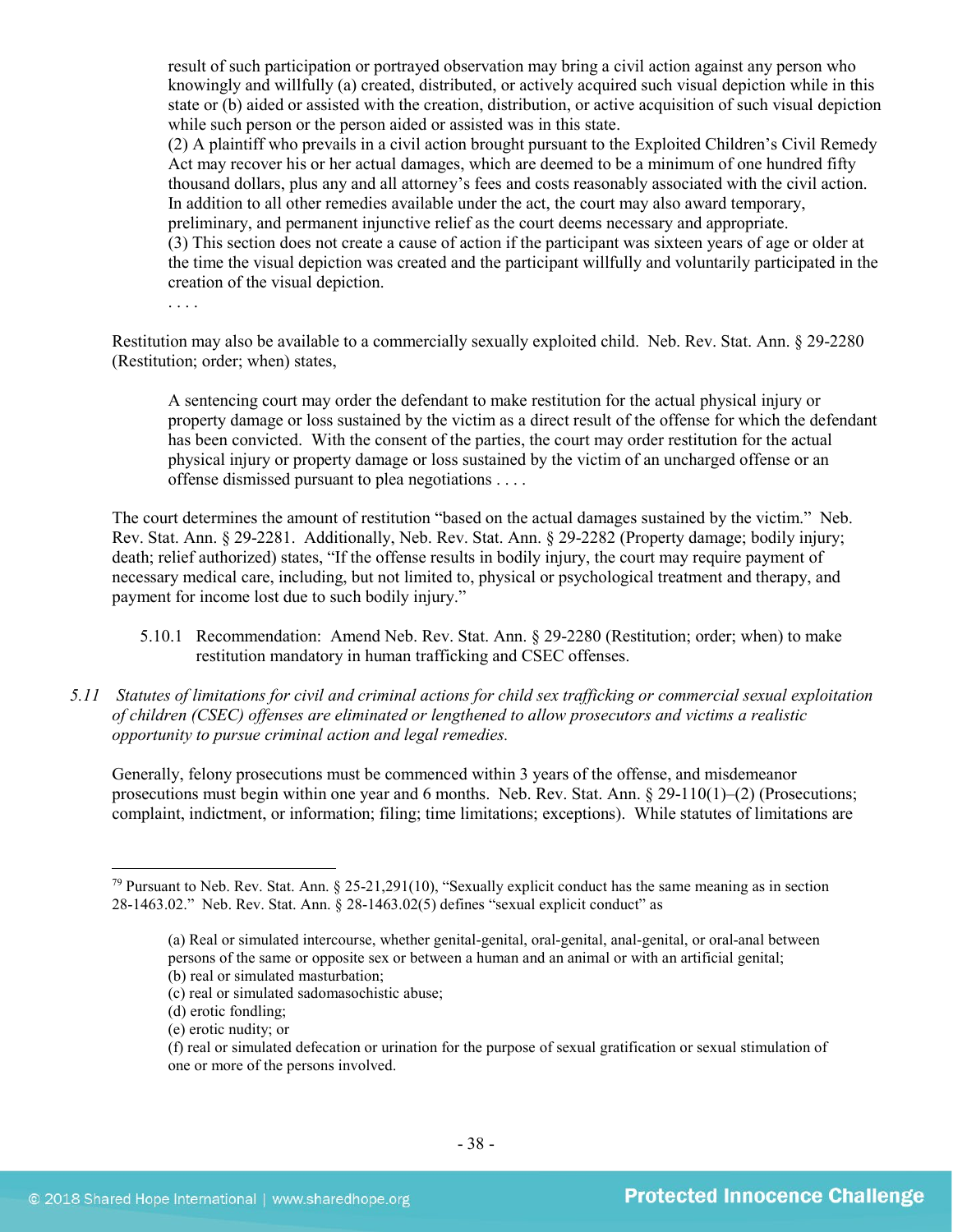> result of such participation or portrayed observation may bring a civil action against any person who knowingly and willfully (a) created, distributed, or actively acquired such visual depiction while in this state or (b) aided or assisted with the creation, distribution, or active acquisition of such visual depiction while such person or the person aided or assisted was in this state.
> (2) A plaintiff who prevails in a civil action brought pursuant to the Exploited Children's Civil Remedy Act may recover his or her actual damages, which are deemed to be a minimum of one hundred fifty thousand dollars, plus any and all attorney's fees and costs reasonably associated with the civil action. In addition to all other remedies available under the act, the court may also award temporary, preliminary, and permanent injunctive relief as the court deems necessary and appropriate.
> (3) This section does not create a cause of action if the participant was sixteen years of age or older at the time the visual depiction was created and the participant willfully and voluntarily participated in the creation of the visual depiction.
> . . . .

Restitution may also be available to a commercially sexually exploited child. Neb. Rev. Stat. Ann. § 29-2280 (Restitution; order; when) states,

> A sentencing court may order the defendant to make restitution for the actual physical injury or property damage or loss sustained by the victim as a direct result of the offense for which the defendant has been convicted. With the consent of the parties, the court may order restitution for the actual physical injury or property damage or loss sustained by the victim of an uncharged offense or an offense dismissed pursuant to plea negotiations . . . .

The court determines the amount of restitution "based on the actual damages sustained by the victim." Neb. Rev. Stat. Ann. § 29-2281. Additionally, Neb. Rev. Stat. Ann. § 29-2282 (Property damage; bodily injury; death; relief authorized) states, "If the offense results in bodily injury, the court may require payment of necessary medical care, including, but not limited to, physical or psychological treatment and therapy, and payment for income lost due to such bodily injury."

5.10.1 Recommendation: Amend Neb. Rev. Stat. Ann. § 29-2280 (Restitution; order; when) to make restitution mandatory in human trafficking and CSEC offenses.

*5.11 Statutes of limitations for civil and criminal actions for child sex trafficking or commercial sexual exploitation of children (CSEC) offenses are eliminated or lengthened to allow prosecutors and victims a realistic opportunity to pursue criminal action and legal remedies.*

Generally, felony prosecutions must be commenced within 3 years of the offense, and misdemeanor prosecutions must begin within one year and 6 months. Neb. Rev. Stat. Ann. § 29-110(1)–(2) (Prosecutions; complaint, indictment, or information; filing; time limitations; exceptions). While statutes of limitations are

---

[79] Pursuant to Neb. Rev. Stat. Ann. § 25-21,291(10), "Sexually explicit conduct has the same meaning as in section 28-1463.02." Neb. Rev. Stat. Ann. § 28-1463.02(5) defines "sexual explicit conduct" as

> (a) Real or simulated intercourse, whether genital-genital, oral-genital, anal-genital, or oral-anal between persons of the same or opposite sex or between a human and an animal or with an artificial genital;
> (b) real or simulated masturbation;
> (c) real or simulated sadomasochistic abuse;
> (d) erotic fondling;
> (e) erotic nudity; or
> (f) real or simulated defecation or urination for the purpose of sexual gratification or sexual stimulation of one or more of the persons involved.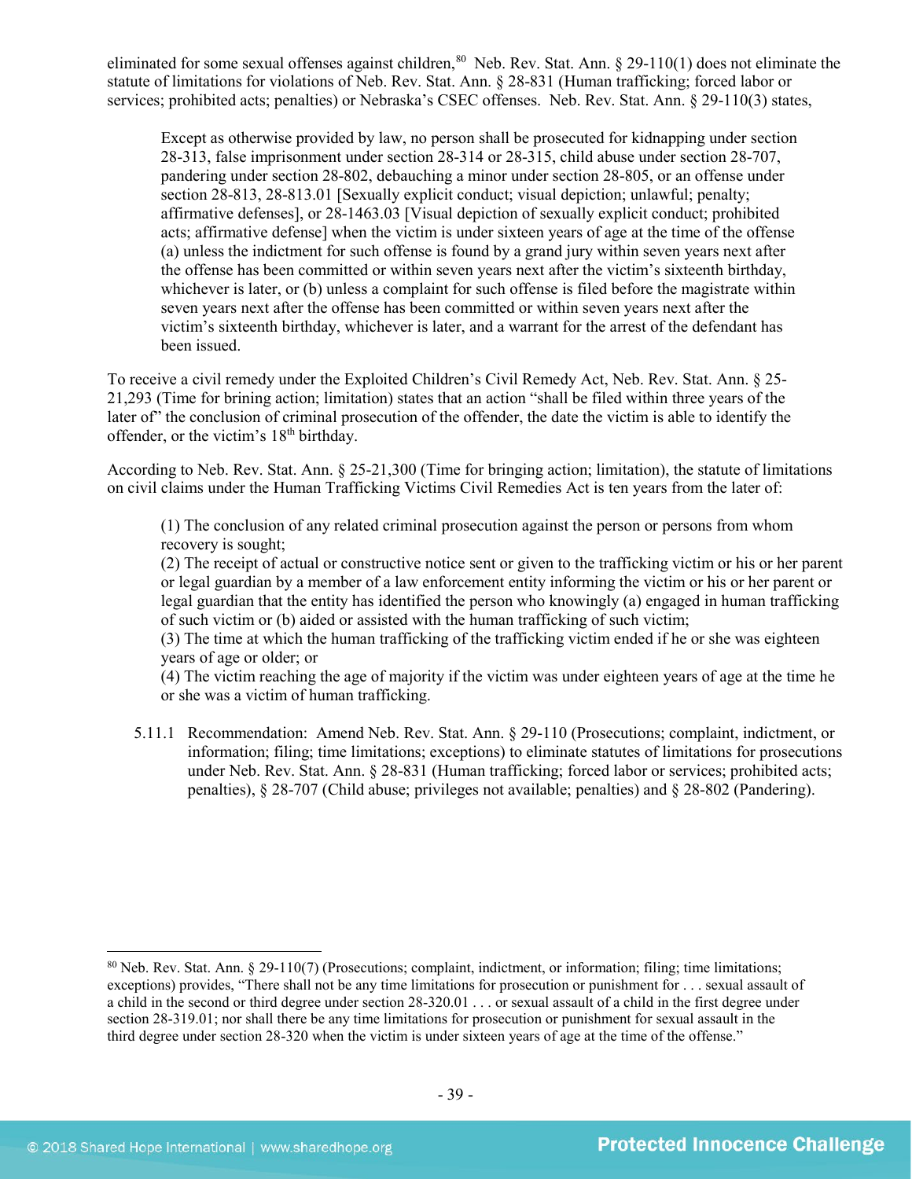eliminated for some sexual offenses against children,[80] Neb. Rev. Stat. Ann. § 29-110(1) does not eliminate the statute of limitations for violations of Neb. Rev. Stat. Ann. § 28-831 (Human trafficking; forced labor or services; prohibited acts; penalties) or Nebraska's CSEC offenses. Neb. Rev. Stat. Ann. § 29-110(3) states,

> Except as otherwise provided by law, no person shall be prosecuted for kidnapping under section 28-313, false imprisonment under section 28-314 or 28-315, child abuse under section 28-707, pandering under section 28-802, debauching a minor under section 28-805, or an offense under section 28-813, 28-813.01 [Sexually explicit conduct; visual depiction; unlawful; penalty; affirmative defenses], or 28-1463.03 [Visual depiction of sexually explicit conduct; prohibited acts; affirmative defense] when the victim is under sixteen years of age at the time of the offense (a) unless the indictment for such offense is found by a grand jury within seven years next after the offense has been committed or within seven years next after the victim's sixteenth birthday, whichever is later, or (b) unless a complaint for such offense is filed before the magistrate within seven years next after the offense has been committed or within seven years next after the victim's sixteenth birthday, whichever is later, and a warrant for the arrest of the defendant has been issued.

To receive a civil remedy under the Exploited Children's Civil Remedy Act, Neb. Rev. Stat. Ann. § 25-21,293 (Time for brining action; limitation) states that an action "shall be filed within three years of the later of" the conclusion of criminal prosecution of the offender, the date the victim is able to identify the offender, or the victim's 18th birthday.

According to Neb. Rev. Stat. Ann. § 25-21,300 (Time for bringing action; limitation), the statute of limitations on civil claims under the Human Trafficking Victims Civil Remedies Act is ten years from the later of:

> (1) The conclusion of any related criminal prosecution against the person or persons from whom recovery is sought;
> (2) The receipt of actual or constructive notice sent or given to the trafficking victim or his or her parent or legal guardian by a member of a law enforcement entity informing the victim or his or her parent or legal guardian that the entity has identified the person who knowingly (a) engaged in human trafficking of such victim or (b) aided or assisted with the human trafficking of such victim;
> (3) The time at which the human trafficking of the trafficking victim ended if he or she was eighteen years of age or older; or
> (4) The victim reaching the age of majority if the victim was under eighteen years of age at the time he or she was a victim of human trafficking.

5.11.1 Recommendation: Amend Neb. Rev. Stat. Ann. § 29-110 (Prosecutions; complaint, indictment, or information; filing; time limitations; exceptions) to eliminate statutes of limitations for prosecutions under Neb. Rev. Stat. Ann. § 28-831 (Human trafficking; forced labor or services; prohibited acts; penalties), § 28-707 (Child abuse; privileges not available; penalties) and § 28-802 (Pandering).

---

[80] Neb. Rev. Stat. Ann. § 29-110(7) (Prosecutions; complaint, indictment, or information; filing; time limitations; exceptions) provides, "There shall not be any time limitations for prosecution or punishment for . . . sexual assault of a child in the second or third degree under section 28-320.01 . . . or sexual assault of a child in the first degree under section 28-319.01; nor shall there be any time limitations for prosecution or punishment for sexual assault in the third degree under section 28-320 when the victim is under sixteen years of age at the time of the offense."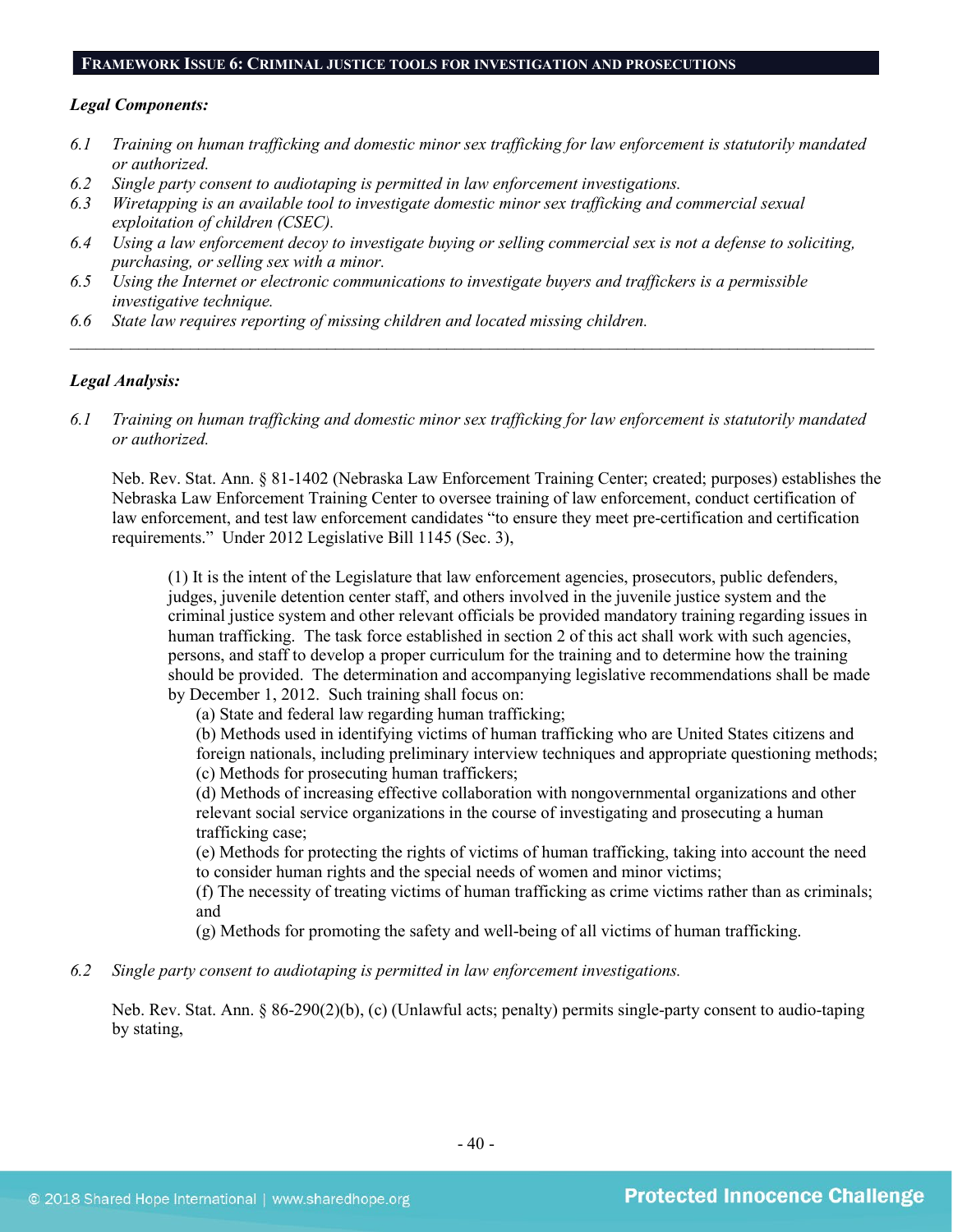**FRAMEWORK ISSUE 6: CRIMINAL JUSTICE TOOLS FOR INVESTIGATION AND PROSECUTIONS**

***Legal Components:***

- 6.1 *Training on human trafficking and domestic minor sex trafficking for law enforcement is statutorily mandated or authorized.*
- 6.2 *Single party consent to audiotaping is permitted in law enforcement investigations.*
- 6.3 *Wiretapping is an available tool to investigate domestic minor sex trafficking and commercial sexual exploitation of children (CSEC).*
- 6.4 *Using a law enforcement decoy to investigate buying or selling commercial sex is not a defense to soliciting, purchasing, or selling sex with a minor.*
- 6.5 *Using the Internet or electronic communications to investigate buyers and traffickers is a permissible investigative technique.*
- 6.6 *State law requires reporting of missing children and located missing children.*

---

***Legal Analysis:***

6.1 *Training on human trafficking and domestic minor sex trafficking for law enforcement is statutorily mandated or authorized.*

Neb. Rev. Stat. Ann. § 81-1402 (Nebraska Law Enforcement Training Center; created; purposes) establishes the Nebraska Law Enforcement Training Center to oversee training of law enforcement, conduct certification of law enforcement, and test law enforcement candidates "to ensure they meet pre-certification and certification requirements." Under 2012 Legislative Bill 1145 (Sec. 3),

> (1) It is the intent of the Legislature that law enforcement agencies, prosecutors, public defenders, judges, juvenile detention center staff, and others involved in the juvenile justice system and the criminal justice system and other relevant officials be provided mandatory training regarding issues in human trafficking. The task force established in section 2 of this act shall work with such agencies, persons, and staff to develop a proper curriculum for the training and to determine how the training should be provided. The determination and accompanying legislative recommendations shall be made by December 1, 2012. Such training shall focus on:
>
> (a) State and federal law regarding human trafficking;
>
> (b) Methods used in identifying victims of human trafficking who are United States citizens and foreign nationals, including preliminary interview techniques and appropriate questioning methods;
>
> (c) Methods for prosecuting human traffickers;
>
> (d) Methods of increasing effective collaboration with nongovernmental organizations and other relevant social service organizations in the course of investigating and prosecuting a human trafficking case;
>
> (e) Methods for protecting the rights of victims of human trafficking, taking into account the need to consider human rights and the special needs of women and minor victims;
>
> (f) The necessity of treating victims of human trafficking as crime victims rather than as criminals; and
>
> (g) Methods for promoting the safety and well-being of all victims of human trafficking.

6.2 *Single party consent to audiotaping is permitted in law enforcement investigations.*

Neb. Rev. Stat. Ann. § 86-290(2)(b), (c) (Unlawful acts; penalty) permits single-party consent to audio-taping by stating,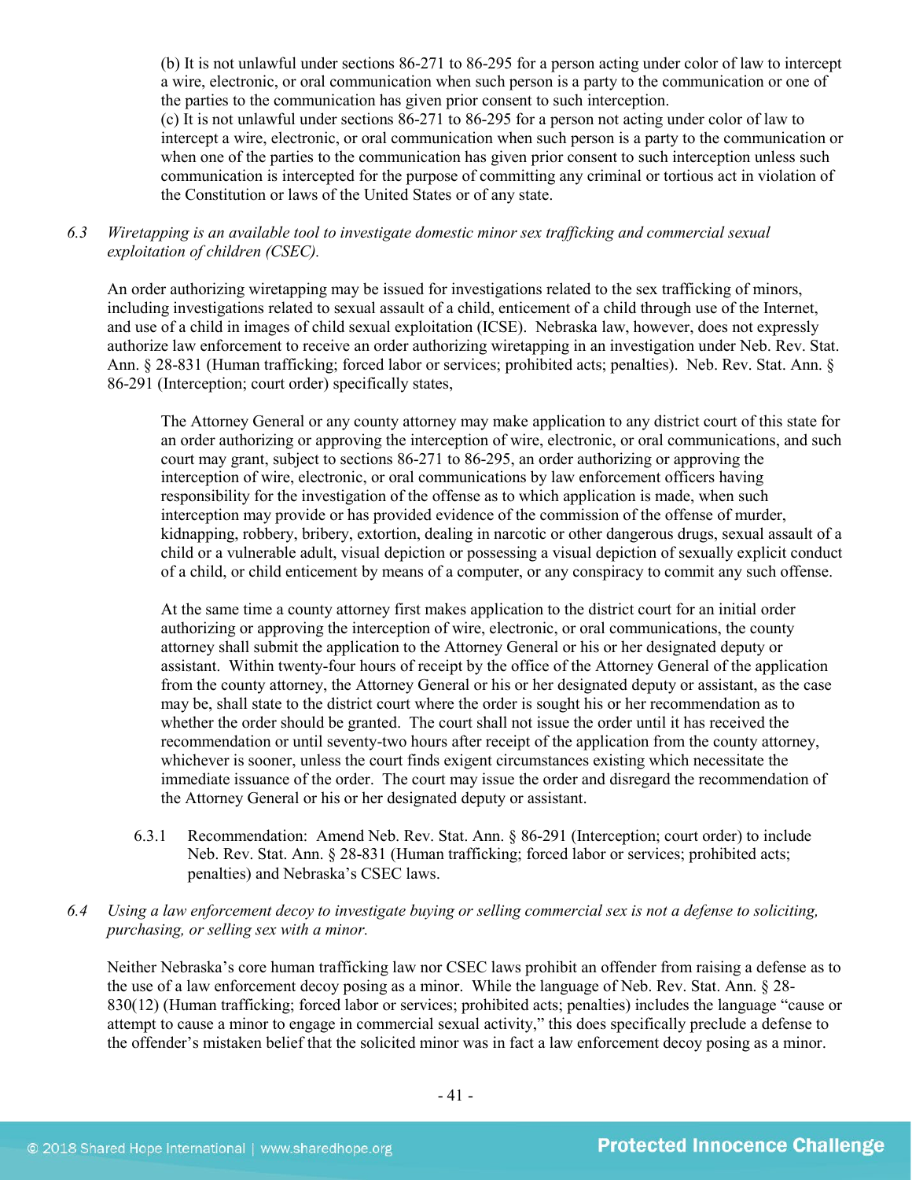> (b) It is not unlawful under sections 86-271 to 86-295 for a person acting under color of law to intercept a wire, electronic, or oral communication when such person is a party to the communication or one of the parties to the communication has given prior consent to such interception.
> (c) It is not unlawful under sections 86-271 to 86-295 for a person not acting under color of law to intercept a wire, electronic, or oral communication when such person is a party to the communication or when one of the parties to the communication has given prior consent to such interception unless such communication is intercepted for the purpose of committing any criminal or tortious act in violation of the Constitution or laws of the United States or of any state.

*6.3 Wiretapping is an available tool to investigate domestic minor sex trafficking and commercial sexual exploitation of children (CSEC).*

An order authorizing wiretapping may be issued for investigations related to the sex trafficking of minors, including investigations related to sexual assault of a child, enticement of a child through use of the Internet, and use of a child in images of child sexual exploitation (ICSE). Nebraska law, however, does not expressly authorize law enforcement to receive an order authorizing wiretapping in an investigation under Neb. Rev. Stat. Ann. § 28-831 (Human trafficking; forced labor or services; prohibited acts; penalties). Neb. Rev. Stat. Ann. § 86-291 (Interception; court order) specifically states,

> The Attorney General or any county attorney may make application to any district court of this state for an order authorizing or approving the interception of wire, electronic, or oral communications, and such court may grant, subject to sections 86-271 to 86-295, an order authorizing or approving the interception of wire, electronic, or oral communications by law enforcement officers having responsibility for the investigation of the offense as to which application is made, when such interception may provide or has provided evidence of the commission of the offense of murder, kidnapping, robbery, bribery, extortion, dealing in narcotic or other dangerous drugs, sexual assault of a child or a vulnerable adult, visual depiction or possessing a visual depiction of sexually explicit conduct of a child, or child enticement by means of a computer, or any conspiracy to commit any such offense.
>
> At the same time a county attorney first makes application to the district court for an initial order authorizing or approving the interception of wire, electronic, or oral communications, the county attorney shall submit the application to the Attorney General or his or her designated deputy or assistant. Within twenty-four hours of receipt by the office of the Attorney General of the application from the county attorney, the Attorney General or his or her designated deputy or assistant, as the case may be, shall state to the district court where the order is sought his or her recommendation as to whether the order should be granted. The court shall not issue the order until it has received the recommendation or until seventy-two hours after receipt of the application from the county attorney, whichever is sooner, unless the court finds exigent circumstances existing which necessitate the immediate issuance of the order. The court may issue the order and disregard the recommendation of the Attorney General or his or her designated deputy or assistant.

6.3.1 Recommendation: Amend Neb. Rev. Stat. Ann. § 86-291 (Interception; court order) to include Neb. Rev. Stat. Ann. § 28-831 (Human trafficking; forced labor or services; prohibited acts; penalties) and Nebraska's CSEC laws.

*6.4 Using a law enforcement decoy to investigate buying or selling commercial sex is not a defense to soliciting, purchasing, or selling sex with a minor.*

Neither Nebraska's core human trafficking law nor CSEC laws prohibit an offender from raising a defense as to the use of a law enforcement decoy posing as a minor. While the language of Neb. Rev. Stat. Ann. § 28-830(12) (Human trafficking; forced labor or services; prohibited acts; penalties) includes the language "cause or attempt to cause a minor to engage in commercial sexual activity," this does specifically preclude a defense to the offender's mistaken belief that the solicited minor was in fact a law enforcement decoy posing as a minor.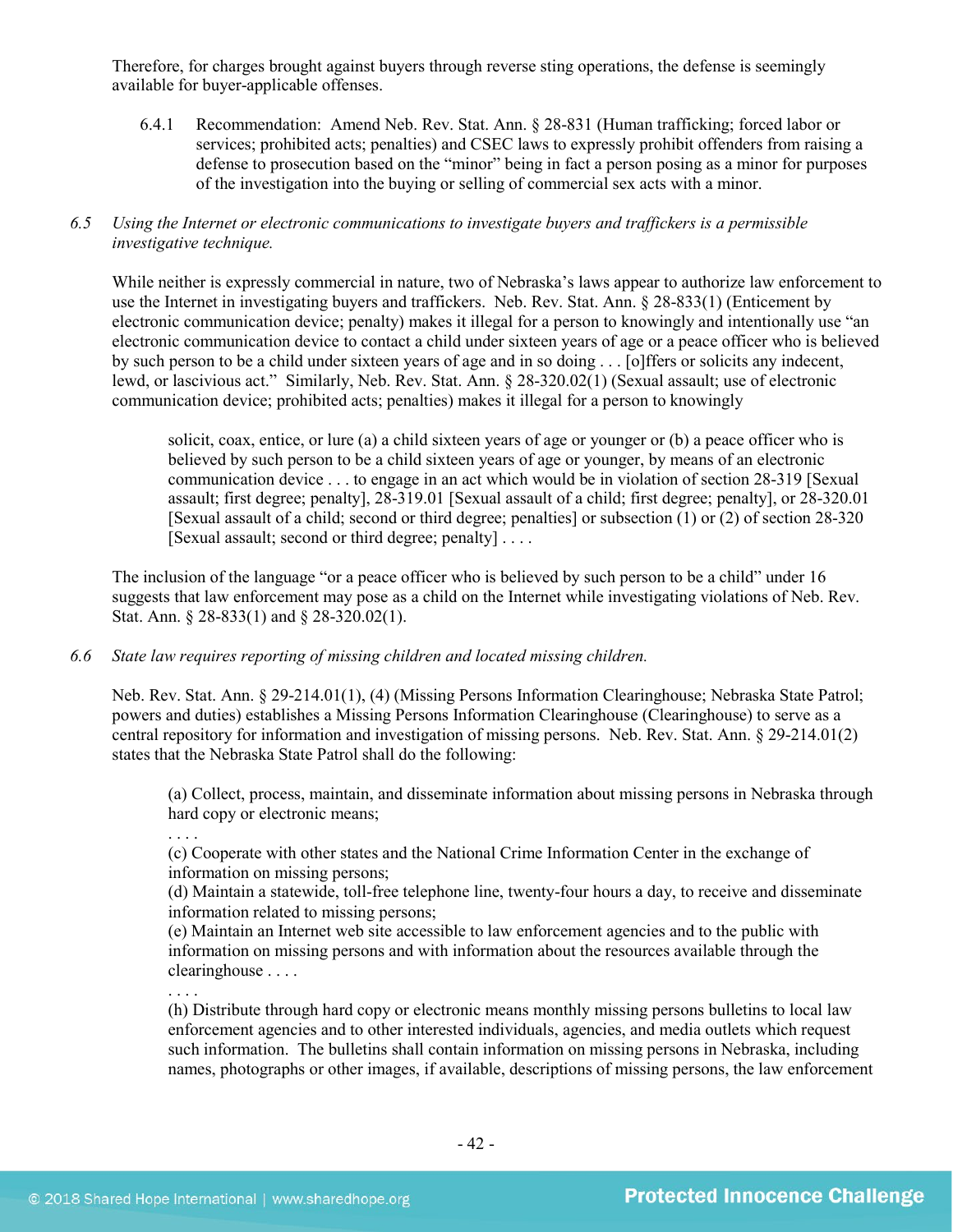Therefore, for charges brought against buyers through reverse sting operations, the defense is seemingly available for buyer-applicable offenses.

6.4.1 Recommendation: Amend Neb. Rev. Stat. Ann. § 28-831 (Human trafficking; forced labor or services; prohibited acts; penalties) and CSEC laws to expressly prohibit offenders from raising a defense to prosecution based on the "minor" being in fact a person posing as a minor for purposes of the investigation into the buying or selling of commercial sex acts with a minor.

*6.5 Using the Internet or electronic communications to investigate buyers and traffickers is a permissible investigative technique.*

While neither is expressly commercial in nature, two of Nebraska's laws appear to authorize law enforcement to use the Internet in investigating buyers and traffickers. Neb. Rev. Stat. Ann. § 28-833(1) (Enticement by electronic communication device; penalty) makes it illegal for a person to knowingly and intentionally use "an electronic communication device to contact a child under sixteen years of age or a peace officer who is believed by such person to be a child under sixteen years of age and in so doing . . . [o]ffers or solicits any indecent, lewd, or lascivious act." Similarly, Neb. Rev. Stat. Ann. § 28-320.02(1) (Sexual assault; use of electronic communication device; prohibited acts; penalties) makes it illegal for a person to knowingly

> solicit, coax, entice, or lure (a) a child sixteen years of age or younger or (b) a peace officer who is believed by such person to be a child sixteen years of age or younger, by means of an electronic communication device . . . to engage in an act which would be in violation of section 28-319 [Sexual assault; first degree; penalty], 28-319.01 [Sexual assault of a child; first degree; penalty], or 28-320.01 [Sexual assault of a child; second or third degree; penalties] or subsection (1) or (2) of section 28-320 [Sexual assault; second or third degree; penalty] . . . .

The inclusion of the language "or a peace officer who is believed by such person to be a child" under 16 suggests that law enforcement may pose as a child on the Internet while investigating violations of Neb. Rev. Stat. Ann. § 28-833(1) and § 28-320.02(1).

*6.6 State law requires reporting of missing children and located missing children.*

Neb. Rev. Stat. Ann. § 29-214.01(1), (4) (Missing Persons Information Clearinghouse; Nebraska State Patrol; powers and duties) establishes a Missing Persons Information Clearinghouse (Clearinghouse) to serve as a central repository for information and investigation of missing persons. Neb. Rev. Stat. Ann. § 29-214.01(2) states that the Nebraska State Patrol shall do the following:

> (a) Collect, process, maintain, and disseminate information about missing persons in Nebraska through hard copy or electronic means;
> . . . .
> (c) Cooperate with other states and the National Crime Information Center in the exchange of information on missing persons;
> (d) Maintain a statewide, toll-free telephone line, twenty-four hours a day, to receive and disseminate information related to missing persons;
> (e) Maintain an Internet web site accessible to law enforcement agencies and to the public with information on missing persons and with information about the resources available through the clearinghouse . . . .
> . . . .
> (h) Distribute through hard copy or electronic means monthly missing persons bulletins to local law enforcement agencies and to other interested individuals, agencies, and media outlets which request such information. The bulletins shall contain information on missing persons in Nebraska, including names, photographs or other images, if available, descriptions of missing persons, the law enforcement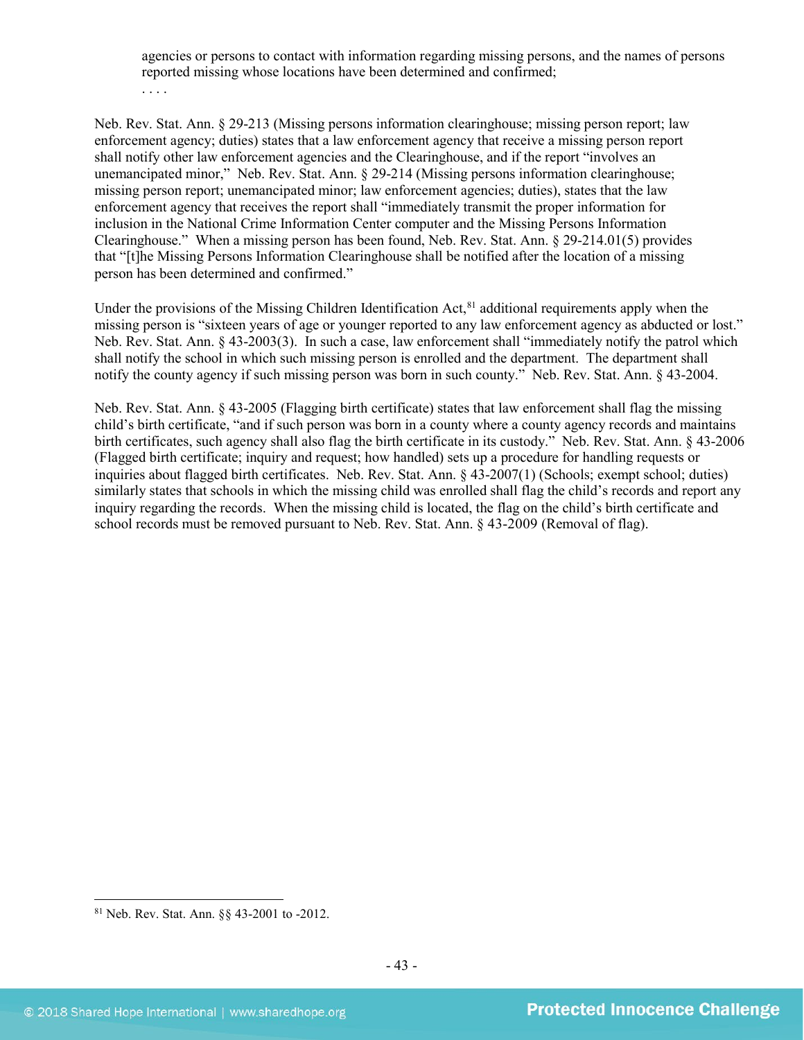> agencies or persons to contact with information regarding missing persons, and the names of persons reported missing whose locations have been determined and confirmed;
>
> . . . .

Neb. Rev. Stat. Ann. § 29-213 (Missing persons information clearinghouse; missing person report; law enforcement agency; duties) states that a law enforcement agency that receive a missing person report shall notify other law enforcement agencies and the Clearinghouse, and if the report "involves an unemancipated minor," Neb. Rev. Stat. Ann. § 29-214 (Missing persons information clearinghouse; missing person report; unemancipated minor; law enforcement agencies; duties), states that the law enforcement agency that receives the report shall "immediately transmit the proper information for inclusion in the National Crime Information Center computer and the Missing Persons Information Clearinghouse." When a missing person has been found, Neb. Rev. Stat. Ann. § 29-214.01(5) provides that "[t]he Missing Persons Information Clearinghouse shall be notified after the location of a missing person has been determined and confirmed."

Under the provisions of the Missing Children Identification Act,[81] additional requirements apply when the missing person is "sixteen years of age or younger reported to any law enforcement agency as abducted or lost." Neb. Rev. Stat. Ann. § 43-2003(3). In such a case, law enforcement shall "immediately notify the patrol which shall notify the school in which such missing person is enrolled and the department. The department shall notify the county agency if such missing person was born in such county." Neb. Rev. Stat. Ann. § 43-2004.

Neb. Rev. Stat. Ann. § 43-2005 (Flagging birth certificate) states that law enforcement shall flag the missing child's birth certificate, "and if such person was born in a county where a county agency records and maintains birth certificates, such agency shall also flag the birth certificate in its custody." Neb. Rev. Stat. Ann. § 43-2006 (Flagged birth certificate; inquiry and request; how handled) sets up a procedure for handling requests or inquiries about flagged birth certificates. Neb. Rev. Stat. Ann. § 43-2007(1) (Schools; exempt school; duties) similarly states that schools in which the missing child was enrolled shall flag the child's records and report any inquiry regarding the records. When the missing child is located, the flag on the child's birth certificate and school records must be removed pursuant to Neb. Rev. Stat. Ann. § 43-2009 (Removal of flag).

---

[81] Neb. Rev. Stat. Ann. §§ 43-2001 to -2012.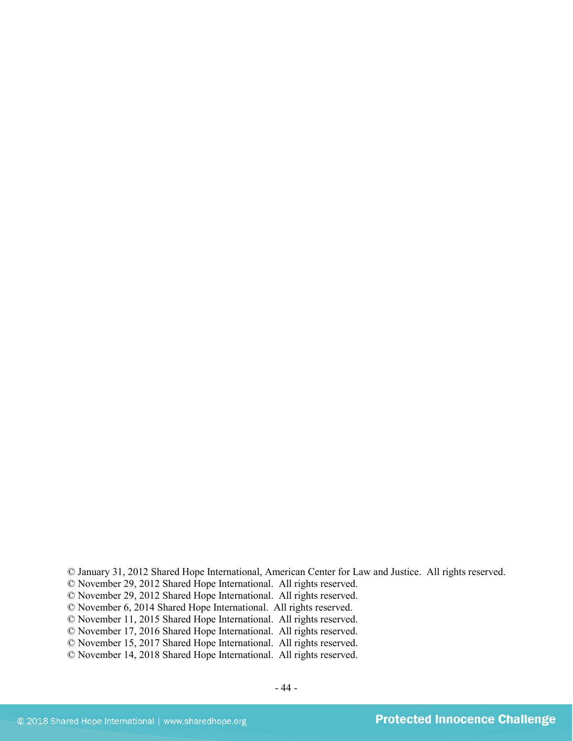© January 31, 2012 Shared Hope International, American Center for Law and Justice. All rights reserved.
© November 29, 2012 Shared Hope International. All rights reserved.
© November 29, 2012 Shared Hope International. All rights reserved.
© November 6, 2014 Shared Hope International. All rights reserved.
© November 11, 2015 Shared Hope International. All rights reserved.
© November 17, 2016 Shared Hope International. All rights reserved.
© November 15, 2017 Shared Hope International. All rights reserved.
© November 14, 2018 Shared Hope International. All rights reserved.